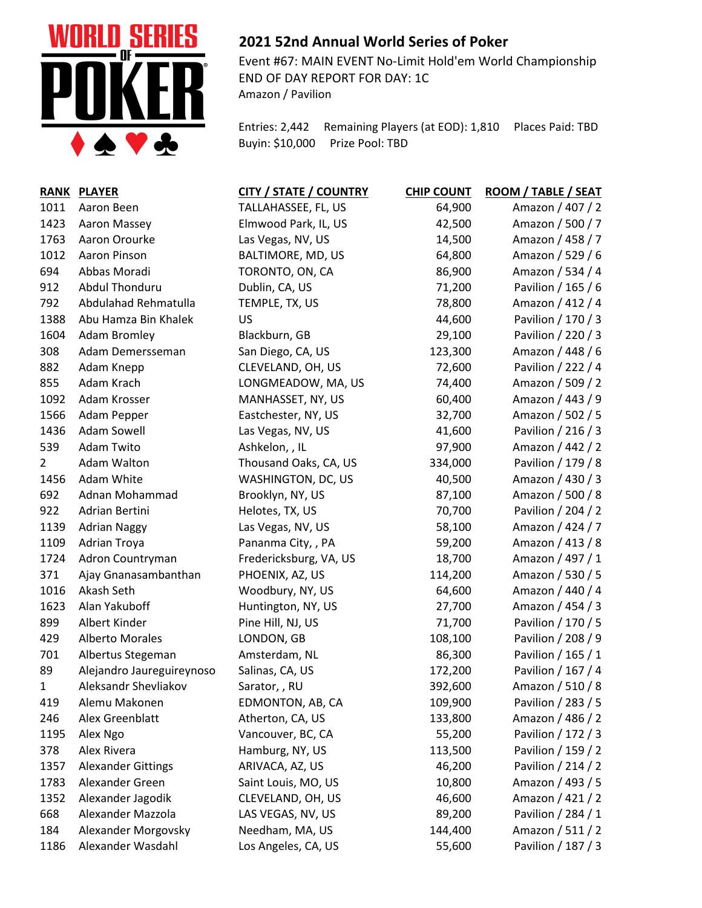WORLD SERIES OF POKER

## 2021 52nd Annual World Series of Poker

Event #67: MAIN EVENT No-Limit Hold'em World Championship
END OF DAY REPORT FOR DAY: 1C
Amazon / Pavilion

Entries: 2,442 Remaining Players (at EOD): 1,810 Places Paid: TBD
Buyin: $10,000 Prize Pool: TBD

| RANK | PLAYER | CITY / STATE / COUNTRY | CHIP COUNT | ROOM / TABLE / SEAT |
|---|---|---|---|---|
| 1011 | Aaron Been | TALLAHASSEE, FL, US | 64,900 | Amazon / 407 / 2 |
| 1423 | Aaron Massey | Elmwood Park, IL, US | 42,500 | Amazon / 500 / 7 |
| 1763 | Aaron Orourke | Las Vegas, NV, US | 14,500 | Amazon / 458 / 7 |
| 1012 | Aaron Pinson | BALTIMORE, MD, US | 64,800 | Amazon / 529 / 6 |
| 694 | Abbas Moradi | TORONTO, ON, CA | 86,900 | Amazon / 534 / 4 |
| 912 | Abdul Thonduru | Dublin, CA, US | 71,200 | Pavilion / 165 / 6 |
| 792 | Abdulahad Rehmatulla | TEMPLE, TX, US | 78,800 | Amazon / 412 / 4 |
| 1388 | Abu Hamza Bin Khalek | US | 44,600 | Pavilion / 170 / 3 |
| 1604 | Adam Bromley | Blackburn, GB | 29,100 | Pavilion / 220 / 3 |
| 308 | Adam Demersseman | San Diego, CA, US | 123,300 | Amazon / 448 / 6 |
| 882 | Adam Knepp | CLEVELAND, OH, US | 72,600 | Pavilion / 222 / 4 |
| 855 | Adam Krach | LONGMEADOW, MA, US | 74,400 | Amazon / 509 / 2 |
| 1092 | Adam Krosser | MANHASSET, NY, US | 60,400 | Amazon / 443 / 9 |
| 1566 | Adam Pepper | Eastchester, NY, US | 32,700 | Amazon / 502 / 5 |
| 1436 | Adam Sowell | Las Vegas, NV, US | 41,600 | Pavilion / 216 / 3 |
| 539 | Adam Twito | Ashkelon, , IL | 97,900 | Amazon / 442 / 2 |
| 2 | Adam Walton | Thousand Oaks, CA, US | 334,000 | Pavilion / 179 / 8 |
| 1456 | Adam White | WASHINGTON, DC, US | 40,500 | Amazon / 430 / 3 |
| 692 | Adnan Mohammad | Brooklyn, NY, US | 87,100 | Amazon / 500 / 8 |
| 922 | Adrian Bertini | Helotes, TX, US | 70,700 | Pavilion / 204 / 2 |
| 1139 | Adrian Naggy | Las Vegas, NV, US | 58,100 | Amazon / 424 / 7 |
| 1109 | Adrian Troya | Pananma City, , PA | 59,200 | Amazon / 413 / 8 |
| 1724 | Adron Countryman | Fredericksburg, VA, US | 18,700 | Amazon / 497 / 1 |
| 371 | Ajay Gnanasambanthan | PHOENIX, AZ, US | 114,200 | Amazon / 530 / 5 |
| 1016 | Akash Seth | Woodbury, NY, US | 64,600 | Amazon / 440 / 4 |
| 1623 | Alan Yakuboff | Huntington, NY, US | 27,700 | Amazon / 454 / 3 |
| 899 | Albert Kinder | Pine Hill, NJ, US | 71,700 | Pavilion / 170 / 5 |
| 429 | Alberto Morales | LONDON, GB | 108,100 | Pavilion / 208 / 9 |
| 701 | Albertus Stegeman | Amsterdam, NL | 86,300 | Pavilion / 165 / 1 |
| 89 | Alejandro Jaureguireynoso | Salinas, CA, US | 172,200 | Pavilion / 167 / 4 |
| 1 | Aleksandr Shevliakov | Sarator, , RU | 392,600 | Amazon / 510 / 8 |
| 419 | Alemu Makonen | EDMONTON, AB, CA | 109,900 | Pavilion / 283 / 5 |
| 246 | Alex Greenblatt | Atherton, CA, US | 133,800 | Amazon / 486 / 2 |
| 1195 | Alex Ngo | Vancouver, BC, CA | 55,200 | Pavilion / 172 / 3 |
| 378 | Alex Rivera | Hamburg, NY, US | 113,500 | Pavilion / 159 / 2 |
| 1357 | Alexander Gittings | ARIVACA, AZ, US | 46,200 | Pavilion / 214 / 2 |
| 1783 | Alexander Green | Saint Louis, MO, US | 10,800 | Amazon / 493 / 5 |
| 1352 | Alexander Jagodik | CLEVELAND, OH, US | 46,600 | Amazon / 421 / 2 |
| 668 | Alexander Mazzola | LAS VEGAS, NV, US | 89,200 | Pavilion / 284 / 1 |
| 184 | Alexander Morgovsky | Needham, MA, US | 144,400 | Amazon / 511 / 2 |
| 1186 | Alexander Wasdahl | Los Angeles, CA, US | 55,600 | Pavilion / 187 / 3 |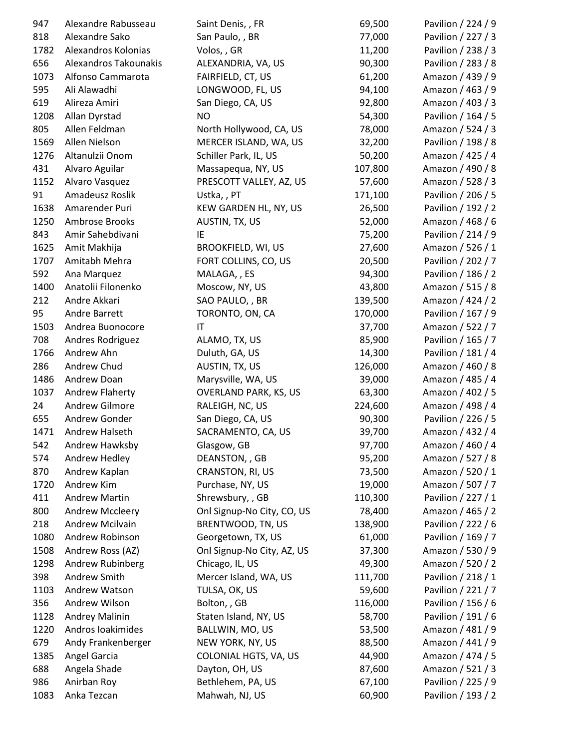| | | | | |
|---|---|---|---|---|
| 947 | Alexandre Rabusseau | Saint Denis, , FR | 69,500 | Pavilion / 224 / 9 |
| 818 | Alexandre Sako | San Paulo, , BR | 77,000 | Pavilion / 227 / 3 |
| 1782 | Alexandros Kolonias | Volos, , GR | 11,200 | Pavilion / 238 / 3 |
| 656 | Alexandros Takounakis | ALEXANDRIA, VA, US | 90,300 | Pavilion / 283 / 8 |
| 1073 | Alfonso Cammarota | FAIRFIELD, CT, US | 61,200 | Amazon / 439 / 9 |
| 595 | Ali Alawadhi | LONGWOOD, FL, US | 94,100 | Amazon / 463 / 9 |
| 619 | Alireza Amiri | San Diego, CA, US | 92,800 | Amazon / 403 / 3 |
| 1208 | Allan Dyrstad | NO | 54,300 | Pavilion / 164 / 5 |
| 805 | Allen Feldman | North Hollywood, CA, US | 78,000 | Amazon / 524 / 3 |
| 1569 | Allen Nielson | MERCER ISLAND, WA, US | 32,200 | Pavilion / 198 / 8 |
| 1276 | Altanulzii Onom | Schiller Park, IL, US | 50,200 | Amazon / 425 / 4 |
| 431 | Alvaro Aguilar | Massapequa, NY, US | 107,800 | Amazon / 490 / 8 |
| 1152 | Alvaro Vasquez | PRESCOTT VALLEY, AZ, US | 57,600 | Amazon / 528 / 3 |
| 91 | Amadeusz Roslik | Ustka, , PT | 171,100 | Pavilion / 206 / 5 |
| 1638 | Amarender Puri | KEW GARDEN HL, NY, US | 26,500 | Pavilion / 192 / 2 |
| 1250 | Ambrose Brooks | AUSTIN, TX, US | 52,000 | Amazon / 468 / 6 |
| 843 | Amir Sahebdivani | IE | 75,200 | Pavilion / 214 / 9 |
| 1625 | Amit Makhija | BROOKFIELD, WI, US | 27,600 | Amazon / 526 / 1 |
| 1707 | Amitabh Mehra | FORT COLLINS, CO, US | 20,500 | Pavilion / 202 / 7 |
| 592 | Ana Marquez | MALAGA, , ES | 94,300 | Pavilion / 186 / 2 |
| 1400 | Anatolii Filonenko | Moscow, NY, US | 43,800 | Amazon / 515 / 8 |
| 212 | Andre Akkari | SAO PAULO, , BR | 139,500 | Amazon / 424 / 2 |
| 95 | Andre Barrett | TORONTO, ON, CA | 170,000 | Pavilion / 167 / 9 |
| 1503 | Andrea Buonocore | IT | 37,700 | Amazon / 522 / 7 |
| 708 | Andres Rodriguez | ALAMO, TX, US | 85,900 | Pavilion / 165 / 7 |
| 1766 | Andrew Ahn | Duluth, GA, US | 14,300 | Pavilion / 181 / 4 |
| 286 | Andrew Chud | AUSTIN, TX, US | 126,000 | Amazon / 460 / 8 |
| 1486 | Andrew Doan | Marysville, WA, US | 39,000 | Amazon / 485 / 4 |
| 1037 | Andrew Flaherty | OVERLAND PARK, KS, US | 63,300 | Amazon / 402 / 5 |
| 24 | Andrew Gilmore | RALEIGH, NC, US | 224,600 | Amazon / 498 / 4 |
| 655 | Andrew Gonder | San Diego, CA, US | 90,300 | Pavilion / 226 / 5 |
| 1471 | Andrew Halseth | SACRAMENTO, CA, US | 39,700 | Amazon / 432 / 4 |
| 542 | Andrew Hawksby | Glasgow, GB | 97,700 | Amazon / 460 / 4 |
| 574 | Andrew Hedley | DEANSTON, , GB | 95,200 | Amazon / 527 / 8 |
| 870 | Andrew Kaplan | CRANSTON, RI, US | 73,500 | Amazon / 520 / 1 |
| 1720 | Andrew Kim | Purchase, NY, US | 19,000 | Amazon / 507 / 7 |
| 411 | Andrew Martin | Shrewsbury, , GB | 110,300 | Pavilion / 227 / 1 |
| 800 | Andrew Mccleery | Onl Signup-No City, CO, US | 78,400 | Amazon / 465 / 2 |
| 218 | Andrew Mcilvain | BRENTWOOD, TN, US | 138,900 | Pavilion / 222 / 6 |
| 1080 | Andrew Robinson | Georgetown, TX, US | 61,000 | Pavilion / 169 / 7 |
| 1508 | Andrew Ross (AZ) | Onl Signup-No City, AZ, US | 37,300 | Amazon / 530 / 9 |
| 1298 | Andrew Rubinberg | Chicago, IL, US | 49,300 | Amazon / 520 / 2 |
| 398 | Andrew Smith | Mercer Island, WA, US | 111,700 | Pavilion / 218 / 1 |
| 1103 | Andrew Watson | TULSA, OK, US | 59,600 | Pavilion / 221 / 7 |
| 356 | Andrew Wilson | Bolton, , GB | 116,000 | Pavilion / 156 / 6 |
| 1128 | Andrey Malinin | Staten Island, NY, US | 58,700 | Pavilion / 191 / 6 |
| 1220 | Andros Ioakimides | BALLWIN, MO, US | 53,500 | Amazon / 481 / 9 |
| 679 | Andy Frankenberger | NEW YORK, NY, US | 88,500 | Amazon / 441 / 9 |
| 1385 | Angel Garcia | COLONIAL HGTS, VA, US | 44,900 | Amazon / 474 / 5 |
| 688 | Angela Shade | Dayton, OH, US | 87,600 | Amazon / 521 / 3 |
| 986 | Anirban Roy | Bethlehem, PA, US | 67,100 | Pavilion / 225 / 9 |
| 1083 | Anka Tezcan | Mahwah, NJ, US | 60,900 | Pavilion / 193 / 2 |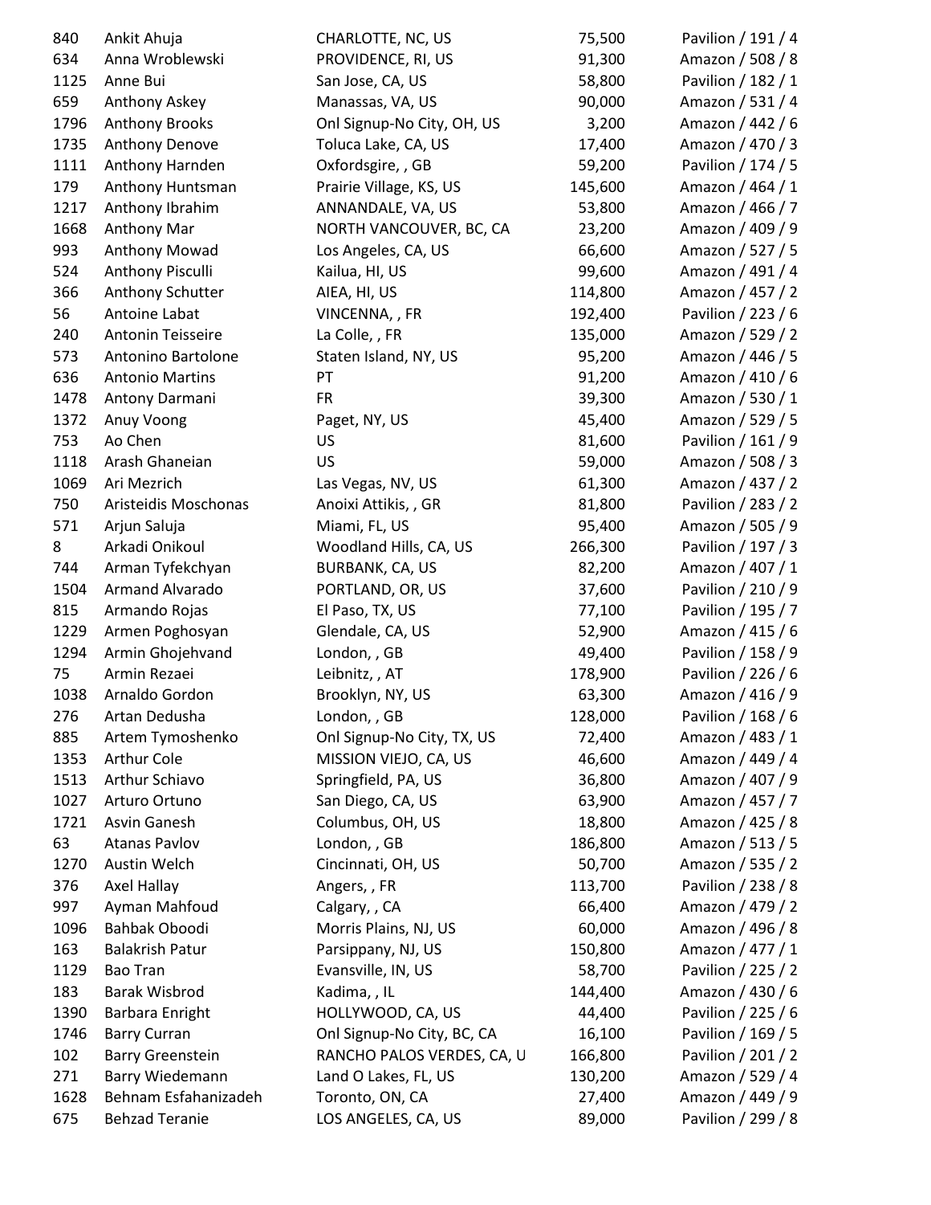| | | | | |
|---|---|---|---|---|
| 840 | Ankit Ahuja | CHARLOTTE, NC, US | 75,500 | Pavilion / 191 / 4 |
| 634 | Anna Wroblewski | PROVIDENCE, RI, US | 91,300 | Amazon / 508 / 8 |
| 1125 | Anne Bui | San Jose, CA, US | 58,800 | Pavilion / 182 / 1 |
| 659 | Anthony Askey | Manassas, VA, US | 90,000 | Amazon / 531 / 4 |
| 1796 | Anthony Brooks | Onl Signup-No City, OH, US | 3,200 | Amazon / 442 / 6 |
| 1735 | Anthony Denove | Toluca Lake, CA, US | 17,400 | Amazon / 470 / 3 |
| 1111 | Anthony Harnden | Oxfordsgire, , GB | 59,200 | Pavilion / 174 / 5 |
| 179 | Anthony Huntsman | Prairie Village, KS, US | 145,600 | Amazon / 464 / 1 |
| 1217 | Anthony Ibrahim | ANNANDALE, VA, US | 53,800 | Amazon / 466 / 7 |
| 1668 | Anthony Mar | NORTH VANCOUVER, BC, CA | 23,200 | Amazon / 409 / 9 |
| 993 | Anthony Mowad | Los Angeles, CA, US | 66,600 | Amazon / 527 / 5 |
| 524 | Anthony Pisculli | Kailua, HI, US | 99,600 | Amazon / 491 / 4 |
| 366 | Anthony Schutter | AIEA, HI, US | 114,800 | Amazon / 457 / 2 |
| 56 | Antoine Labat | VINCENNA, , FR | 192,400 | Pavilion / 223 / 6 |
| 240 | Antonin Teisseire | La Colle, , FR | 135,000 | Amazon / 529 / 2 |
| 573 | Antonino Bartolone | Staten Island, NY, US | 95,200 | Amazon / 446 / 5 |
| 636 | Antonio Martins | PT | 91,200 | Amazon / 410 / 6 |
| 1478 | Antony Darmani | FR | 39,300 | Amazon / 530 / 1 |
| 1372 | Anuy Voong | Paget, NY, US | 45,400 | Amazon / 529 / 5 |
| 753 | Ao Chen | US | 81,600 | Pavilion / 161 / 9 |
| 1118 | Arash Ghaneian | US | 59,000 | Amazon / 508 / 3 |
| 1069 | Ari Mezrich | Las Vegas, NV, US | 61,300 | Amazon / 437 / 2 |
| 750 | Aristeidis Moschonas | Anoixi Attikis, , GR | 81,800 | Pavilion / 283 / 2 |
| 571 | Arjun Saluja | Miami, FL, US | 95,400 | Amazon / 505 / 9 |
| 8 | Arkadi Onikoul | Woodland Hills, CA, US | 266,300 | Pavilion / 197 / 3 |
| 744 | Arman Tyfekchyan | BURBANK, CA, US | 82,200 | Amazon / 407 / 1 |
| 1504 | Armand Alvarado | PORTLAND, OR, US | 37,600 | Pavilion / 210 / 9 |
| 815 | Armando Rojas | El Paso, TX, US | 77,100 | Pavilion / 195 / 7 |
| 1229 | Armen Poghosyan | Glendale, CA, US | 52,900 | Amazon / 415 / 6 |
| 1294 | Armin Ghojehvand | London, , GB | 49,400 | Pavilion / 158 / 9 |
| 75 | Armin Rezaei | Leibnitz, , AT | 178,900 | Pavilion / 226 / 6 |
| 1038 | Arnaldo Gordon | Brooklyn, NY, US | 63,300 | Amazon / 416 / 9 |
| 276 | Artan Dedusha | London, , GB | 128,000 | Pavilion / 168 / 6 |
| 885 | Artem Tymoshenko | Onl Signup-No City, TX, US | 72,400 | Amazon / 483 / 1 |
| 1353 | Arthur Cole | MISSION VIEJO, CA, US | 46,600 | Amazon / 449 / 4 |
| 1513 | Arthur Schiavo | Springfield, PA, US | 36,800 | Amazon / 407 / 9 |
| 1027 | Arturo Ortuno | San Diego, CA, US | 63,900 | Amazon / 457 / 7 |
| 1721 | Asvin Ganesh | Columbus, OH, US | 18,800 | Amazon / 425 / 8 |
| 63 | Atanas Pavlov | London, , GB | 186,800 | Amazon / 513 / 5 |
| 1270 | Austin Welch | Cincinnati, OH, US | 50,700 | Amazon / 535 / 2 |
| 376 | Axel Hallay | Angers, , FR | 113,700 | Pavilion / 238 / 8 |
| 997 | Ayman Mahfoud | Calgary, , CA | 66,400 | Amazon / 479 / 2 |
| 1096 | Bahbak Oboodi | Morris Plains, NJ, US | 60,000 | Amazon / 496 / 8 |
| 163 | Balakrish Patur | Parsippany, NJ, US | 150,800 | Amazon / 477 / 1 |
| 1129 | Bao Tran | Evansville, IN, US | 58,700 | Pavilion / 225 / 2 |
| 183 | Barak Wisbrod | Kadima, , IL | 144,400 | Amazon / 430 / 6 |
| 1390 | Barbara Enright | HOLLYWOOD, CA, US | 44,400 | Pavilion / 225 / 6 |
| 1746 | Barry Curran | Onl Signup-No City, BC, CA | 16,100 | Pavilion / 169 / 5 |
| 102 | Barry Greenstein | RANCHO PALOS VERDES, CA, U | 166,800 | Pavilion / 201 / 2 |
| 271 | Barry Wiedemann | Land O Lakes, FL, US | 130,200 | Amazon / 529 / 4 |
| 1628 | Behnam Esfahanizadeh | Toronto, ON, CA | 27,400 | Amazon / 449 / 9 |
| 675 | Behzad Teranie | LOS ANGELES, CA, US | 89,000 | Pavilion / 299 / 8 |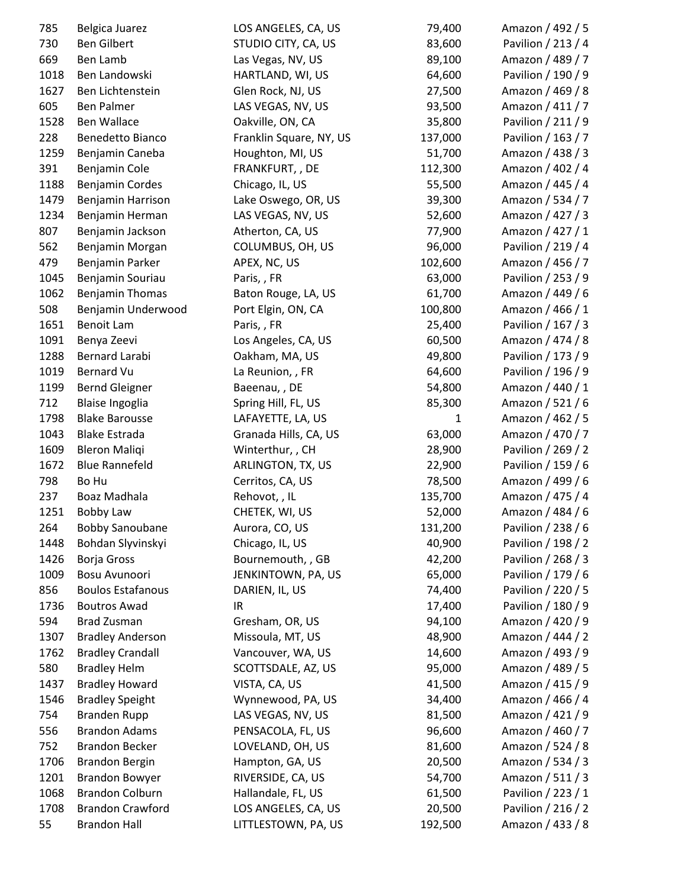| | | | | |
|---|---|---|---|---|
| 785 | Belgica Juarez | LOS ANGELES, CA, US | 79,400 | Amazon / 492 / 5 |
| 730 | Ben Gilbert | STUDIO CITY, CA, US | 83,600 | Pavilion / 213 / 4 |
| 669 | Ben Lamb | Las Vegas, NV, US | 89,100 | Amazon / 489 / 7 |
| 1018 | Ben Landowski | HARTLAND, WI, US | 64,600 | Pavilion / 190 / 9 |
| 1627 | Ben Lichtenstein | Glen Rock, NJ, US | 27,500 | Amazon / 469 / 8 |
| 605 | Ben Palmer | LAS VEGAS, NV, US | 93,500 | Amazon / 411 / 7 |
| 1528 | Ben Wallace | Oakville, ON, CA | 35,800 | Pavilion / 211 / 9 |
| 228 | Benedetto Bianco | Franklin Square, NY, US | 137,000 | Pavilion / 163 / 7 |
| 1259 | Benjamin Caneba | Houghton, MI, US | 51,700 | Amazon / 438 / 3 |
| 391 | Benjamin Cole | FRANKFURT, , DE | 112,300 | Amazon / 402 / 4 |
| 1188 | Benjamin Cordes | Chicago, IL, US | 55,500 | Amazon / 445 / 4 |
| 1479 | Benjamin Harrison | Lake Oswego, OR, US | 39,300 | Amazon / 534 / 7 |
| 1234 | Benjamin Herman | LAS VEGAS, NV, US | 52,600 | Amazon / 427 / 3 |
| 807 | Benjamin Jackson | Atherton, CA, US | 77,900 | Amazon / 427 / 1 |
| 562 | Benjamin Morgan | COLUMBUS, OH, US | 96,000 | Pavilion / 219 / 4 |
| 479 | Benjamin Parker | APEX, NC, US | 102,600 | Amazon / 456 / 7 |
| 1045 | Benjamin Souriau | Paris, , FR | 63,000 | Pavilion / 253 / 9 |
| 1062 | Benjamin Thomas | Baton Rouge, LA, US | 61,700 | Amazon / 449 / 6 |
| 508 | Benjamin Underwood | Port Elgin, ON, CA | 100,800 | Amazon / 466 / 1 |
| 1651 | Benoit Lam | Paris, , FR | 25,400 | Pavilion / 167 / 3 |
| 1091 | Benya Zeevi | Los Angeles, CA, US | 60,500 | Amazon / 474 / 8 |
| 1288 | Bernard Larabi | Oakham, MA, US | 49,800 | Pavilion / 173 / 9 |
| 1019 | Bernard Vu | La Reunion, , FR | 64,600 | Pavilion / 196 / 9 |
| 1199 | Bernd Gleigner | Baeenau, , DE | 54,800 | Amazon / 440 / 1 |
| 712 | Blaise Ingoglia | Spring Hill, FL, US | 85,300 | Amazon / 521 / 6 |
| 1798 | Blake Barousse | LAFAYETTE, LA, US | 1 | Amazon / 462 / 5 |
| 1043 | Blake Estrada | Granada Hills, CA, US | 63,000 | Amazon / 470 / 7 |
| 1609 | Bleron Maliqi | Winterthur, , CH | 28,900 | Pavilion / 269 / 2 |
| 1672 | Blue Rannefeld | ARLINGTON, TX, US | 22,900 | Pavilion / 159 / 6 |
| 798 | Bo Hu | Cerritos, CA, US | 78,500 | Amazon / 499 / 6 |
| 237 | Boaz Madhala | Rehovot, , IL | 135,700 | Amazon / 475 / 4 |
| 1251 | Bobby Law | CHETEK, WI, US | 52,000 | Amazon / 484 / 6 |
| 264 | Bobby Sanoubane | Aurora, CO, US | 131,200 | Pavilion / 238 / 6 |
| 1448 | Bohdan Slyvinskyi | Chicago, IL, US | 40,900 | Pavilion / 198 / 2 |
| 1426 | Borja Gross | Bournemouth, , GB | 42,200 | Pavilion / 268 / 3 |
| 1009 | Bosu Avunoori | JENKINTOWN, PA, US | 65,000 | Pavilion / 179 / 6 |
| 856 | Boulos Estafanous | DARIEN, IL, US | 74,400 | Pavilion / 220 / 5 |
| 1736 | Boutros Awad | IR | 17,400 | Pavilion / 180 / 9 |
| 594 | Brad Zusman | Gresham, OR, US | 94,100 | Amazon / 420 / 9 |
| 1307 | Bradley Anderson | Missoula, MT, US | 48,900 | Amazon / 444 / 2 |
| 1762 | Bradley Crandall | Vancouver, WA, US | 14,600 | Amazon / 493 / 9 |
| 580 | Bradley Helm | SCOTTSDALE, AZ, US | 95,000 | Amazon / 489 / 5 |
| 1437 | Bradley Howard | VISTA, CA, US | 41,500 | Amazon / 415 / 9 |
| 1546 | Bradley Speight | Wynnewood, PA, US | 34,400 | Amazon / 466 / 4 |
| 754 | Branden Rupp | LAS VEGAS, NV, US | 81,500 | Amazon / 421 / 9 |
| 556 | Brandon Adams | PENSACOLA, FL, US | 96,600 | Amazon / 460 / 7 |
| 752 | Brandon Becker | LOVELAND, OH, US | 81,600 | Amazon / 524 / 8 |
| 1706 | Brandon Bergin | Hampton, GA, US | 20,500 | Amazon / 534 / 3 |
| 1201 | Brandon Bowyer | RIVERSIDE, CA, US | 54,700 | Amazon / 511 / 3 |
| 1068 | Brandon Colburn | Hallandale, FL, US | 61,500 | Pavilion / 223 / 1 |
| 1708 | Brandon Crawford | LOS ANGELES, CA, US | 20,500 | Pavilion / 216 / 2 |
| 55 | Brandon Hall | LITTLESTOWN, PA, US | 192,500 | Amazon / 433 / 8 |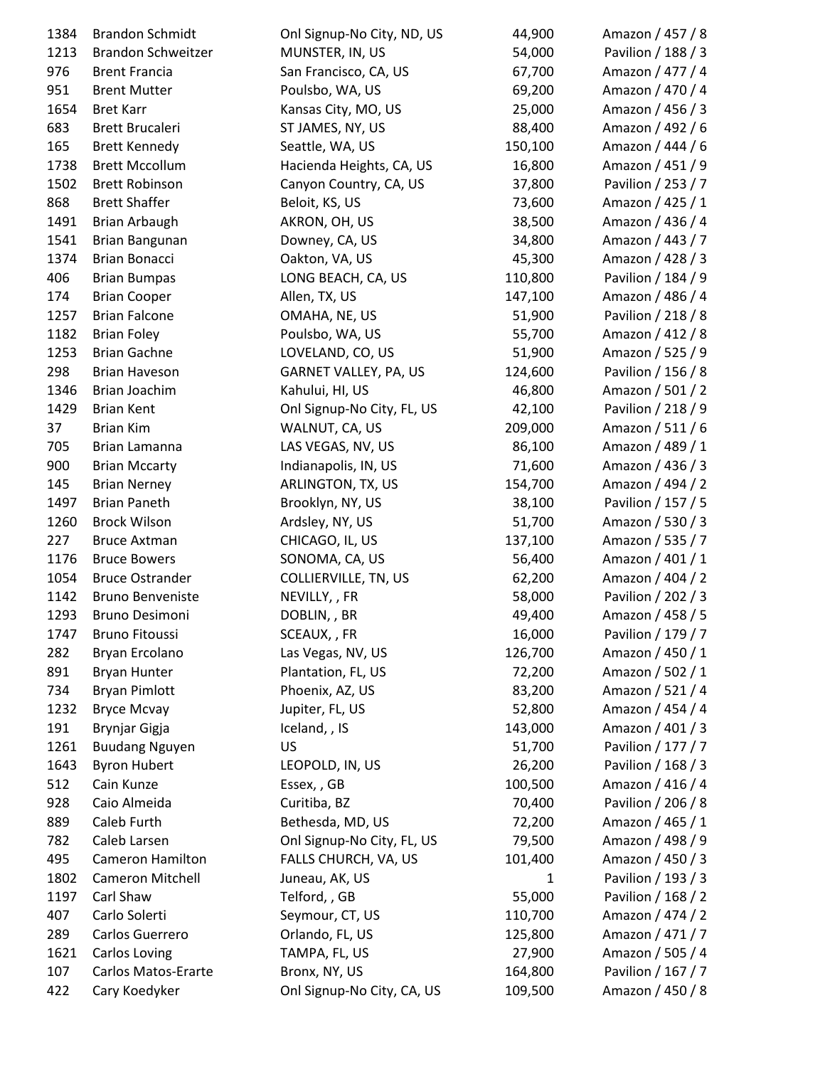| | | | | |
|---|---|---|---|---|
| 1384 | Brandon Schmidt | Onl Signup-No City, ND, US | 44,900 | Amazon / 457 / 8 |
| 1213 | Brandon Schweitzer | MUNSTER, IN, US | 54,000 | Pavilion / 188 / 3 |
| 976 | Brent Francia | San Francisco, CA, US | 67,700 | Amazon / 477 / 4 |
| 951 | Brent Mutter | Poulsbo, WA, US | 69,200 | Amazon / 470 / 4 |
| 1654 | Bret Karr | Kansas City, MO, US | 25,000 | Amazon / 456 / 3 |
| 683 | Brett Brucaleri | ST JAMES, NY, US | 88,400 | Amazon / 492 / 6 |
| 165 | Brett Kennedy | Seattle, WA, US | 150,100 | Amazon / 444 / 6 |
| 1738 | Brett Mccollum | Hacienda Heights, CA, US | 16,800 | Amazon / 451 / 9 |
| 1502 | Brett Robinson | Canyon Country, CA, US | 37,800 | Pavilion / 253 / 7 |
| 868 | Brett Shaffer | Beloit, KS, US | 73,600 | Amazon / 425 / 1 |
| 1491 | Brian Arbaugh | AKRON, OH, US | 38,500 | Amazon / 436 / 4 |
| 1541 | Brian Bangunan | Downey, CA, US | 34,800 | Amazon / 443 / 7 |
| 1374 | Brian Bonacci | Oakton, VA, US | 45,300 | Amazon / 428 / 3 |
| 406 | Brian Bumpas | LONG BEACH, CA, US | 110,800 | Pavilion / 184 / 9 |
| 174 | Brian Cooper | Allen, TX, US | 147,100 | Amazon / 486 / 4 |
| 1257 | Brian Falcone | OMAHA, NE, US | 51,900 | Pavilion / 218 / 8 |
| 1182 | Brian Foley | Poulsbo, WA, US | 55,700 | Amazon / 412 / 8 |
| 1253 | Brian Gachne | LOVELAND, CO, US | 51,900 | Amazon / 525 / 9 |
| 298 | Brian Haveson | GARNET VALLEY, PA, US | 124,600 | Pavilion / 156 / 8 |
| 1346 | Brian Joachim | Kahului, HI, US | 46,800 | Amazon / 501 / 2 |
| 1429 | Brian Kent | Onl Signup-No City, FL, US | 42,100 | Pavilion / 218 / 9 |
| 37 | Brian Kim | WALNUT, CA, US | 209,000 | Amazon / 511 / 6 |
| 705 | Brian Lamanna | LAS VEGAS, NV, US | 86,100 | Amazon / 489 / 1 |
| 900 | Brian Mccarty | Indianapolis, IN, US | 71,600 | Amazon / 436 / 3 |
| 145 | Brian Nerney | ARLINGTON, TX, US | 154,700 | Amazon / 494 / 2 |
| 1497 | Brian Paneth | Brooklyn, NY, US | 38,100 | Pavilion / 157 / 5 |
| 1260 | Brock Wilson | Ardsley, NY, US | 51,700 | Amazon / 530 / 3 |
| 227 | Bruce Axtman | CHICAGO, IL, US | 137,100 | Amazon / 535 / 7 |
| 1176 | Bruce Bowers | SONOMA, CA, US | 56,400 | Amazon / 401 / 1 |
| 1054 | Bruce Ostrander | COLLIERVILLE, TN, US | 62,200 | Amazon / 404 / 2 |
| 1142 | Bruno Benveniste | NEVILLY, , FR | 58,000 | Pavilion / 202 / 3 |
| 1293 | Bruno Desimoni | DOBLIN, , BR | 49,400 | Amazon / 458 / 5 |
| 1747 | Bruno Fitoussi | SCEAUX, , FR | 16,000 | Pavilion / 179 / 7 |
| 282 | Bryan Ercolano | Las Vegas, NV, US | 126,700 | Amazon / 450 / 1 |
| 891 | Bryan Hunter | Plantation, FL, US | 72,200 | Amazon / 502 / 1 |
| 734 | Bryan Pimlott | Phoenix, AZ, US | 83,200 | Amazon / 521 / 4 |
| 1232 | Bryce Mcvay | Jupiter, FL, US | 52,800 | Amazon / 454 / 4 |
| 191 | Brynjar Gigja | Iceland, , IS | 143,000 | Amazon / 401 / 3 |
| 1261 | Buudang Nguyen | US | 51,700 | Pavilion / 177 / 7 |
| 1643 | Byron Hubert | LEOPOLD, IN, US | 26,200 | Pavilion / 168 / 3 |
| 512 | Cain Kunze | Essex, , GB | 100,500 | Amazon / 416 / 4 |
| 928 | Caio Almeida | Curitiba, BZ | 70,400 | Pavilion / 206 / 8 |
| 889 | Caleb Furth | Bethesda, MD, US | 72,200 | Amazon / 465 / 1 |
| 782 | Caleb Larsen | Onl Signup-No City, FL, US | 79,500 | Amazon / 498 / 9 |
| 495 | Cameron Hamilton | FALLS CHURCH, VA, US | 101,400 | Amazon / 450 / 3 |
| 1802 | Cameron Mitchell | Juneau, AK, US | 1 | Pavilion / 193 / 3 |
| 1197 | Carl Shaw | Telford, , GB | 55,000 | Pavilion / 168 / 2 |
| 407 | Carlo Solerti | Seymour, CT, US | 110,700 | Amazon / 474 / 2 |
| 289 | Carlos Guerrero | Orlando, FL, US | 125,800 | Amazon / 471 / 7 |
| 1621 | Carlos Loving | TAMPA, FL, US | 27,900 | Amazon / 505 / 4 |
| 107 | Carlos Matos-Erarte | Bronx, NY, US | 164,800 | Pavilion / 167 / 7 |
| 422 | Cary Koedyker | Onl Signup-No City, CA, US | 109,500 | Amazon / 450 / 8 |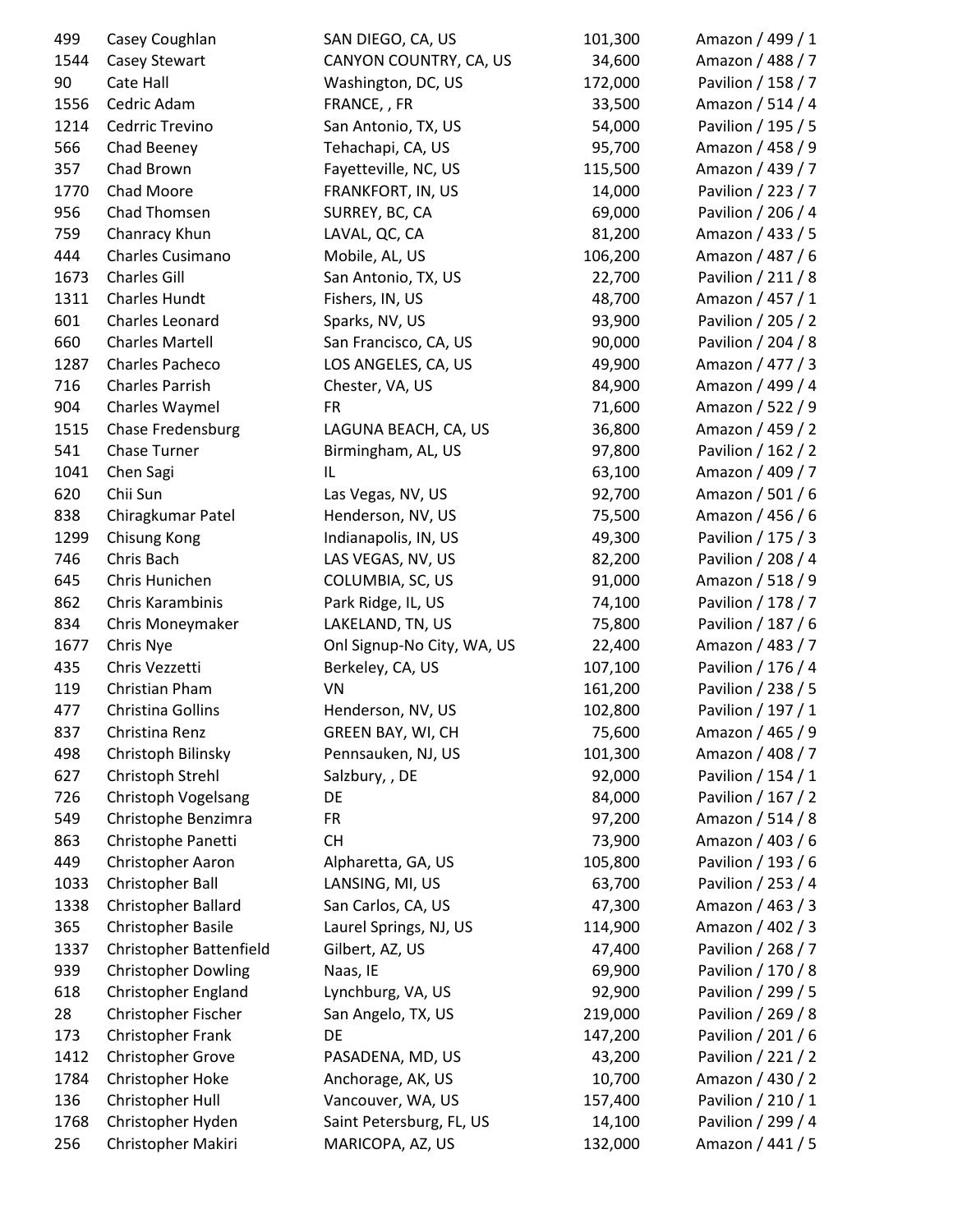| | | | | |
|---|---|---|---|---|
| 499 | Casey Coughlan | SAN DIEGO, CA, US | 101,300 | Amazon / 499 / 1 |
| 1544 | Casey Stewart | CANYON COUNTRY, CA, US | 34,600 | Amazon / 488 / 7 |
| 90 | Cate Hall | Washington, DC, US | 172,000 | Pavilion / 158 / 7 |
| 1556 | Cedric Adam | FRANCE, , FR | 33,500 | Amazon / 514 / 4 |
| 1214 | Cedrric Trevino | San Antonio, TX, US | 54,000 | Pavilion / 195 / 5 |
| 566 | Chad Beeney | Tehachapi, CA, US | 95,700 | Amazon / 458 / 9 |
| 357 | Chad Brown | Fayetteville, NC, US | 115,500 | Amazon / 439 / 7 |
| 1770 | Chad Moore | FRANKFORT, IN, US | 14,000 | Pavilion / 223 / 7 |
| 956 | Chad Thomsen | SURREY, BC, CA | 69,000 | Pavilion / 206 / 4 |
| 759 | Chanracy Khun | LAVAL, QC, CA | 81,200 | Amazon / 433 / 5 |
| 444 | Charles Cusimano | Mobile, AL, US | 106,200 | Amazon / 487 / 6 |
| 1673 | Charles Gill | San Antonio, TX, US | 22,700 | Pavilion / 211 / 8 |
| 1311 | Charles Hundt | Fishers, IN, US | 48,700 | Amazon / 457 / 1 |
| 601 | Charles Leonard | Sparks, NV, US | 93,900 | Pavilion / 205 / 2 |
| 660 | Charles Martell | San Francisco, CA, US | 90,000 | Pavilion / 204 / 8 |
| 1287 | Charles Pacheco | LOS ANGELES, CA, US | 49,900 | Amazon / 477 / 3 |
| 716 | Charles Parrish | Chester, VA, US | 84,900 | Amazon / 499 / 4 |
| 904 | Charles Waymel | FR | 71,600 | Amazon / 522 / 9 |
| 1515 | Chase Fredensburg | LAGUNA BEACH, CA, US | 36,800 | Amazon / 459 / 2 |
| 541 | Chase Turner | Birmingham, AL, US | 97,800 | Pavilion / 162 / 2 |
| 1041 | Chen Sagi | IL | 63,100 | Amazon / 409 / 7 |
| 620 | Chii Sun | Las Vegas, NV, US | 92,700 | Amazon / 501 / 6 |
| 838 | Chiragkumar Patel | Henderson, NV, US | 75,500 | Amazon / 456 / 6 |
| 1299 | Chisung Kong | Indianapolis, IN, US | 49,300 | Pavilion / 175 / 3 |
| 746 | Chris Bach | LAS VEGAS, NV, US | 82,200 | Pavilion / 208 / 4 |
| 645 | Chris Hunichen | COLUMBIA, SC, US | 91,000 | Amazon / 518 / 9 |
| 862 | Chris Karambinis | Park Ridge, IL, US | 74,100 | Pavilion / 178 / 7 |
| 834 | Chris Moneymaker | LAKELAND, TN, US | 75,800 | Pavilion / 187 / 6 |
| 1677 | Chris Nye | Onl Signup-No City, WA, US | 22,400 | Amazon / 483 / 7 |
| 435 | Chris Vezzetti | Berkeley, CA, US | 107,100 | Pavilion / 176 / 4 |
| 119 | Christian Pham | VN | 161,200 | Pavilion / 238 / 5 |
| 477 | Christina Gollins | Henderson, NV, US | 102,800 | Pavilion / 197 / 1 |
| 837 | Christina Renz | GREEN BAY, WI, CH | 75,600 | Amazon / 465 / 9 |
| 498 | Christoph Bilinsky | Pennsauken, NJ, US | 101,300 | Amazon / 408 / 7 |
| 627 | Christoph Strehl | Salzbury, , DE | 92,000 | Pavilion / 154 / 1 |
| 726 | Christoph Vogelsang | DE | 84,000 | Pavilion / 167 / 2 |
| 549 | Christophe Benzimra | FR | 97,200 | Amazon / 514 / 8 |
| 863 | Christophe Panetti | CH | 73,900 | Amazon / 403 / 6 |
| 449 | Christopher Aaron | Alpharetta, GA, US | 105,800 | Pavilion / 193 / 6 |
| 1033 | Christopher Ball | LANSING, MI, US | 63,700 | Pavilion / 253 / 4 |
| 1338 | Christopher Ballard | San Carlos, CA, US | 47,300 | Amazon / 463 / 3 |
| 365 | Christopher Basile | Laurel Springs, NJ, US | 114,900 | Amazon / 402 / 3 |
| 1337 | Christopher Battenfield | Gilbert, AZ, US | 47,400 | Pavilion / 268 / 7 |
| 939 | Christopher Dowling | Naas, IE | 69,900 | Pavilion / 170 / 8 |
| 618 | Christopher England | Lynchburg, VA, US | 92,900 | Pavilion / 299 / 5 |
| 28 | Christopher Fischer | San Angelo, TX, US | 219,000 | Pavilion / 269 / 8 |
| 173 | Christopher Frank | DE | 147,200 | Pavilion / 201 / 6 |
| 1412 | Christopher Grove | PASADENA, MD, US | 43,200 | Pavilion / 221 / 2 |
| 1784 | Christopher Hoke | Anchorage, AK, US | 10,700 | Amazon / 430 / 2 |
| 136 | Christopher Hull | Vancouver, WA, US | 157,400 | Pavilion / 210 / 1 |
| 1768 | Christopher Hyden | Saint Petersburg, FL, US | 14,100 | Pavilion / 299 / 4 |
| 256 | Christopher Makiri | MARICOPA, AZ, US | 132,000 | Amazon / 441 / 5 |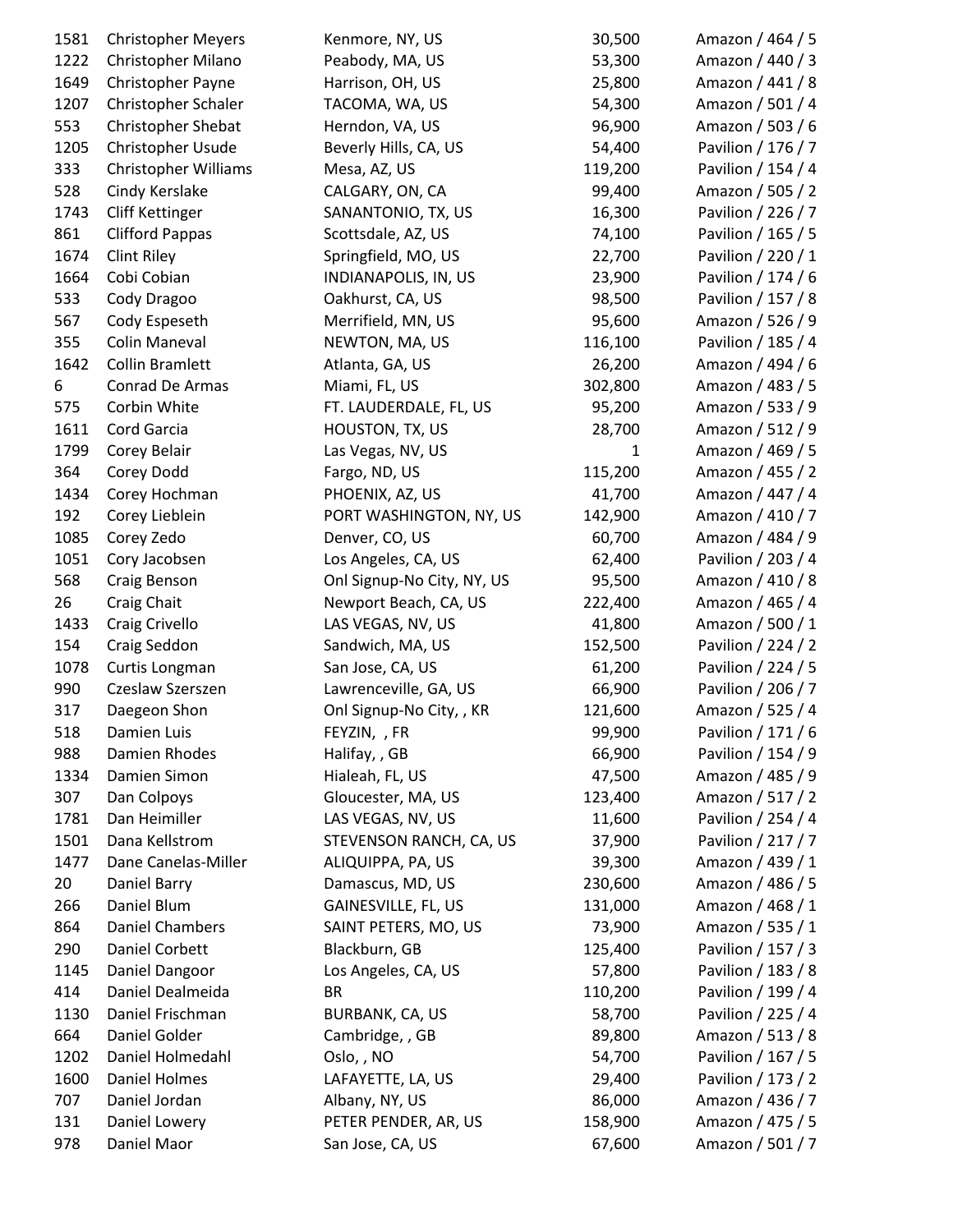| | | | | |
|---|---|---|---|---|
| 1581 | Christopher Meyers | Kenmore, NY, US | 30,500 | Amazon / 464 / 5 |
| 1222 | Christopher Milano | Peabody, MA, US | 53,300 | Amazon / 440 / 3 |
| 1649 | Christopher Payne | Harrison, OH, US | 25,800 | Amazon / 441 / 8 |
| 1207 | Christopher Schaler | TACOMA, WA, US | 54,300 | Amazon / 501 / 4 |
| 553 | Christopher Shebat | Herndon, VA, US | 96,900 | Amazon / 503 / 6 |
| 1205 | Christopher Usude | Beverly Hills, CA, US | 54,400 | Pavilion / 176 / 7 |
| 333 | Christopher Williams | Mesa, AZ, US | 119,200 | Pavilion / 154 / 4 |
| 528 | Cindy Kerslake | CALGARY, ON, CA | 99,400 | Amazon / 505 / 2 |
| 1743 | Cliff Kettinger | SANANTONIO, TX, US | 16,300 | Pavilion / 226 / 7 |
| 861 | Clifford Pappas | Scottsdale, AZ, US | 74,100 | Pavilion / 165 / 5 |
| 1674 | Clint Riley | Springfield, MO, US | 22,700 | Pavilion / 220 / 1 |
| 1664 | Cobi Cobian | INDIANAPOLIS, IN, US | 23,900 | Pavilion / 174 / 6 |
| 533 | Cody Dragoo | Oakhurst, CA, US | 98,500 | Pavilion / 157 / 8 |
| 567 | Cody Espeseth | Merrifield, MN, US | 95,600 | Amazon / 526 / 9 |
| 355 | Colin Maneval | NEWTON, MA, US | 116,100 | Pavilion / 185 / 4 |
| 1642 | Collin Bramlett | Atlanta, GA, US | 26,200 | Amazon / 494 / 6 |
| 6 | Conrad De Armas | Miami, FL, US | 302,800 | Amazon / 483 / 5 |
| 575 | Corbin White | FT. LAUDERDALE, FL, US | 95,200 | Amazon / 533 / 9 |
| 1611 | Cord Garcia | HOUSTON, TX, US | 28,700 | Amazon / 512 / 9 |
| 1799 | Corey Belair | Las Vegas, NV, US | 1 | Amazon / 469 / 5 |
| 364 | Corey Dodd | Fargo, ND, US | 115,200 | Amazon / 455 / 2 |
| 1434 | Corey Hochman | PHOENIX, AZ, US | 41,700 | Amazon / 447 / 4 |
| 192 | Corey Lieblein | PORT WASHINGTON, NY, US | 142,900 | Amazon / 410 / 7 |
| 1085 | Corey Zedo | Denver, CO, US | 60,700 | Amazon / 484 / 9 |
| 1051 | Cory Jacobsen | Los Angeles, CA, US | 62,400 | Pavilion / 203 / 4 |
| 568 | Craig Benson | Onl Signup-No City, NY, US | 95,500 | Amazon / 410 / 8 |
| 26 | Craig Chait | Newport Beach, CA, US | 222,400 | Amazon / 465 / 4 |
| 1433 | Craig Crivello | LAS VEGAS, NV, US | 41,800 | Amazon / 500 / 1 |
| 154 | Craig Seddon | Sandwich, MA, US | 152,500 | Pavilion / 224 / 2 |
| 1078 | Curtis Longman | San Jose, CA, US | 61,200 | Pavilion / 224 / 5 |
| 990 | Czeslaw Szerszen | Lawrenceville, GA, US | 66,900 | Pavilion / 206 / 7 |
| 317 | Daegeon Shon | Onl Signup-No City, , KR | 121,600 | Amazon / 525 / 4 |
| 518 | Damien Luis | FEYZIN, , FR | 99,900 | Pavilion / 171 / 6 |
| 988 | Damien Rhodes | Halifay, , GB | 66,900 | Pavilion / 154 / 9 |
| 1334 | Damien Simon | Hialeah, FL, US | 47,500 | Amazon / 485 / 9 |
| 307 | Dan Colpoys | Gloucester, MA, US | 123,400 | Amazon / 517 / 2 |
| 1781 | Dan Heimiller | LAS VEGAS, NV, US | 11,600 | Pavilion / 254 / 4 |
| 1501 | Dana Kellstrom | STEVENSON RANCH, CA, US | 37,900 | Pavilion / 217 / 7 |
| 1477 | Dane Canelas-Miller | ALIQUIPPA, PA, US | 39,300 | Amazon / 439 / 1 |
| 20 | Daniel Barry | Damascus, MD, US | 230,600 | Amazon / 486 / 5 |
| 266 | Daniel Blum | GAINESVILLE, FL, US | 131,000 | Amazon / 468 / 1 |
| 864 | Daniel Chambers | SAINT PETERS, MO, US | 73,900 | Amazon / 535 / 1 |
| 290 | Daniel Corbett | Blackburn, GB | 125,400 | Pavilion / 157 / 3 |
| 1145 | Daniel Dangoor | Los Angeles, CA, US | 57,800 | Pavilion / 183 / 8 |
| 414 | Daniel Dealmeida | BR | 110,200 | Pavilion / 199 / 4 |
| 1130 | Daniel Frischman | BURBANK, CA, US | 58,700 | Pavilion / 225 / 4 |
| 664 | Daniel Golder | Cambridge, , GB | 89,800 | Amazon / 513 / 8 |
| 1202 | Daniel Holmedahl | Oslo, , NO | 54,700 | Pavilion / 167 / 5 |
| 1600 | Daniel Holmes | LAFAYETTE, LA, US | 29,400 | Pavilion / 173 / 2 |
| 707 | Daniel Jordan | Albany, NY, US | 86,000 | Amazon / 436 / 7 |
| 131 | Daniel Lowery | PETER PENDER, AR, US | 158,900 | Amazon / 475 / 5 |
| 978 | Daniel Maor | San Jose, CA, US | 67,600 | Amazon / 501 / 7 |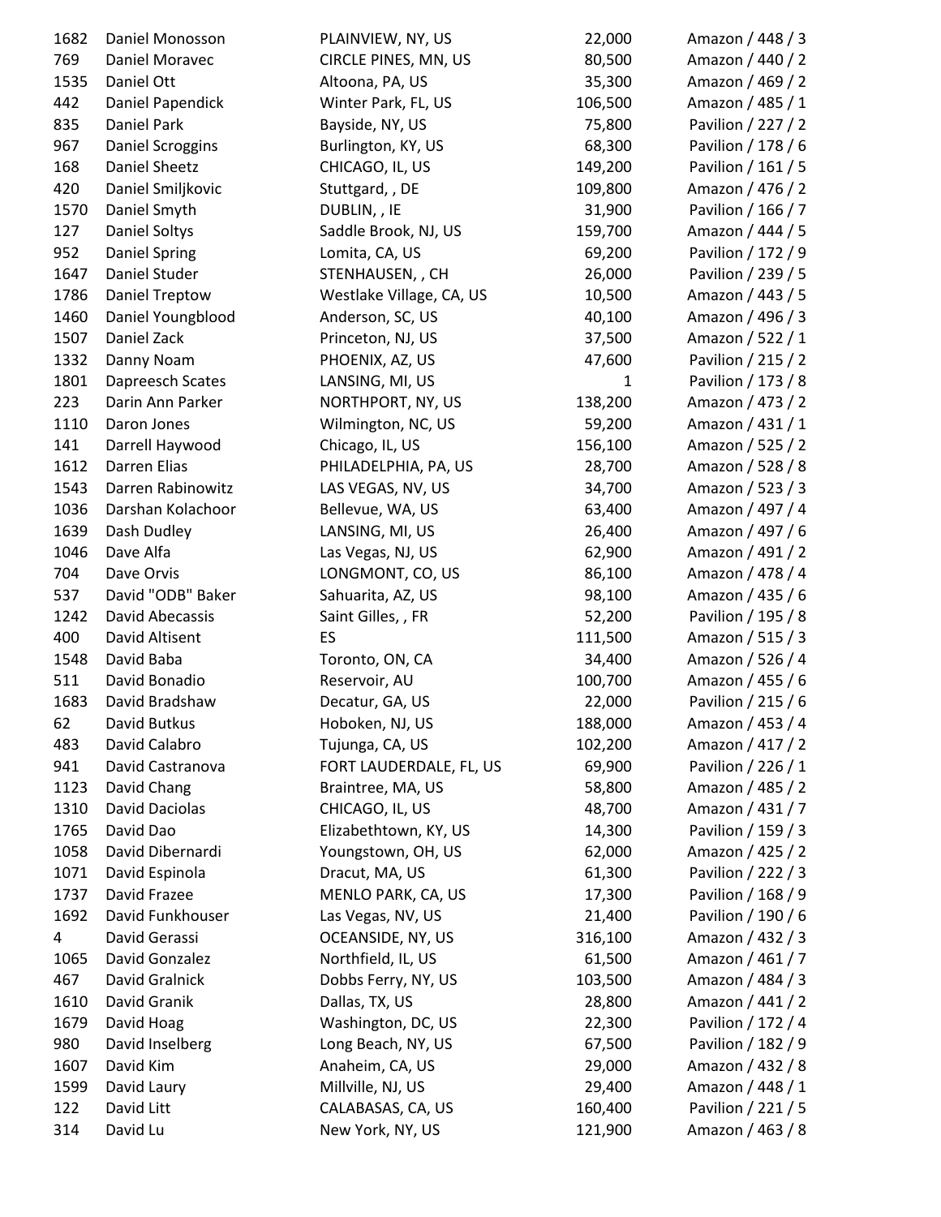| | | | | |
|---|---|---|---|---|
| 1682 | Daniel Monosson | PLAINVIEW, NY, US | 22,000 | Amazon / 448 / 3 |
| 769 | Daniel Moravec | CIRCLE PINES, MN, US | 80,500 | Amazon / 440 / 2 |
| 1535 | Daniel Ott | Altoona, PA, US | 35,300 | Amazon / 469 / 2 |
| 442 | Daniel Papendick | Winter Park, FL, US | 106,500 | Amazon / 485 / 1 |
| 835 | Daniel Park | Bayside, NY, US | 75,800 | Pavilion / 227 / 2 |
| 967 | Daniel Scroggins | Burlington, KY, US | 68,300 | Pavilion / 178 / 6 |
| 168 | Daniel Sheetz | CHICAGO, IL, US | 149,200 | Pavilion / 161 / 5 |
| 420 | Daniel Smiljkovic | Stuttgart, , DE | 109,800 | Amazon / 476 / 2 |
| 1570 | Daniel Smyth | DUBLIN, , IE | 31,900 | Pavilion / 166 / 7 |
| 127 | Daniel Soltys | Saddle Brook, NJ, US | 159,700 | Amazon / 444 / 5 |
| 952 | Daniel Spring | Lomita, CA, US | 69,200 | Pavilion / 172 / 9 |
| 1647 | Daniel Studer | STENHAUSEN, , CH | 26,000 | Pavilion / 239 / 5 |
| 1786 | Daniel Treptow | Westlake Village, CA, US | 10,500 | Amazon / 443 / 5 |
| 1460 | Daniel Youngblood | Anderson, SC, US | 40,100 | Amazon / 496 / 3 |
| 1507 | Daniel Zack | Princeton, NJ, US | 37,500 | Amazon / 522 / 1 |
| 1332 | Danny Noam | PHOENIX, AZ, US | 47,600 | Pavilion / 215 / 2 |
| 1801 | Dapreesch Scates | LANSING, MI, US | 1 | Pavilion / 173 / 8 |
| 223 | Darin Ann Parker | NORTHPORT, NY, US | 138,200 | Amazon / 473 / 2 |
| 1110 | Daron Jones | Wilmington, NC, US | 59,200 | Amazon / 431 / 1 |
| 141 | Darrell Haywood | Chicago, IL, US | 156,100 | Amazon / 525 / 2 |
| 1612 | Darren Elias | PHILADELPHIA, PA, US | 28,700 | Amazon / 528 / 8 |
| 1543 | Darren Rabinowitz | LAS VEGAS, NV, US | 34,700 | Amazon / 523 / 3 |
| 1036 | Darshan Kolachoor | Bellevue, WA, US | 63,400 | Amazon / 497 / 4 |
| 1639 | Dash Dudley | LANSING, MI, US | 26,400 | Amazon / 497 / 6 |
| 1046 | Dave Alfa | Las Vegas, NJ, US | 62,900 | Amazon / 491 / 2 |
| 704 | Dave Orvis | LONGMONT, CO, US | 86,100 | Amazon / 478 / 4 |
| 537 | David "ODB" Baker | Sahuarita, AZ, US | 98,100 | Amazon / 435 / 6 |
| 1242 | David Abecassis | Saint Gilles, , FR | 52,200 | Pavilion / 195 / 8 |
| 400 | David Altisent | ES | 111,500 | Amazon / 515 / 3 |
| 1548 | David Baba | Toronto, ON, CA | 34,400 | Amazon / 526 / 4 |
| 511 | David Bonadio | Reservoir, AU | 100,700 | Amazon / 455 / 6 |
| 1683 | David Bradshaw | Decatur, GA, US | 22,000 | Pavilion / 215 / 6 |
| 62 | David Butkus | Hoboken, NJ, US | 188,000 | Amazon / 453 / 4 |
| 483 | David Calabro | Tujunga, CA, US | 102,200 | Amazon / 417 / 2 |
| 941 | David Castranova | FORT LAUDERDALE, FL, US | 69,900 | Pavilion / 226 / 1 |
| 1123 | David Chang | Braintree, MA, US | 58,800 | Amazon / 485 / 2 |
| 1310 | David Daciolas | CHICAGO, IL, US | 48,700 | Amazon / 431 / 7 |
| 1765 | David Dao | Elizabethtown, KY, US | 14,300 | Pavilion / 159 / 3 |
| 1058 | David Dibernardi | Youngstown, OH, US | 62,000 | Amazon / 425 / 2 |
| 1071 | David Espinola | Dracut, MA, US | 61,300 | Pavilion / 222 / 3 |
| 1737 | David Frazee | MENLO PARK, CA, US | 17,300 | Pavilion / 168 / 9 |
| 1692 | David Funkhouser | Las Vegas, NV, US | 21,400 | Pavilion / 190 / 6 |
| 4 | David Gerassi | OCEANSIDE, NY, US | 316,100 | Amazon / 432 / 3 |
| 1065 | David Gonzalez | Northfield, IL, US | 61,500 | Amazon / 461 / 7 |
| 467 | David Gralnick | Dobbs Ferry, NY, US | 103,500 | Amazon / 484 / 3 |
| 1610 | David Granik | Dallas, TX, US | 28,800 | Amazon / 441 / 2 |
| 1679 | David Hoag | Washington, DC, US | 22,300 | Pavilion / 172 / 4 |
| 980 | David Inselberg | Long Beach, NY, US | 67,500 | Pavilion / 182 / 9 |
| 1607 | David Kim | Anaheim, CA, US | 29,000 | Amazon / 432 / 8 |
| 1599 | David Laury | Millville, NJ, US | 29,400 | Amazon / 448 / 1 |
| 122 | David Litt | CALABASAS, CA, US | 160,400 | Pavilion / 221 / 5 |
| 314 | David Lu | New York, NY, US | 121,900 | Amazon / 463 / 8 |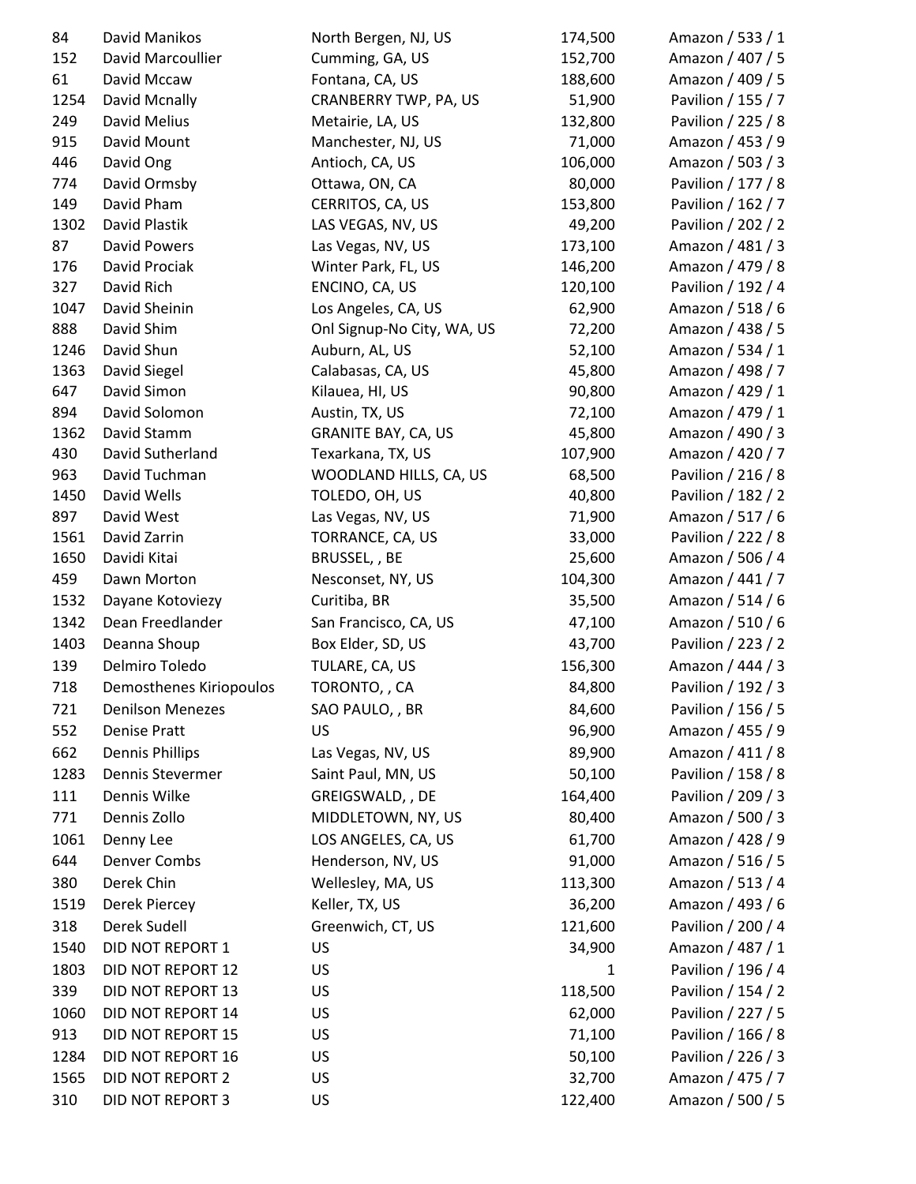| | | | | |
|---|---|---|---|---|
| 84 | David Manikos | North Bergen, NJ, US | 174,500 | Amazon / 533 / 1 |
| 152 | David Marcoullier | Cumming, GA, US | 152,700 | Amazon / 407 / 5 |
| 61 | David Mccaw | Fontana, CA, US | 188,600 | Amazon / 409 / 5 |
| 1254 | David Mcnally | CRANBERRY TWP, PA, US | 51,900 | Pavilion / 155 / 7 |
| 249 | David Melius | Metairie, LA, US | 132,800 | Pavilion / 225 / 8 |
| 915 | David Mount | Manchester, NJ, US | 71,000 | Amazon / 453 / 9 |
| 446 | David Ong | Antioch, CA, US | 106,000 | Amazon / 503 / 3 |
| 774 | David Ormsby | Ottawa, ON, CA | 80,000 | Pavilion / 177 / 8 |
| 149 | David Pham | CERRITOS, CA, US | 153,800 | Pavilion / 162 / 7 |
| 1302 | David Plastik | LAS VEGAS, NV, US | 49,200 | Pavilion / 202 / 2 |
| 87 | David Powers | Las Vegas, NV, US | 173,100 | Amazon / 481 / 3 |
| 176 | David Prociak | Winter Park, FL, US | 146,200 | Amazon / 479 / 8 |
| 327 | David Rich | ENCINO, CA, US | 120,100 | Pavilion / 192 / 4 |
| 1047 | David Sheinin | Los Angeles, CA, US | 62,900 | Amazon / 518 / 6 |
| 888 | David Shim | Onl Signup-No City, WA, US | 72,200 | Amazon / 438 / 5 |
| 1246 | David Shun | Auburn, AL, US | 52,100 | Amazon / 534 / 1 |
| 1363 | David Siegel | Calabasas, CA, US | 45,800 | Amazon / 498 / 7 |
| 647 | David Simon | Kilauea, HI, US | 90,800 | Amazon / 429 / 1 |
| 894 | David Solomon | Austin, TX, US | 72,100 | Amazon / 479 / 1 |
| 1362 | David Stamm | GRANITE BAY, CA, US | 45,800 | Amazon / 490 / 3 |
| 430 | David Sutherland | Texarkana, TX, US | 107,900 | Amazon / 420 / 7 |
| 963 | David Tuchman | WOODLAND HILLS, CA, US | 68,500 | Pavilion / 216 / 8 |
| 1450 | David Wells | TOLEDO, OH, US | 40,800 | Pavilion / 182 / 2 |
| 897 | David West | Las Vegas, NV, US | 71,900 | Amazon / 517 / 6 |
| 1561 | David Zarrin | TORRANCE, CA, US | 33,000 | Pavilion / 222 / 8 |
| 1650 | Davidi Kitai | BRUSSEL, , BE | 25,600 | Amazon / 506 / 4 |
| 459 | Dawn Morton | Nesconset, NY, US | 104,300 | Amazon / 441 / 7 |
| 1532 | Dayane Kotoviezy | Curitiba, BR | 35,500 | Amazon / 514 / 6 |
| 1342 | Dean Freedlander | San Francisco, CA, US | 47,100 | Amazon / 510 / 6 |
| 1403 | Deanna Shoup | Box Elder, SD, US | 43,700 | Pavilion / 223 / 2 |
| 139 | Delmiro Toledo | TULARE, CA, US | 156,300 | Amazon / 444 / 3 |
| 718 | Demosthenes Kiriopoulos | TORONTO, , CA | 84,800 | Pavilion / 192 / 3 |
| 721 | Denilson Menezes | SAO PAULO, , BR | 84,600 | Pavilion / 156 / 5 |
| 552 | Denise Pratt | US | 96,900 | Amazon / 455 / 9 |
| 662 | Dennis Phillips | Las Vegas, NV, US | 89,900 | Amazon / 411 / 8 |
| 1283 | Dennis Stevermer | Saint Paul, MN, US | 50,100 | Pavilion / 158 / 8 |
| 111 | Dennis Wilke | GREIGSWALD, , DE | 164,400 | Pavilion / 209 / 3 |
| 771 | Dennis Zollo | MIDDLETOWN, NY, US | 80,400 | Amazon / 500 / 3 |
| 1061 | Denny Lee | LOS ANGELES, CA, US | 61,700 | Amazon / 428 / 9 |
| 644 | Denver Combs | Henderson, NV, US | 91,000 | Amazon / 516 / 5 |
| 380 | Derek Chin | Wellesley, MA, US | 113,300 | Amazon / 513 / 4 |
| 1519 | Derek Piercey | Keller, TX, US | 36,200 | Amazon / 493 / 6 |
| 318 | Derek Sudell | Greenwich, CT, US | 121,600 | Pavilion / 200 / 4 |
| 1540 | DID NOT REPORT 1 | US | 34,900 | Amazon / 487 / 1 |
| 1803 | DID NOT REPORT 12 | US | 1 | Pavilion / 196 / 4 |
| 339 | DID NOT REPORT 13 | US | 118,500 | Pavilion / 154 / 2 |
| 1060 | DID NOT REPORT 14 | US | 62,000 | Pavilion / 227 / 5 |
| 913 | DID NOT REPORT 15 | US | 71,100 | Pavilion / 166 / 8 |
| 1284 | DID NOT REPORT 16 | US | 50,100 | Pavilion / 226 / 3 |
| 1565 | DID NOT REPORT 2 | US | 32,700 | Amazon / 475 / 7 |
| 310 | DID NOT REPORT 3 | US | 122,400 | Amazon / 500 / 5 |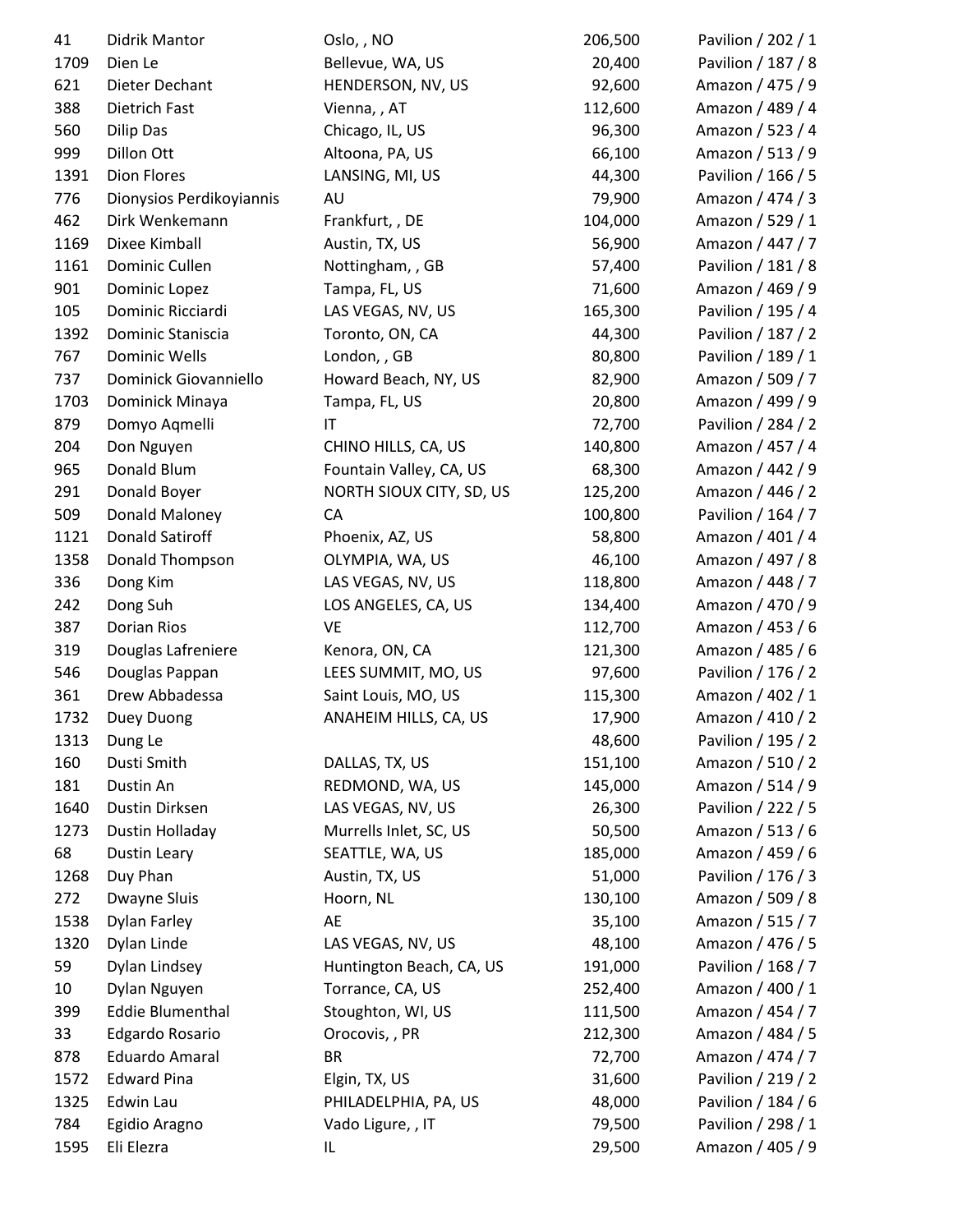| | | | | |
|---|---|---|---|---|
| 41 | Didrik Mantor | Oslo, , NO | 206,500 | Pavilion / 202 / 1 |
| 1709 | Dien Le | Bellevue, WA, US | 20,400 | Pavilion / 187 / 8 |
| 621 | Dieter Dechant | HENDERSON, NV, US | 92,600 | Amazon / 475 / 9 |
| 388 | Dietrich Fast | Vienna, , AT | 112,600 | Amazon / 489 / 4 |
| 560 | Dilip Das | Chicago, IL, US | 96,300 | Amazon / 523 / 4 |
| 999 | Dillon Ott | Altoona, PA, US | 66,100 | Amazon / 513 / 9 |
| 1391 | Dion Flores | LANSING, MI, US | 44,300 | Pavilion / 166 / 5 |
| 776 | Dionysios Perdikoyiannis | AU | 79,900 | Amazon / 474 / 3 |
| 462 | Dirk Wenkemann | Frankfurt, , DE | 104,000 | Amazon / 529 / 1 |
| 1169 | Dixee Kimball | Austin, TX, US | 56,900 | Amazon / 447 / 7 |
| 1161 | Dominic Cullen | Nottingham, , GB | 57,400 | Pavilion / 181 / 8 |
| 901 | Dominic Lopez | Tampa, FL, US | 71,600 | Amazon / 469 / 9 |
| 105 | Dominic Ricciardi | LAS VEGAS, NV, US | 165,300 | Pavilion / 195 / 4 |
| 1392 | Dominic Staniscia | Toronto, ON, CA | 44,300 | Pavilion / 187 / 2 |
| 767 | Dominic Wells | London, , GB | 80,800 | Pavilion / 189 / 1 |
| 737 | Dominick Giovanniello | Howard Beach, NY, US | 82,900 | Amazon / 509 / 7 |
| 1703 | Dominick Minaya | Tampa, FL, US | 20,800 | Amazon / 499 / 9 |
| 879 | Domyo Aqmelli | IT | 72,700 | Pavilion / 284 / 2 |
| 204 | Don Nguyen | CHINO HILLS, CA, US | 140,800 | Amazon / 457 / 4 |
| 965 | Donald Blum | Fountain Valley, CA, US | 68,300 | Amazon / 442 / 9 |
| 291 | Donald Boyer | NORTH SIOUX CITY, SD, US | 125,200 | Amazon / 446 / 2 |
| 509 | Donald Maloney | CA | 100,800 | Pavilion / 164 / 7 |
| 1121 | Donald Satiroff | Phoenix, AZ, US | 58,800 | Amazon / 401 / 4 |
| 1358 | Donald Thompson | OLYMPIA, WA, US | 46,100 | Amazon / 497 / 8 |
| 336 | Dong Kim | LAS VEGAS, NV, US | 118,800 | Amazon / 448 / 7 |
| 242 | Dong Suh | LOS ANGELES, CA, US | 134,400 | Amazon / 470 / 9 |
| 387 | Dorian Rios | VE | 112,700 | Amazon / 453 / 6 |
| 319 | Douglas Lafreniere | Kenora, ON, CA | 121,300 | Amazon / 485 / 6 |
| 546 | Douglas Pappan | LEES SUMMIT, MO, US | 97,600 | Pavilion / 176 / 2 |
| 361 | Drew Abbadessa | Saint Louis, MO, US | 115,300 | Amazon / 402 / 1 |
| 1732 | Duey Duong | ANAHEIM HILLS, CA, US | 17,900 | Amazon / 410 / 2 |
| 1313 | Dung Le | | 48,600 | Pavilion / 195 / 2 |
| 160 | Dusti Smith | DALLAS, TX, US | 151,100 | Amazon / 510 / 2 |
| 181 | Dustin An | REDMOND, WA, US | 145,000 | Amazon / 514 / 9 |
| 1640 | Dustin Dirksen | LAS VEGAS, NV, US | 26,300 | Pavilion / 222 / 5 |
| 1273 | Dustin Holladay | Murrells Inlet, SC, US | 50,500 | Amazon / 513 / 6 |
| 68 | Dustin Leary | SEATTLE, WA, US | 185,000 | Amazon / 459 / 6 |
| 1268 | Duy Phan | Austin, TX, US | 51,000 | Pavilion / 176 / 3 |
| 272 | Dwayne Sluis | Hoorn, NL | 130,100 | Amazon / 509 / 8 |
| 1538 | Dylan Farley | AE | 35,100 | Amazon / 515 / 7 |
| 1320 | Dylan Linde | LAS VEGAS, NV, US | 48,100 | Amazon / 476 / 5 |
| 59 | Dylan Lindsey | Huntington Beach, CA, US | 191,000 | Pavilion / 168 / 7 |
| 10 | Dylan Nguyen | Torrance, CA, US | 252,400 | Amazon / 400 / 1 |
| 399 | Eddie Blumenthal | Stoughton, WI, US | 111,500 | Amazon / 454 / 7 |
| 33 | Edgardo Rosario | Orocovis, , PR | 212,300 | Amazon / 484 / 5 |
| 878 | Eduardo Amaral | BR | 72,700 | Amazon / 474 / 7 |
| 1572 | Edward Pina | Elgin, TX, US | 31,600 | Pavilion / 219 / 2 |
| 1325 | Edwin Lau | PHILADELPHIA, PA, US | 48,000 | Pavilion / 184 / 6 |
| 784 | Egidio Aragno | Vado Ligure, , IT | 79,500 | Pavilion / 298 / 1 |
| 1595 | Eli Elezra | IL | 29,500 | Amazon / 405 / 9 |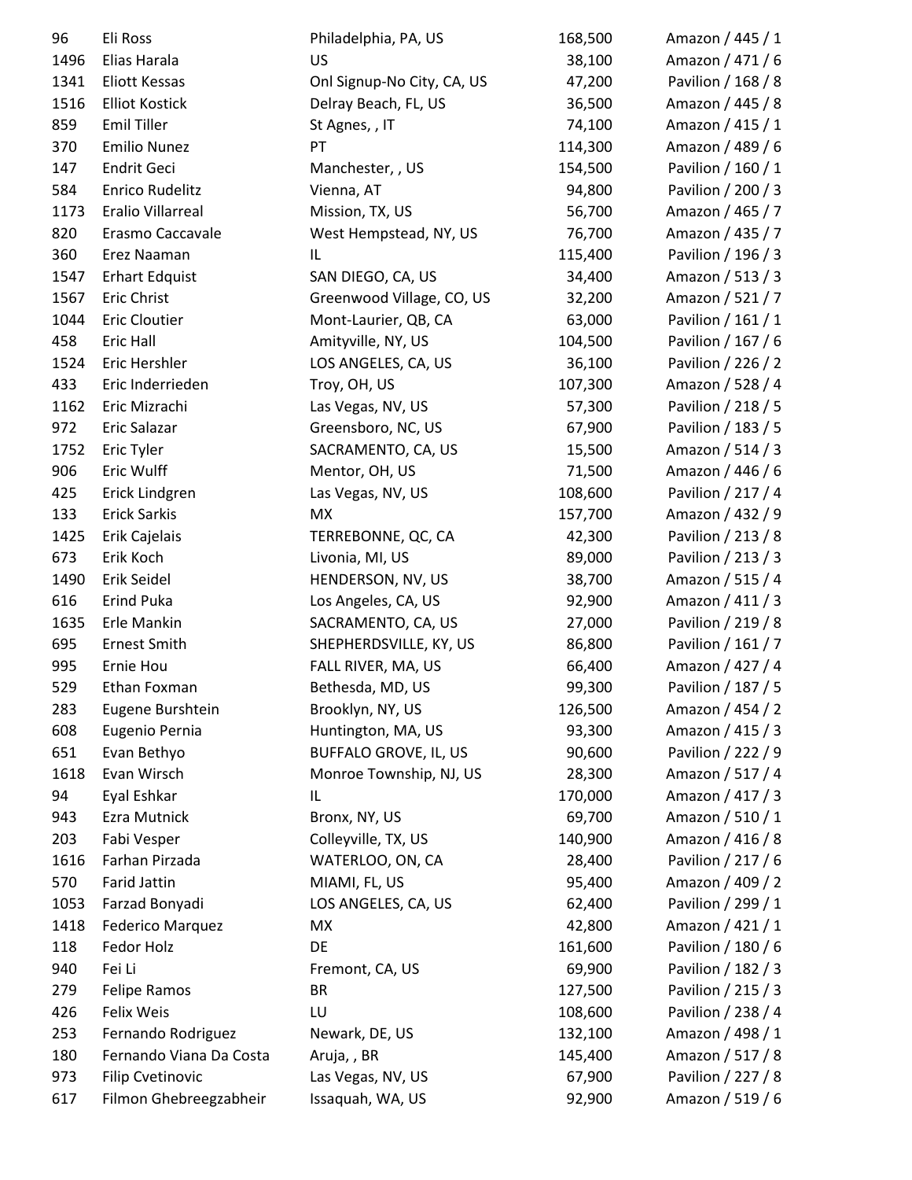| | | | | |
|---|---|---|---|---|
| 96 | Eli Ross | Philadelphia, PA, US | 168,500 | Amazon / 445 / 1 |
| 1496 | Elias Harala | US | 38,100 | Amazon / 471 / 6 |
| 1341 | Eliott Kessas | Onl Signup-No City, CA, US | 47,200 | Pavilion / 168 / 8 |
| 1516 | Elliot Kostick | Delray Beach, FL, US | 36,500 | Amazon / 445 / 8 |
| 859 | Emil Tiller | St Agnes, , IT | 74,100 | Amazon / 415 / 1 |
| 370 | Emilio Nunez | PT | 114,300 | Amazon / 489 / 6 |
| 147 | Endrit Geci | Manchester, , US | 154,500 | Pavilion / 160 / 1 |
| 584 | Enrico Rudelitz | Vienna, AT | 94,800 | Pavilion / 200 / 3 |
| 1173 | Eralio Villarreal | Mission, TX, US | 56,700 | Amazon / 465 / 7 |
| 820 | Erasmo Caccavale | West Hempstead, NY, US | 76,700 | Amazon / 435 / 7 |
| 360 | Erez Naaman | IL | 115,400 | Pavilion / 196 / 3 |
| 1547 | Erhart Edquist | SAN DIEGO, CA, US | 34,400 | Amazon / 513 / 3 |
| 1567 | Eric Christ | Greenwood Village, CO, US | 32,200 | Amazon / 521 / 7 |
| 1044 | Eric Cloutier | Mont-Laurier, QB, CA | 63,000 | Pavilion / 161 / 1 |
| 458 | Eric Hall | Amityville, NY, US | 104,500 | Pavilion / 167 / 6 |
| 1524 | Eric Hershler | LOS ANGELES, CA, US | 36,100 | Pavilion / 226 / 2 |
| 433 | Eric Inderrieden | Troy, OH, US | 107,300 | Amazon / 528 / 4 |
| 1162 | Eric Mizrachi | Las Vegas, NV, US | 57,300 | Pavilion / 218 / 5 |
| 972 | Eric Salazar | Greensboro, NC, US | 67,900 | Pavilion / 183 / 5 |
| 1752 | Eric Tyler | SACRAMENTO, CA, US | 15,500 | Amazon / 514 / 3 |
| 906 | Eric Wulff | Mentor, OH, US | 71,500 | Amazon / 446 / 6 |
| 425 | Erick Lindgren | Las Vegas, NV, US | 108,600 | Pavilion / 217 / 4 |
| 133 | Erick Sarkis | MX | 157,700 | Amazon / 432 / 9 |
| 1425 | Erik Cajelais | TERREBONNE, QC, CA | 42,300 | Pavilion / 213 / 8 |
| 673 | Erik Koch | Livonia, MI, US | 89,000 | Pavilion / 213 / 3 |
| 1490 | Erik Seidel | HENDERSON, NV, US | 38,700 | Amazon / 515 / 4 |
| 616 | Erind Puka | Los Angeles, CA, US | 92,900 | Amazon / 411 / 3 |
| 1635 | Erle Mankin | SACRAMENTO, CA, US | 27,000 | Pavilion / 219 / 8 |
| 695 | Ernest Smith | SHEPHERDSVILLE, KY, US | 86,800 | Pavilion / 161 / 7 |
| 995 | Ernie Hou | FALL RIVER, MA, US | 66,400 | Amazon / 427 / 4 |
| 529 | Ethan Foxman | Bethesda, MD, US | 99,300 | Pavilion / 187 / 5 |
| 283 | Eugene Burshtein | Brooklyn, NY, US | 126,500 | Amazon / 454 / 2 |
| 608 | Eugenio Pernia | Huntington, MA, US | 93,300 | Amazon / 415 / 3 |
| 651 | Evan Bethyo | BUFFALO GROVE, IL, US | 90,600 | Pavilion / 222 / 9 |
| 1618 | Evan Wirsch | Monroe Township, NJ, US | 28,300 | Amazon / 517 / 4 |
| 94 | Eyal Eshkar | IL | 170,000 | Amazon / 417 / 3 |
| 943 | Ezra Mutnick | Bronx, NY, US | 69,700 | Amazon / 510 / 1 |
| 203 | Fabi Vesper | Colleyville, TX, US | 140,900 | Amazon / 416 / 8 |
| 1616 | Farhan Pirzada | WATERLOO, ON, CA | 28,400 | Pavilion / 217 / 6 |
| 570 | Farid Jattin | MIAMI, FL, US | 95,400 | Amazon / 409 / 2 |
| 1053 | Farzad Bonyadi | LOS ANGELES, CA, US | 62,400 | Pavilion / 299 / 1 |
| 1418 | Federico Marquez | MX | 42,800 | Amazon / 421 / 1 |
| 118 | Fedor Holz | DE | 161,600 | Pavilion / 180 / 6 |
| 940 | Fei Li | Fremont, CA, US | 69,900 | Pavilion / 182 / 3 |
| 279 | Felipe Ramos | BR | 127,500 | Pavilion / 215 / 3 |
| 426 | Felix Weis | LU | 108,600 | Pavilion / 238 / 4 |
| 253 | Fernando Rodriguez | Newark, DE, US | 132,100 | Amazon / 498 / 1 |
| 180 | Fernando Viana Da Costa | Aruja, , BR | 145,400 | Amazon / 517 / 8 |
| 973 | Filip Cvetinovic | Las Vegas, NV, US | 67,900 | Pavilion / 227 / 8 |
| 617 | Filmon Ghebreegzabheir | Issaquah, WA, US | 92,900 | Amazon / 519 / 6 |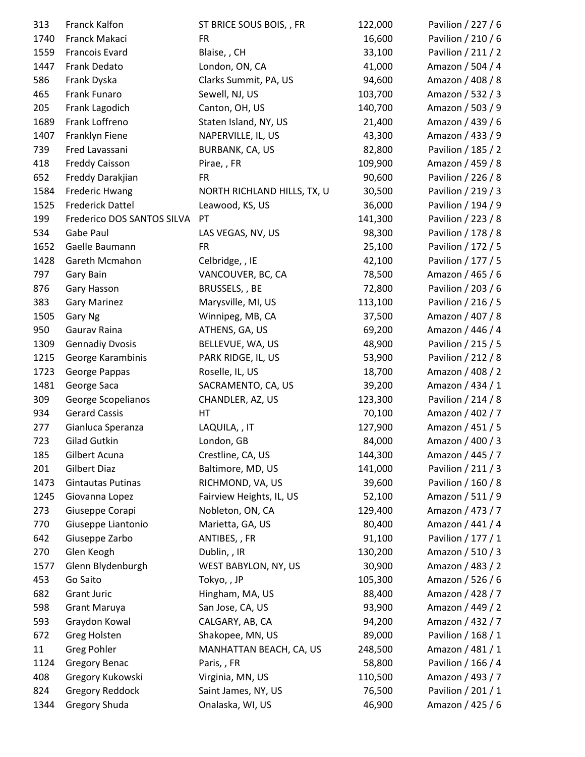| | | | | |
|---|---|---|---|---|
| 313 | Franck Kalfon | ST BRICE SOUS BOIS, , FR | 122,000 | Pavilion / 227 / 6 |
| 1740 | Franck Makaci | FR | 16,600 | Pavilion / 210 / 6 |
| 1559 | Francois Evard | Blaise, , CH | 33,100 | Pavilion / 211 / 2 |
| 1447 | Frank Dedato | London, ON, CA | 41,000 | Amazon / 504 / 4 |
| 586 | Frank Dyska | Clarks Summit, PA, US | 94,600 | Amazon / 408 / 8 |
| 465 | Frank Funaro | Sewell, NJ, US | 103,700 | Amazon / 532 / 3 |
| 205 | Frank Lagodich | Canton, OH, US | 140,700 | Amazon / 503 / 9 |
| 1689 | Frank Loffreno | Staten Island, NY, US | 21,400 | Amazon / 439 / 6 |
| 1407 | Franklyn Fiene | NAPERVILLE, IL, US | 43,300 | Amazon / 433 / 9 |
| 739 | Fred Lavassani | BURBANK, CA, US | 82,800 | Pavilion / 185 / 2 |
| 418 | Freddy Caisson | Pirae, , FR | 109,900 | Amazon / 459 / 8 |
| 652 | Freddy Darakjian | FR | 90,600 | Pavilion / 226 / 8 |
| 1584 | Frederic Hwang | NORTH RICHLAND HILLS, TX, U | 30,500 | Pavilion / 219 / 3 |
| 1525 | Frederick Dattel | Leawood, KS, US | 36,000 | Pavilion / 194 / 9 |
| 199 | Frederico DOS SANTOS SILVA | PT | 141,300 | Pavilion / 223 / 8 |
| 534 | Gabe Paul | LAS VEGAS, NV, US | 98,300 | Pavilion / 178 / 8 |
| 1652 | Gaelle Baumann | FR | 25,100 | Pavilion / 172 / 5 |
| 1428 | Gareth Mcmahon | Celbridge, , IE | 42,100 | Pavilion / 177 / 5 |
| 797 | Gary Bain | VANCOUVER, BC, CA | 78,500 | Amazon / 465 / 6 |
| 876 | Gary Hasson | BRUSSELS, , BE | 72,800 | Pavilion / 203 / 6 |
| 383 | Gary Marinez | Marysville, MI, US | 113,100 | Pavilion / 216 / 5 |
| 1505 | Gary Ng | Winnipeg, MB, CA | 37,500 | Amazon / 407 / 8 |
| 950 | Gaurav Raina | ATHENS, GA, US | 69,200 | Amazon / 446 / 4 |
| 1309 | Gennadiy Dvosis | BELLEVUE, WA, US | 48,900 | Pavilion / 215 / 5 |
| 1215 | George Karambinis | PARK RIDGE, IL, US | 53,900 | Pavilion / 212 / 8 |
| 1723 | George Pappas | Roselle, IL, US | 18,700 | Amazon / 408 / 2 |
| 1481 | George Saca | SACRAMENTO, CA, US | 39,200 | Amazon / 434 / 1 |
| 309 | George Scopelianos | CHANDLER, AZ, US | 123,300 | Pavilion / 214 / 8 |
| 934 | Gerard Cassis | HT | 70,100 | Amazon / 402 / 7 |
| 277 | Gianluca Speranza | LAQUILA, , IT | 127,900 | Amazon / 451 / 5 |
| 723 | Gilad Gutkin | London, GB | 84,000 | Amazon / 400 / 3 |
| 185 | Gilbert Acuna | Crestline, CA, US | 144,300 | Amazon / 445 / 7 |
| 201 | Gilbert Diaz | Baltimore, MD, US | 141,000 | Pavilion / 211 / 3 |
| 1473 | Gintautas Putinas | RICHMOND, VA, US | 39,600 | Pavilion / 160 / 8 |
| 1245 | Giovanna Lopez | Fairview Heights, IL, US | 52,100 | Amazon / 511 / 9 |
| 273 | Giuseppe Corapi | Nobleton, ON, CA | 129,400 | Amazon / 473 / 7 |
| 770 | Giuseppe Liantonio | Marietta, GA, US | 80,400 | Amazon / 441 / 4 |
| 642 | Giuseppe Zarbo | ANTIBES, , FR | 91,100 | Pavilion / 177 / 1 |
| 270 | Glen Keogh | Dublin, , IR | 130,200 | Amazon / 510 / 3 |
| 1577 | Glenn Blydenburgh | WEST BABYLON, NY, US | 30,900 | Amazon / 483 / 2 |
| 453 | Go Saito | Tokyo, , JP | 105,300 | Amazon / 526 / 6 |
| 682 | Grant Juric | Hingham, MA, US | 88,400 | Amazon / 428 / 7 |
| 598 | Grant Maruya | San Jose, CA, US | 93,900 | Amazon / 449 / 2 |
| 593 | Graydon Kowal | CALGARY, AB, CA | 94,200 | Amazon / 432 / 7 |
| 672 | Greg Holsten | Shakopee, MN, US | 89,000 | Pavilion / 168 / 1 |
| 11 | Greg Pohler | MANHATTAN BEACH, CA, US | 248,500 | Amazon / 481 / 1 |
| 1124 | Gregory Benac | Paris, , FR | 58,800 | Pavilion / 166 / 4 |
| 408 | Gregory Kukowski | Virginia, MN, US | 110,500 | Amazon / 493 / 7 |
| 824 | Gregory Reddock | Saint James, NY, US | 76,500 | Pavilion / 201 / 1 |
| 1344 | Gregory Shuda | Onalaska, WI, US | 46,900 | Amazon / 425 / 6 |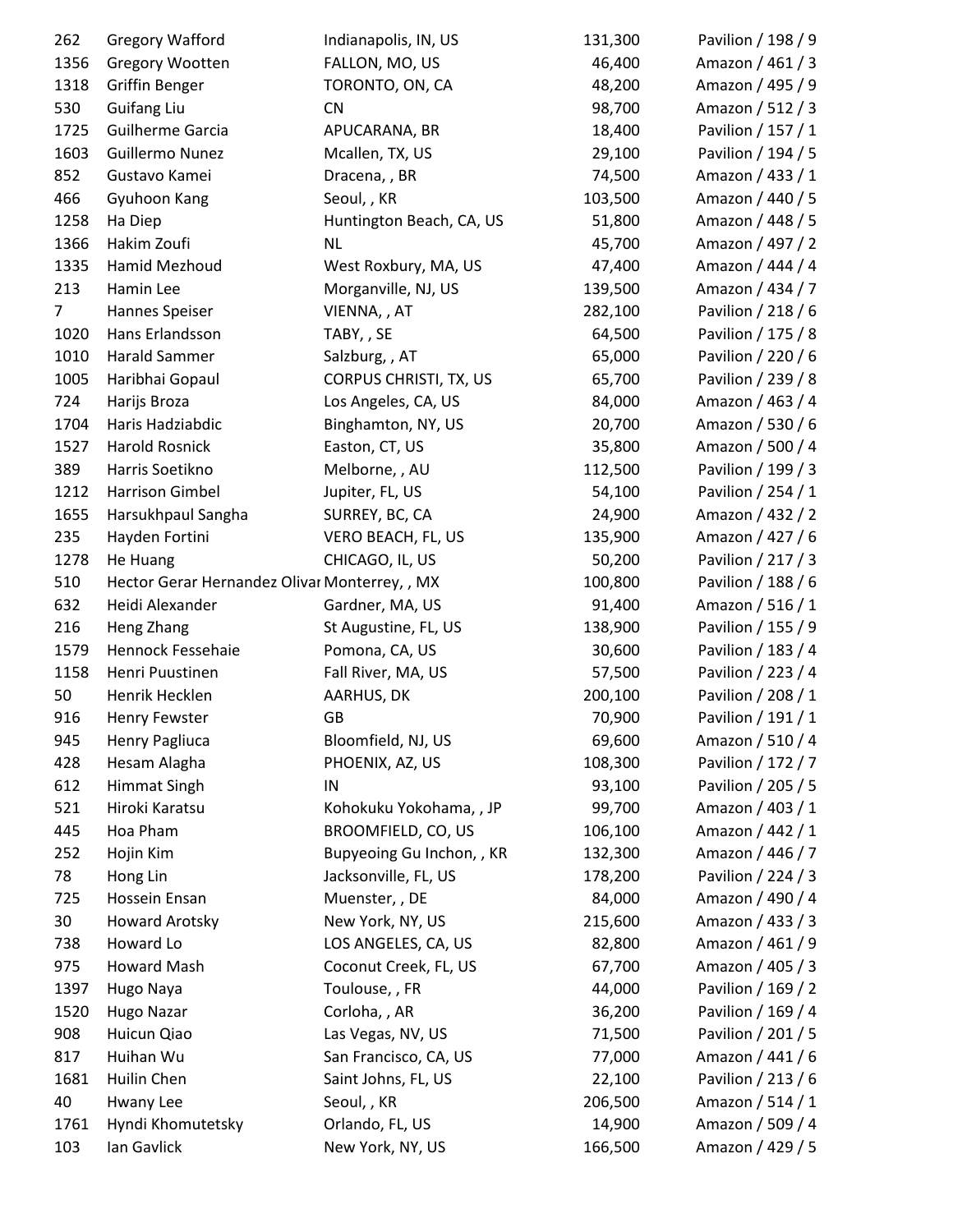| | | | | |
|---|---|---|---|---|
| 262 | Gregory Wafford | Indianapolis, IN, US | 131,300 | Pavilion / 198 / 9 |
| 1356 | Gregory Wootten | FALLON, MO, US | 46,400 | Amazon / 461 / 3 |
| 1318 | Griffin Benger | TORONTO, ON, CA | 48,200 | Amazon / 495 / 9 |
| 530 | Guifang Liu | CN | 98,700 | Amazon / 512 / 3 |
| 1725 | Guilherme Garcia | APUCARANA, BR | 18,400 | Pavilion / 157 / 1 |
| 1603 | Guillermo Nunez | Mcallen, TX, US | 29,100 | Pavilion / 194 / 5 |
| 852 | Gustavo Kamei | Dracena, , BR | 74,500 | Amazon / 433 / 1 |
| 466 | Gyuhoon Kang | Seoul, , KR | 103,500 | Amazon / 440 / 5 |
| 1258 | Ha Diep | Huntington Beach, CA, US | 51,800 | Amazon / 448 / 5 |
| 1366 | Hakim Zoufi | NL | 45,700 | Amazon / 497 / 2 |
| 1335 | Hamid Mezhoud | West Roxbury, MA, US | 47,400 | Amazon / 444 / 4 |
| 213 | Hamin Lee | Morganville, NJ, US | 139,500 | Amazon / 434 / 7 |
| 7 | Hannes Speiser | VIENNA, , AT | 282,100 | Pavilion / 218 / 6 |
| 1020 | Hans Erlandsson | TABY, , SE | 64,500 | Pavilion / 175 / 8 |
| 1010 | Harald Sammer | Salzburg, , AT | 65,000 | Pavilion / 220 / 6 |
| 1005 | Haribhai Gopaul | CORPUS CHRISTI, TX, US | 65,700 | Pavilion / 239 / 8 |
| 724 | Harijs Broza | Los Angeles, CA, US | 84,000 | Amazon / 463 / 4 |
| 1704 | Haris Hadziabdic | Binghamton, NY, US | 20,700 | Amazon / 530 / 6 |
| 1527 | Harold Rosnick | Easton, CT, US | 35,800 | Amazon / 500 / 4 |
| 389 | Harris Soetikno | Melborne, , AU | 112,500 | Pavilion / 199 / 3 |
| 1212 | Harrison Gimbel | Jupiter, FL, US | 54,100 | Pavilion / 254 / 1 |
| 1655 | Harsukhpaul Sangha | SURREY, BC, CA | 24,900 | Amazon / 432 / 2 |
| 235 | Hayden Fortini | VERO BEACH, FL, US | 135,900 | Amazon / 427 / 6 |
| 1278 | He Huang | CHICAGO, IL, US | 50,200 | Pavilion / 217 / 3 |
| 510 | Hector Gerar Hernandez Olivar | Monterrey, , MX | 100,800 | Pavilion / 188 / 6 |
| 632 | Heidi Alexander | Gardner, MA, US | 91,400 | Amazon / 516 / 1 |
| 216 | Heng Zhang | St Augustine, FL, US | 138,900 | Pavilion / 155 / 9 |
| 1579 | Hennock Fessehaie | Pomona, CA, US | 30,600 | Pavilion / 183 / 4 |
| 1158 | Henri Puustinen | Fall River, MA, US | 57,500 | Pavilion / 223 / 4 |
| 50 | Henrik Hecklen | AARHUS, DK | 200,100 | Pavilion / 208 / 1 |
| 916 | Henry Fewster | GB | 70,900 | Pavilion / 191 / 1 |
| 945 | Henry Pagliuca | Bloomfield, NJ, US | 69,600 | Amazon / 510 / 4 |
| 428 | Hesam Alagha | PHOENIX, AZ, US | 108,300 | Pavilion / 172 / 7 |
| 612 | Himmat Singh | IN | 93,100 | Pavilion / 205 / 5 |
| 521 | Hiroki Karatsu | Kohokuku Yokohama, , JP | 99,700 | Amazon / 403 / 1 |
| 445 | Hoa Pham | BROOMFIELD, CO, US | 106,100 | Amazon / 442 / 1 |
| 252 | Hojin Kim | Bupyeoing Gu Inchon, , KR | 132,300 | Amazon / 446 / 7 |
| 78 | Hong Lin | Jacksonville, FL, US | 178,200 | Pavilion / 224 / 3 |
| 725 | Hossein Ensan | Muenster, , DE | 84,000 | Amazon / 490 / 4 |
| 30 | Howard Arotsky | New York, NY, US | 215,600 | Amazon / 433 / 3 |
| 738 | Howard Lo | LOS ANGELES, CA, US | 82,800 | Amazon / 461 / 9 |
| 975 | Howard Mash | Coconut Creek, FL, US | 67,700 | Amazon / 405 / 3 |
| 1397 | Hugo Naya | Toulouse, , FR | 44,000 | Pavilion / 169 / 2 |
| 1520 | Hugo Nazar | Corloha, , AR | 36,200 | Pavilion / 169 / 4 |
| 908 | Huicun Qiao | Las Vegas, NV, US | 71,500 | Pavilion / 201 / 5 |
| 817 | Huihan Wu | San Francisco, CA, US | 77,000 | Amazon / 441 / 6 |
| 1681 | Huilin Chen | Saint Johns, FL, US | 22,100 | Pavilion / 213 / 6 |
| 40 | Hwany Lee | Seoul, , KR | 206,500 | Amazon / 514 / 1 |
| 1761 | Hyndi Khomutetsky | Orlando, FL, US | 14,900 | Amazon / 509 / 4 |
| 103 | Ian Gavlick | New York, NY, US | 166,500 | Amazon / 429 / 5 |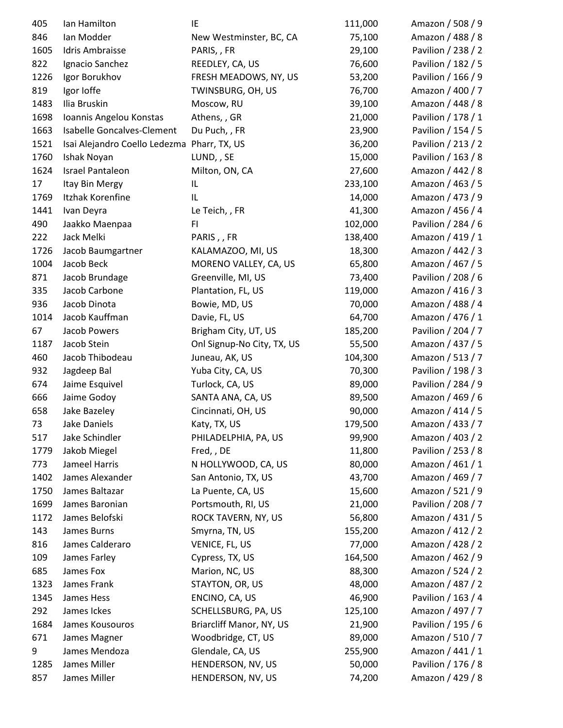| | | | | |
|---|---|---|---|---|
| 405 | Ian Hamilton | IE | 111,000 | Amazon / 508 / 9 |
| 846 | Ian Modder | New Westminster, BC, CA | 75,100 | Amazon / 488 / 8 |
| 1605 | Idris Ambraisse | PARIS, , FR | 29,100 | Pavilion / 238 / 2 |
| 822 | Ignacio Sanchez | REEDLEY, CA, US | 76,600 | Pavilion / 182 / 5 |
| 1226 | Igor Borukhov | FRESH MEADOWS, NY, US | 53,200 | Pavilion / 166 / 9 |
| 819 | Igor Ioffe | TWINSBURG, OH, US | 76,700 | Amazon / 400 / 7 |
| 1483 | Ilia Bruskin | Moscow, RU | 39,100 | Amazon / 448 / 8 |
| 1698 | Ioannis Angelou Konstas | Athens, , GR | 21,000 | Pavilion / 178 / 1 |
| 1663 | Isabelle Goncalves-Clement | Du Puch, , FR | 23,900 | Pavilion / 154 / 5 |
| 1521 | Isai Alejandro Coello Ledezma | Pharr, TX, US | 36,200 | Pavilion / 213 / 2 |
| 1760 | Ishak Noyan | LUND, , SE | 15,000 | Pavilion / 163 / 8 |
| 1624 | Israel Pantaleon | Milton, ON, CA | 27,600 | Amazon / 442 / 8 |
| 17 | Itay Bin Mergy | IL | 233,100 | Amazon / 463 / 5 |
| 1769 | Itzhak Korenfine | IL | 14,000 | Amazon / 473 / 9 |
| 1441 | Ivan Deyra | Le Teich, , FR | 41,300 | Amazon / 456 / 4 |
| 490 | Jaakko Maenpaa | FI | 102,000 | Pavilion / 284 / 6 |
| 222 | Jack Melki | PARIS , , FR | 138,400 | Amazon / 419 / 1 |
| 1726 | Jacob Baumgartner | KALAMAZOO, MI, US | 18,300 | Amazon / 442 / 3 |
| 1004 | Jacob Beck | MORENO VALLEY, CA, US | 65,800 | Amazon / 467 / 5 |
| 871 | Jacob Brundage | Greenville, MI, US | 73,400 | Pavilion / 208 / 6 |
| 335 | Jacob Carbone | Plantation, FL, US | 119,000 | Amazon / 416 / 3 |
| 936 | Jacob Dinota | Bowie, MD, US | 70,000 | Amazon / 488 / 4 |
| 1014 | Jacob Kauffman | Davie, FL, US | 64,700 | Amazon / 476 / 1 |
| 67 | Jacob Powers | Brigham City, UT, US | 185,200 | Pavilion / 204 / 7 |
| 1187 | Jacob Stein | Onl Signup-No City, TX, US | 55,500 | Amazon / 437 / 5 |
| 460 | Jacob Thibodeau | Juneau, AK, US | 104,300 | Amazon / 513 / 7 |
| 932 | Jagdeep Bal | Yuba City, CA, US | 70,300 | Pavilion / 198 / 3 |
| 674 | Jaime Esquivel | Turlock, CA, US | 89,000 | Pavilion / 284 / 9 |
| 666 | Jaime Godoy | SANTA ANA, CA, US | 89,500 | Amazon / 469 / 6 |
| 658 | Jake Bazeley | Cincinnati, OH, US | 90,000 | Amazon / 414 / 5 |
| 73 | Jake Daniels | Katy, TX, US | 179,500 | Amazon / 433 / 7 |
| 517 | Jake Schindler | PHILADELPHIA, PA, US | 99,900 | Amazon / 403 / 2 |
| 1779 | Jakob Miegel | Fred, , DE | 11,800 | Pavilion / 253 / 8 |
| 773 | Jameel Harris | N HOLLYWOOD, CA, US | 80,000 | Amazon / 461 / 1 |
| 1402 | James Alexander | San Antonio, TX, US | 43,700 | Amazon / 469 / 7 |
| 1750 | James Baltazar | La Puente, CA, US | 15,600 | Amazon / 521 / 9 |
| 1699 | James Baronian | Portsmouth, RI, US | 21,000 | Pavilion / 208 / 7 |
| 1172 | James Belofski | ROCK TAVERN, NY, US | 56,800 | Amazon / 431 / 5 |
| 143 | James Burns | Smyrna, TN, US | 155,200 | Amazon / 412 / 2 |
| 816 | James Calderaro | VENICE, FL, US | 77,000 | Amazon / 428 / 2 |
| 109 | James Farley | Cypress, TX, US | 164,500 | Amazon / 462 / 9 |
| 685 | James Fox | Marion, NC, US | 88,300 | Amazon / 524 / 2 |
| 1323 | James Frank | STAYTON, OR, US | 48,000 | Amazon / 487 / 2 |
| 1345 | James Hess | ENCINO, CA, US | 46,900 | Pavilion / 163 / 4 |
| 292 | James Ickes | SCHELLSBURG, PA, US | 125,100 | Amazon / 497 / 7 |
| 1684 | James Kousouros | Briarcliff Manor, NY, US | 21,900 | Pavilion / 195 / 6 |
| 671 | James Magner | Woodbridge, CT, US | 89,000 | Amazon / 510 / 7 |
| 9 | James Mendoza | Glendale, CA, US | 255,900 | Amazon / 441 / 1 |
| 1285 | James Miller | HENDERSON, NV, US | 50,000 | Pavilion / 176 / 8 |
| 857 | James Miller | HENDERSON, NV, US | 74,200 | Amazon / 429 / 8 |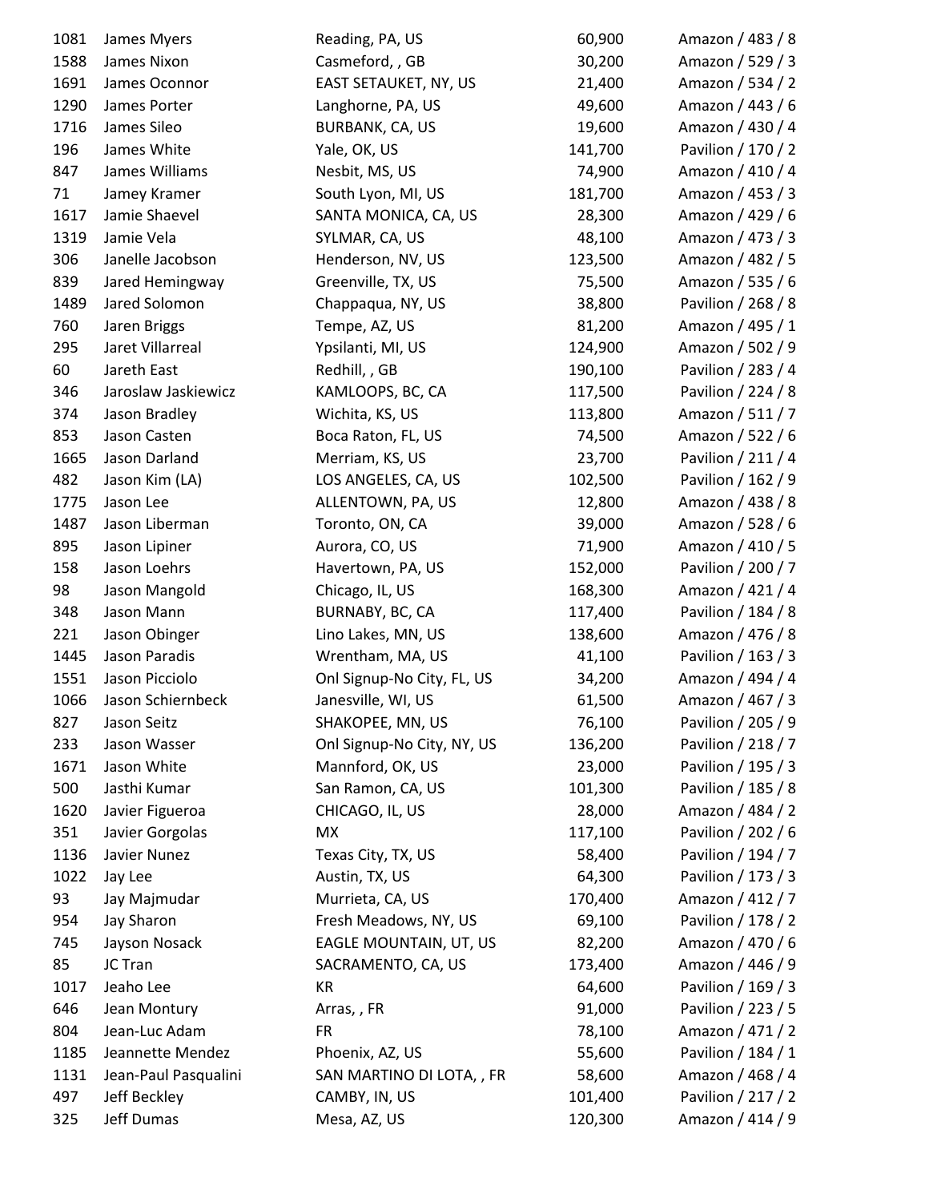| | | | | |
|---|---|---|---|---|
| 1081 | James Myers | Reading, PA, US | 60,900 | Amazon / 483 / 8 |
| 1588 | James Nixon | Casmeford, , GB | 30,200 | Amazon / 529 / 3 |
| 1691 | James Oconnor | EAST SETAUKET, NY, US | 21,400 | Amazon / 534 / 2 |
| 1290 | James Porter | Langhorne, PA, US | 49,600 | Amazon / 443 / 6 |
| 1716 | James Sileo | BURBANK, CA, US | 19,600 | Amazon / 430 / 4 |
| 196 | James White | Yale, OK, US | 141,700 | Pavilion / 170 / 2 |
| 847 | James Williams | Nesbit, MS, US | 74,900 | Amazon / 410 / 4 |
| 71 | Jamey Kramer | South Lyon, MI, US | 181,700 | Amazon / 453 / 3 |
| 1617 | Jamie Shaevel | SANTA MONICA, CA, US | 28,300 | Amazon / 429 / 6 |
| 1319 | Jamie Vela | SYLMAR, CA, US | 48,100 | Amazon / 473 / 3 |
| 306 | Janelle Jacobson | Henderson, NV, US | 123,500 | Amazon / 482 / 5 |
| 839 | Jared Hemingway | Greenville, TX, US | 75,500 | Amazon / 535 / 6 |
| 1489 | Jared Solomon | Chappaqua, NY, US | 38,800 | Pavilion / 268 / 8 |
| 760 | Jaren Briggs | Tempe, AZ, US | 81,200 | Amazon / 495 / 1 |
| 295 | Jaret Villarreal | Ypsilanti, MI, US | 124,900 | Amazon / 502 / 9 |
| 60 | Jareth East | Redhill, , GB | 190,100 | Pavilion / 283 / 4 |
| 346 | Jaroslaw Jaskiewicz | KAMLOOPS, BC, CA | 117,500 | Pavilion / 224 / 8 |
| 374 | Jason Bradley | Wichita, KS, US | 113,800 | Amazon / 511 / 7 |
| 853 | Jason Casten | Boca Raton, FL, US | 74,500 | Amazon / 522 / 6 |
| 1665 | Jason Darland | Merriam, KS, US | 23,700 | Pavilion / 211 / 4 |
| 482 | Jason Kim (LA) | LOS ANGELES, CA, US | 102,500 | Pavilion / 162 / 9 |
| 1775 | Jason Lee | ALLENTOWN, PA, US | 12,800 | Amazon / 438 / 8 |
| 1487 | Jason Liberman | Toronto, ON, CA | 39,000 | Amazon / 528 / 6 |
| 895 | Jason Lipiner | Aurora, CO, US | 71,900 | Amazon / 410 / 5 |
| 158 | Jason Loehrs | Havertown, PA, US | 152,000 | Pavilion / 200 / 7 |
| 98 | Jason Mangold | Chicago, IL, US | 168,300 | Amazon / 421 / 4 |
| 348 | Jason Mann | BURNABY, BC, CA | 117,400 | Pavilion / 184 / 8 |
| 221 | Jason Obinger | Lino Lakes, MN, US | 138,600 | Amazon / 476 / 8 |
| 1445 | Jason Paradis | Wrentham, MA, US | 41,100 | Pavilion / 163 / 3 |
| 1551 | Jason Picciolo | Onl Signup-No City, FL, US | 34,200 | Amazon / 494 / 4 |
| 1066 | Jason Schiernbeck | Janesville, WI, US | 61,500 | Amazon / 467 / 3 |
| 827 | Jason Seitz | SHAKOPEE, MN, US | 76,100 | Pavilion / 205 / 9 |
| 233 | Jason Wasser | Onl Signup-No City, NY, US | 136,200 | Pavilion / 218 / 7 |
| 1671 | Jason White | Mannford, OK, US | 23,000 | Pavilion / 195 / 3 |
| 500 | Jasthi Kumar | San Ramon, CA, US | 101,300 | Pavilion / 185 / 8 |
| 1620 | Javier Figueroa | CHICAGO, IL, US | 28,000 | Amazon / 484 / 2 |
| 351 | Javier Gorgolas | MX | 117,100 | Pavilion / 202 / 6 |
| 1136 | Javier Nunez | Texas City, TX, US | 58,400 | Pavilion / 194 / 7 |
| 1022 | Jay Lee | Austin, TX, US | 64,300 | Pavilion / 173 / 3 |
| 93 | Jay Majmudar | Murrieta, CA, US | 170,400 | Amazon / 412 / 7 |
| 954 | Jay Sharon | Fresh Meadows, NY, US | 69,100 | Pavilion / 178 / 2 |
| 745 | Jayson Nosack | EAGLE MOUNTAIN, UT, US | 82,200 | Amazon / 470 / 6 |
| 85 | JC Tran | SACRAMENTO, CA, US | 173,400 | Amazon / 446 / 9 |
| 1017 | Jeaho Lee | KR | 64,600 | Pavilion / 169 / 3 |
| 646 | Jean Montury | Arras, , FR | 91,000 | Pavilion / 223 / 5 |
| 804 | Jean-Luc Adam | FR | 78,100 | Amazon / 471 / 2 |
| 1185 | Jeannette Mendez | Phoenix, AZ, US | 55,600 | Pavilion / 184 / 1 |
| 1131 | Jean-Paul Pasqualini | SAN MARTINO DI LOTA, , FR | 58,600 | Amazon / 468 / 4 |
| 497 | Jeff Beckley | CAMBY, IN, US | 101,400 | Pavilion / 217 / 2 |
| 325 | Jeff Dumas | Mesa, AZ, US | 120,300 | Amazon / 414 / 9 |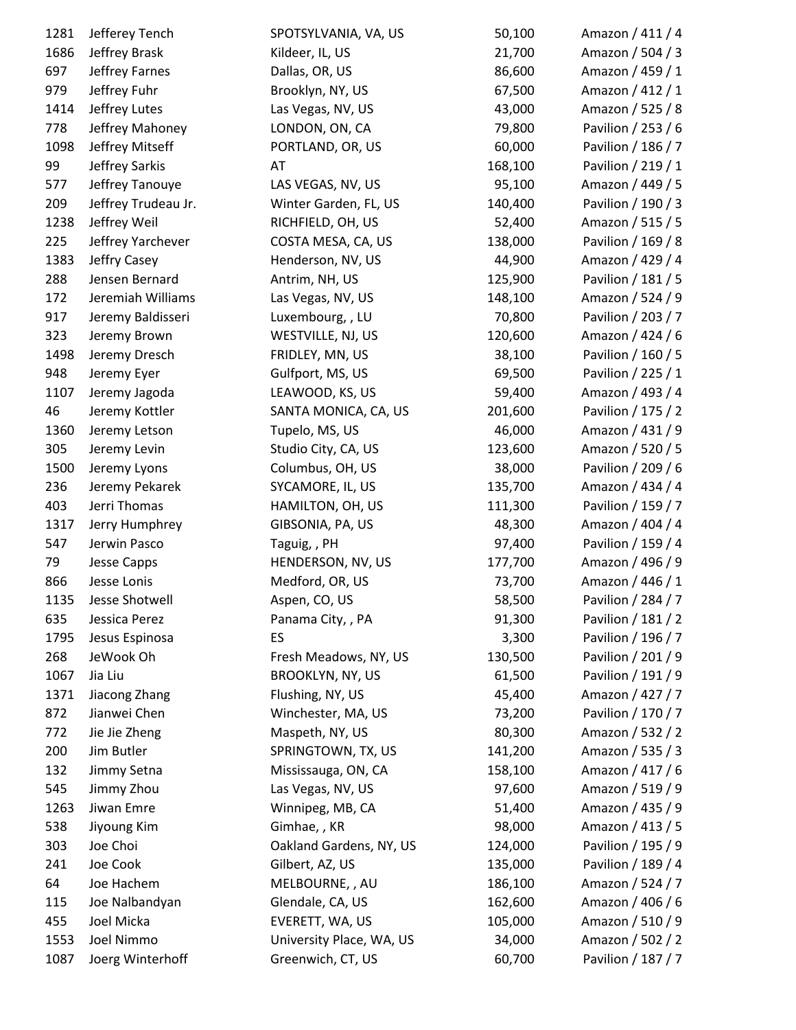| | | | | |
|---|---|---|---|---|
| 1281 | Jefferey Tench | SPOTSYLVANIA, VA, US | 50,100 | Amazon / 411 / 4 |
| 1686 | Jeffrey Brask | Kildeer, IL, US | 21,700 | Amazon / 504 / 3 |
| 697 | Jeffrey Farnes | Dallas, OR, US | 86,600 | Amazon / 459 / 1 |
| 979 | Jeffrey Fuhr | Brooklyn, NY, US | 67,500 | Amazon / 412 / 1 |
| 1414 | Jeffrey Lutes | Las Vegas, NV, US | 43,000 | Amazon / 525 / 8 |
| 778 | Jeffrey Mahoney | LONDON, ON, CA | 79,800 | Pavilion / 253 / 6 |
| 1098 | Jeffrey Mitseff | PORTLAND, OR, US | 60,000 | Pavilion / 186 / 7 |
| 99 | Jeffrey Sarkis | AT | 168,100 | Pavilion / 219 / 1 |
| 577 | Jeffrey Tanouye | LAS VEGAS, NV, US | 95,100 | Amazon / 449 / 5 |
| 209 | Jeffrey Trudeau Jr. | Winter Garden, FL, US | 140,400 | Pavilion / 190 / 3 |
| 1238 | Jeffrey Weil | RICHFIELD, OH, US | 52,400 | Amazon / 515 / 5 |
| 225 | Jeffrey Yarchever | COSTA MESA, CA, US | 138,000 | Pavilion / 169 / 8 |
| 1383 | Jeffry Casey | Henderson, NV, US | 44,900 | Amazon / 429 / 4 |
| 288 | Jensen Bernard | Antrim, NH, US | 125,900 | Pavilion / 181 / 5 |
| 172 | Jeremiah Williams | Las Vegas, NV, US | 148,100 | Amazon / 524 / 9 |
| 917 | Jeremy Baldisseri | Luxembourg, , LU | 70,800 | Pavilion / 203 / 7 |
| 323 | Jeremy Brown | WESTVILLE, NJ, US | 120,600 | Amazon / 424 / 6 |
| 1498 | Jeremy Dresch | FRIDLEY, MN, US | 38,100 | Pavilion / 160 / 5 |
| 948 | Jeremy Eyer | Gulfport, MS, US | 69,500 | Pavilion / 225 / 1 |
| 1107 | Jeremy Jagoda | LEAWOOD, KS, US | 59,400 | Amazon / 493 / 4 |
| 46 | Jeremy Kottler | SANTA MONICA, CA, US | 201,600 | Pavilion / 175 / 2 |
| 1360 | Jeremy Letson | Tupelo, MS, US | 46,000 | Amazon / 431 / 9 |
| 305 | Jeremy Levin | Studio City, CA, US | 123,600 | Amazon / 520 / 5 |
| 1500 | Jeremy Lyons | Columbus, OH, US | 38,000 | Pavilion / 209 / 6 |
| 236 | Jeremy Pekarek | SYCAMORE, IL, US | 135,700 | Amazon / 434 / 4 |
| 403 | Jerri Thomas | HAMILTON, OH, US | 111,300 | Pavilion / 159 / 7 |
| 1317 | Jerry Humphrey | GIBSONIA, PA, US | 48,300 | Amazon / 404 / 4 |
| 547 | Jerwin Pasco | Taguig, , PH | 97,400 | Pavilion / 159 / 4 |
| 79 | Jesse Capps | HENDERSON, NV, US | 177,700 | Amazon / 496 / 9 |
| 866 | Jesse Lonis | Medford, OR, US | 73,700 | Amazon / 446 / 1 |
| 1135 | Jesse Shotwell | Aspen, CO, US | 58,500 | Pavilion / 284 / 7 |
| 635 | Jessica Perez | Panama City, , PA | 91,300 | Pavilion / 181 / 2 |
| 1795 | Jesus Espinosa | ES | 3,300 | Pavilion / 196 / 7 |
| 268 | JeWook Oh | Fresh Meadows, NY, US | 130,500 | Pavilion / 201 / 9 |
| 1067 | Jia Liu | BROOKLYN, NY, US | 61,500 | Pavilion / 191 / 9 |
| 1371 | Jiacong Zhang | Flushing, NY, US | 45,400 | Amazon / 427 / 7 |
| 872 | Jianwei Chen | Winchester, MA, US | 73,200 | Pavilion / 170 / 7 |
| 772 | Jie Jie Zheng | Maspeth, NY, US | 80,300 | Amazon / 532 / 2 |
| 200 | Jim Butler | SPRINGTOWN, TX, US | 141,200 | Amazon / 535 / 3 |
| 132 | Jimmy Setna | Mississauga, ON, CA | 158,100 | Amazon / 417 / 6 |
| 545 | Jimmy Zhou | Las Vegas, NV, US | 97,600 | Amazon / 519 / 9 |
| 1263 | Jiwan Emre | Winnipeg, MB, CA | 51,400 | Amazon / 435 / 9 |
| 538 | Jiyoung Kim | Gimhae, , KR | 98,000 | Amazon / 413 / 5 |
| 303 | Joe Choi | Oakland Gardens, NY, US | 124,000 | Pavilion / 195 / 9 |
| 241 | Joe Cook | Gilbert, AZ, US | 135,000 | Pavilion / 189 / 4 |
| 64 | Joe Hachem | MELBOURNE, , AU | 186,100 | Amazon / 524 / 7 |
| 115 | Joe Nalbandyan | Glendale, CA, US | 162,600 | Amazon / 406 / 6 |
| 455 | Joel Micka | EVERETT, WA, US | 105,000 | Amazon / 510 / 9 |
| 1553 | Joel Nimmo | University Place, WA, US | 34,000 | Amazon / 502 / 2 |
| 1087 | Joerg Winterhoff | Greenwich, CT, US | 60,700 | Pavilion / 187 / 7 |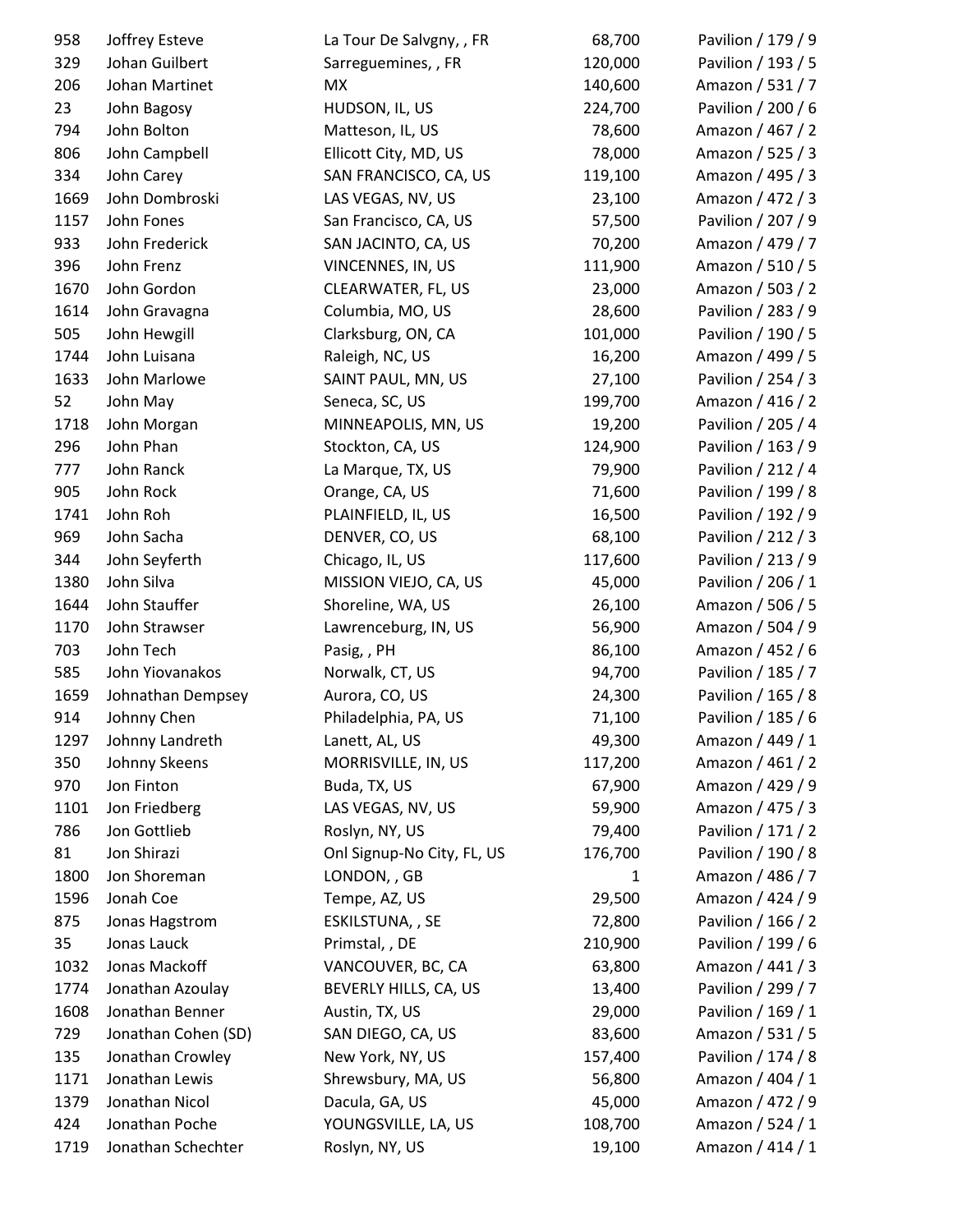| | | | | |
|---|---|---|---|---|
| 958 | Joffrey Esteve | La Tour De Salvgny, , FR | 68,700 | Pavilion / 179 / 9 |
| 329 | Johan Guilbert | Sarreguemines, , FR | 120,000 | Pavilion / 193 / 5 |
| 206 | Johan Martinet | MX | 140,600 | Amazon / 531 / 7 |
| 23 | John Bagosy | HUDSON, IL, US | 224,700 | Pavilion / 200 / 6 |
| 794 | John Bolton | Matteson, IL, US | 78,600 | Amazon / 467 / 2 |
| 806 | John Campbell | Ellicott City, MD, US | 78,000 | Amazon / 525 / 3 |
| 334 | John Carey | SAN FRANCISCO, CA, US | 119,100 | Amazon / 495 / 3 |
| 1669 | John Dombroski | LAS VEGAS, NV, US | 23,100 | Amazon / 472 / 3 |
| 1157 | John Fones | San Francisco, CA, US | 57,500 | Pavilion / 207 / 9 |
| 933 | John Frederick | SAN JACINTO, CA, US | 70,200 | Amazon / 479 / 7 |
| 396 | John Frenz | VINCENNES, IN, US | 111,900 | Amazon / 510 / 5 |
| 1670 | John Gordon | CLEARWATER, FL, US | 23,000 | Amazon / 503 / 2 |
| 1614 | John Gravagna | Columbia, MO, US | 28,600 | Pavilion / 283 / 9 |
| 505 | John Hewgill | Clarksburg, ON, CA | 101,000 | Pavilion / 190 / 5 |
| 1744 | John Luisana | Raleigh, NC, US | 16,200 | Amazon / 499 / 5 |
| 1633 | John Marlowe | SAINT PAUL, MN, US | 27,100 | Pavilion / 254 / 3 |
| 52 | John May | Seneca, SC, US | 199,700 | Amazon / 416 / 2 |
| 1718 | John Morgan | MINNEAPOLIS, MN, US | 19,200 | Pavilion / 205 / 4 |
| 296 | John Phan | Stockton, CA, US | 124,900 | Pavilion / 163 / 9 |
| 777 | John Ranck | La Marque, TX, US | 79,900 | Pavilion / 212 / 4 |
| 905 | John Rock | Orange, CA, US | 71,600 | Pavilion / 199 / 8 |
| 1741 | John Roh | PLAINFIELD, IL, US | 16,500 | Pavilion / 192 / 9 |
| 969 | John Sacha | DENVER, CO, US | 68,100 | Pavilion / 212 / 3 |
| 344 | John Seyferth | Chicago, IL, US | 117,600 | Pavilion / 213 / 9 |
| 1380 | John Silva | MISSION VIEJO, CA, US | 45,000 | Pavilion / 206 / 1 |
| 1644 | John Stauffer | Shoreline, WA, US | 26,100 | Amazon / 506 / 5 |
| 1170 | John Strawser | Lawrenceburg, IN, US | 56,900 | Amazon / 504 / 9 |
| 703 | John Tech | Pasig, , PH | 86,100 | Amazon / 452 / 6 |
| 585 | John Yiovanakos | Norwalk, CT, US | 94,700 | Pavilion / 185 / 7 |
| 1659 | Johnathan Dempsey | Aurora, CO, US | 24,300 | Pavilion / 165 / 8 |
| 914 | Johnny Chen | Philadelphia, PA, US | 71,100 | Pavilion / 185 / 6 |
| 1297 | Johnny Landreth | Lanett, AL, US | 49,300 | Amazon / 449 / 1 |
| 350 | Johnny Skeens | MORRISVILLE, IN, US | 117,200 | Amazon / 461 / 2 |
| 970 | Jon Finton | Buda, TX, US | 67,900 | Amazon / 429 / 9 |
| 1101 | Jon Friedberg | LAS VEGAS, NV, US | 59,900 | Amazon / 475 / 3 |
| 786 | Jon Gottlieb | Roslyn, NY, US | 79,400 | Pavilion / 171 / 2 |
| 81 | Jon Shirazi | Onl Signup-No City, FL, US | 176,700 | Pavilion / 190 / 8 |
| 1800 | Jon Shoreman | LONDON, , GB | 1 | Amazon / 486 / 7 |
| 1596 | Jonah Coe | Tempe, AZ, US | 29,500 | Amazon / 424 / 9 |
| 875 | Jonas Hagstrom | ESKILSTUNA, , SE | 72,800 | Pavilion / 166 / 2 |
| 35 | Jonas Lauck | Primstal, , DE | 210,900 | Pavilion / 199 / 6 |
| 1032 | Jonas Mackoff | VANCOUVER, BC, CA | 63,800 | Amazon / 441 / 3 |
| 1774 | Jonathan Azoulay | BEVERLY HILLS, CA, US | 13,400 | Pavilion / 299 / 7 |
| 1608 | Jonathan Benner | Austin, TX, US | 29,000 | Pavilion / 169 / 1 |
| 729 | Jonathan Cohen (SD) | SAN DIEGO, CA, US | 83,600 | Amazon / 531 / 5 |
| 135 | Jonathan Crowley | New York, NY, US | 157,400 | Pavilion / 174 / 8 |
| 1171 | Jonathan Lewis | Shrewsbury, MA, US | 56,800 | Amazon / 404 / 1 |
| 1379 | Jonathan Nicol | Dacula, GA, US | 45,000 | Amazon / 472 / 9 |
| 424 | Jonathan Poche | YOUNGSVILLE, LA, US | 108,700 | Amazon / 524 / 1 |
| 1719 | Jonathan Schechter | Roslyn, NY, US | 19,100 | Amazon / 414 / 1 |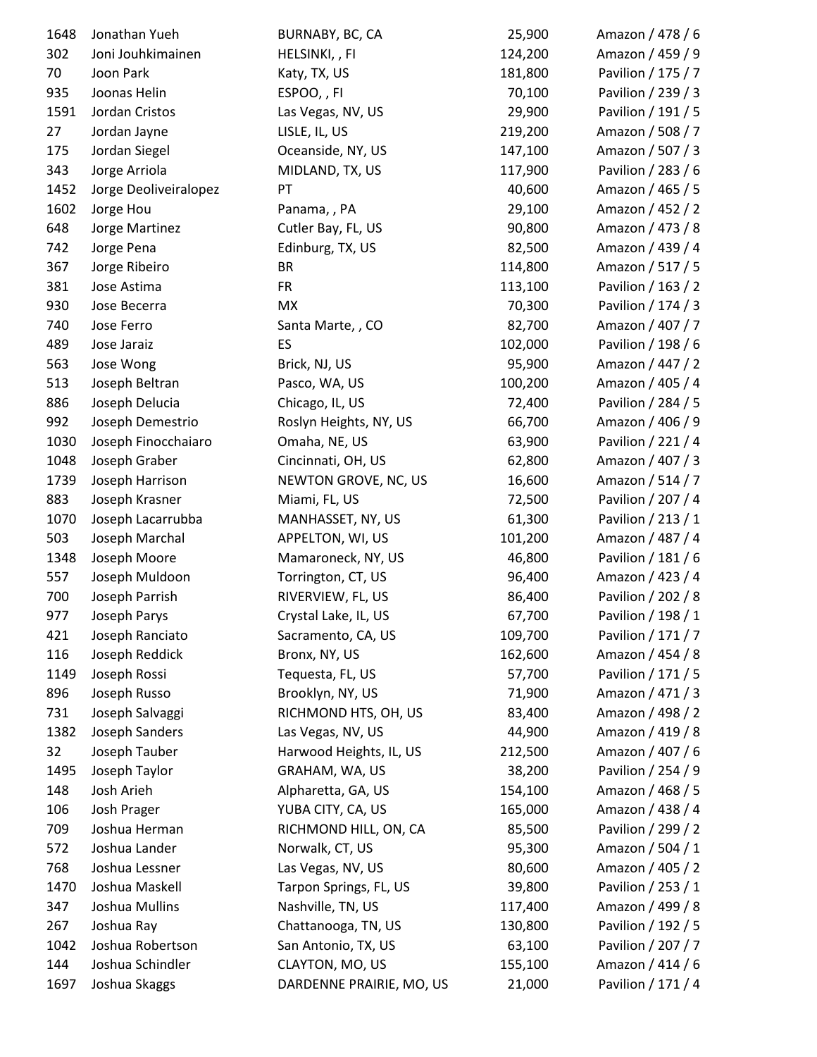| | | | | |
|---|---|---|---|---|
| 1648 | Jonathan Yueh | BURNABY, BC, CA | 25,900 | Amazon / 478 / 6 |
| 302 | Joni Jouhkimainen | HELSINKI, , FI | 124,200 | Amazon / 459 / 9 |
| 70 | Joon Park | Katy, TX, US | 181,800 | Pavilion / 175 / 7 |
| 935 | Joonas Helin | ESPOO, , FI | 70,100 | Pavilion / 239 / 3 |
| 1591 | Jordan Cristos | Las Vegas, NV, US | 29,900 | Pavilion / 191 / 5 |
| 27 | Jordan Jayne | LISLE, IL, US | 219,200 | Amazon / 508 / 7 |
| 175 | Jordan Siegel | Oceanside, NY, US | 147,100 | Amazon / 507 / 3 |
| 343 | Jorge Arriola | MIDLAND, TX, US | 117,900 | Pavilion / 283 / 6 |
| 1452 | Jorge Deoliveiralopez | PT | 40,600 | Amazon / 465 / 5 |
| 1602 | Jorge Hou | Panama, , PA | 29,100 | Amazon / 452 / 2 |
| 648 | Jorge Martinez | Cutler Bay, FL, US | 90,800 | Amazon / 473 / 8 |
| 742 | Jorge Pena | Edinburg, TX, US | 82,500 | Amazon / 439 / 4 |
| 367 | Jorge Ribeiro | BR | 114,800 | Amazon / 517 / 5 |
| 381 | Jose Astima | FR | 113,100 | Pavilion / 163 / 2 |
| 930 | Jose Becerra | MX | 70,300 | Pavilion / 174 / 3 |
| 740 | Jose Ferro | Santa Marte, , CO | 82,700 | Amazon / 407 / 7 |
| 489 | Jose Jaraiz | ES | 102,000 | Pavilion / 198 / 6 |
| 563 | Jose Wong | Brick, NJ, US | 95,900 | Amazon / 447 / 2 |
| 513 | Joseph Beltran | Pasco, WA, US | 100,200 | Amazon / 405 / 4 |
| 886 | Joseph Delucia | Chicago, IL, US | 72,400 | Pavilion / 284 / 5 |
| 992 | Joseph Demestrio | Roslyn Heights, NY, US | 66,700 | Amazon / 406 / 9 |
| 1030 | Joseph Finocchaiaro | Omaha, NE, US | 63,900 | Pavilion / 221 / 4 |
| 1048 | Joseph Graber | Cincinnati, OH, US | 62,800 | Amazon / 407 / 3 |
| 1739 | Joseph Harrison | NEWTON GROVE, NC, US | 16,600 | Amazon / 514 / 7 |
| 883 | Joseph Krasner | Miami, FL, US | 72,500 | Pavilion / 207 / 4 |
| 1070 | Joseph Lacarrubba | MANHASSET, NY, US | 61,300 | Pavilion / 213 / 1 |
| 503 | Joseph Marchal | APPELTON, WI, US | 101,200 | Amazon / 487 / 4 |
| 1348 | Joseph Moore | Mamaroneck, NY, US | 46,800 | Pavilion / 181 / 6 |
| 557 | Joseph Muldoon | Torrington, CT, US | 96,400 | Amazon / 423 / 4 |
| 700 | Joseph Parrish | RIVERVIEW, FL, US | 86,400 | Pavilion / 202 / 8 |
| 977 | Joseph Parys | Crystal Lake, IL, US | 67,700 | Pavilion / 198 / 1 |
| 421 | Joseph Ranciato | Sacramento, CA, US | 109,700 | Pavilion / 171 / 7 |
| 116 | Joseph Reddick | Bronx, NY, US | 162,600 | Amazon / 454 / 8 |
| 1149 | Joseph Rossi | Tequesta, FL, US | 57,700 | Pavilion / 171 / 5 |
| 896 | Joseph Russo | Brooklyn, NY, US | 71,900 | Amazon / 471 / 3 |
| 731 | Joseph Salvaggi | RICHMOND HTS, OH, US | 83,400 | Amazon / 498 / 2 |
| 1382 | Joseph Sanders | Las Vegas, NV, US | 44,900 | Amazon / 419 / 8 |
| 32 | Joseph Tauber | Harwood Heights, IL, US | 212,500 | Amazon / 407 / 6 |
| 1495 | Joseph Taylor | GRAHAM, WA, US | 38,200 | Pavilion / 254 / 9 |
| 148 | Josh Arieh | Alpharetta, GA, US | 154,100 | Amazon / 468 / 5 |
| 106 | Josh Prager | YUBA CITY, CA, US | 165,000 | Amazon / 438 / 4 |
| 709 | Joshua Herman | RICHMOND HILL, ON, CA | 85,500 | Pavilion / 299 / 2 |
| 572 | Joshua Lander | Norwalk, CT, US | 95,300 | Amazon / 504 / 1 |
| 768 | Joshua Lessner | Las Vegas, NV, US | 80,600 | Amazon / 405 / 2 |
| 1470 | Joshua Maskell | Tarpon Springs, FL, US | 39,800 | Pavilion / 253 / 1 |
| 347 | Joshua Mullins | Nashville, TN, US | 117,400 | Amazon / 499 / 8 |
| 267 | Joshua Ray | Chattanooga, TN, US | 130,800 | Pavilion / 192 / 5 |
| 1042 | Joshua Robertson | San Antonio, TX, US | 63,100 | Pavilion / 207 / 7 |
| 144 | Joshua Schindler | CLAYTON, MO, US | 155,100 | Amazon / 414 / 6 |
| 1697 | Joshua Skaggs | DARDENNE PRAIRIE, MO, US | 21,000 | Pavilion / 171 / 4 |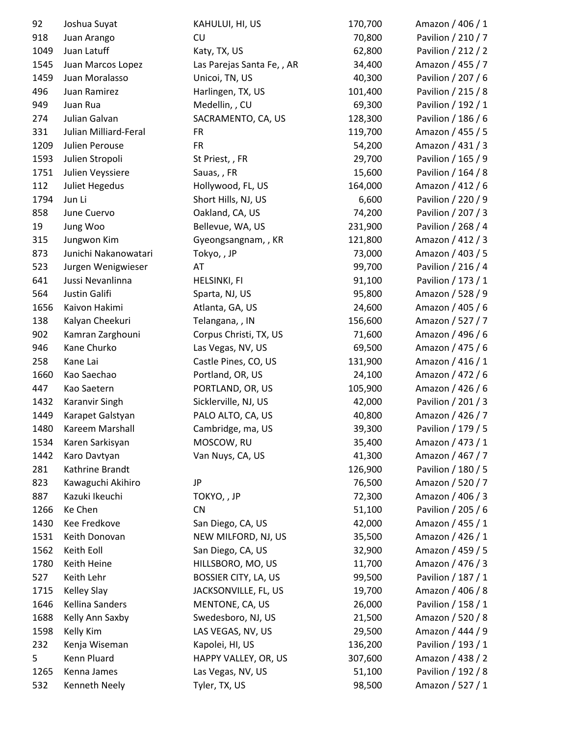| | | | | |
|---|---|---|---|---|
| 92 | Joshua Suyat | KAHULUI, HI, US | 170,700 | Amazon / 406 / 1 |
| 918 | Juan Arango | CU | 70,800 | Pavilion / 210 / 7 |
| 1049 | Juan Latuff | Katy, TX, US | 62,800 | Pavilion / 212 / 2 |
| 1545 | Juan Marcos Lopez | Las Parejas Santa Fe, , AR | 34,400 | Amazon / 455 / 7 |
| 1459 | Juan Moralasso | Unicoi, TN, US | 40,300 | Pavilion / 207 / 6 |
| 496 | Juan Ramirez | Harlingen, TX, US | 101,400 | Pavilion / 215 / 8 |
| 949 | Juan Rua | Medellin, , CU | 69,300 | Pavilion / 192 / 1 |
| 274 | Julian Galvan | SACRAMENTO, CA, US | 128,300 | Pavilion / 186 / 6 |
| 331 | Julian Milliard-Feral | FR | 119,700 | Amazon / 455 / 5 |
| 1209 | Julien Perouse | FR | 54,200 | Amazon / 431 / 3 |
| 1593 | Julien Stropoli | St Priest, , FR | 29,700 | Pavilion / 165 / 9 |
| 1751 | Julien Veyssiere | Sauas, , FR | 15,600 | Pavilion / 164 / 8 |
| 112 | Juliet Hegedus | Hollywood, FL, US | 164,000 | Amazon / 412 / 6 |
| 1794 | Jun Li | Short Hills, NJ, US | 6,600 | Pavilion / 220 / 9 |
| 858 | June Cuervo | Oakland, CA, US | 74,200 | Pavilion / 207 / 3 |
| 19 | Jung Woo | Bellevue, WA, US | 231,900 | Pavilion / 268 / 4 |
| 315 | Jungwon Kim | Gyeongsangnam, , KR | 121,800 | Amazon / 412 / 3 |
| 873 | Junichi Nakanowatari | Tokyo, , JP | 73,000 | Amazon / 403 / 5 |
| 523 | Jurgen Wenigwieser | AT | 99,700 | Pavilion / 216 / 4 |
| 641 | Jussi Nevanlinna | HELSINKI, FI | 91,100 | Pavilion / 173 / 1 |
| 564 | Justin Galifi | Sparta, NJ, US | 95,800 | Amazon / 528 / 9 |
| 1656 | Kaivon Hakimi | Atlanta, GA, US | 24,600 | Amazon / 405 / 6 |
| 138 | Kalyan Cheekuri | Telangana, , IN | 156,600 | Amazon / 527 / 7 |
| 902 | Kamran Zarghouni | Corpus Christi, TX, US | 71,600 | Amazon / 496 / 6 |
| 946 | Kane Churko | Las Vegas, NV, US | 69,500 | Amazon / 475 / 6 |
| 258 | Kane Lai | Castle Pines, CO, US | 131,900 | Amazon / 416 / 1 |
| 1660 | Kao Saechao | Portland, OR, US | 24,100 | Amazon / 472 / 6 |
| 447 | Kao Saetern | PORTLAND, OR, US | 105,900 | Amazon / 426 / 6 |
| 1432 | Karanvir Singh | Sicklerville, NJ, US | 42,000 | Pavilion / 201 / 3 |
| 1449 | Karapet Galstyan | PALO ALTO, CA, US | 40,800 | Amazon / 426 / 7 |
| 1480 | Kareem Marshall | Cambridge, ma, US | 39,300 | Pavilion / 179 / 5 |
| 1534 | Karen Sarkisyan | MOSCOW, RU | 35,400 | Amazon / 473 / 1 |
| 1442 | Karo Davtyan | Van Nuys, CA, US | 41,300 | Amazon / 467 / 7 |
| 281 | Kathrine Brandt | | 126,900 | Pavilion / 180 / 5 |
| 823 | Kawaguchi Akihiro | JP | 76,500 | Amazon / 520 / 7 |
| 887 | Kazuki Ikeuchi | TOKYO, , JP | 72,300 | Amazon / 406 / 3 |
| 1266 | Ke Chen | CN | 51,100 | Pavilion / 205 / 6 |
| 1430 | Kee Fredkove | San Diego, CA, US | 42,000 | Amazon / 455 / 1 |
| 1531 | Keith Donovan | NEW MILFORD, NJ, US | 35,500 | Amazon / 426 / 1 |
| 1562 | Keith Eoll | San Diego, CA, US | 32,900 | Amazon / 459 / 5 |
| 1780 | Keith Heine | HILLSBORO, MO, US | 11,700 | Amazon / 476 / 3 |
| 527 | Keith Lehr | BOSSIER CITY, LA, US | 99,500 | Pavilion / 187 / 1 |
| 1715 | Kelley Slay | JACKSONVILLE, FL, US | 19,700 | Amazon / 406 / 8 |
| 1646 | Kellina Sanders | MENTONE, CA, US | 26,000 | Pavilion / 158 / 1 |
| 1688 | Kelly Ann Saxby | Swedesboro, NJ, US | 21,500 | Amazon / 520 / 8 |
| 1598 | Kelly Kim | LAS VEGAS, NV, US | 29,500 | Amazon / 444 / 9 |
| 232 | Kenja Wiseman | Kapolei, HI, US | 136,200 | Pavilion / 193 / 1 |
| 5 | Kenn Pluard | HAPPY VALLEY, OR, US | 307,600 | Amazon / 438 / 2 |
| 1265 | Kenna James | Las Vegas, NV, US | 51,100 | Pavilion / 192 / 8 |
| 532 | Kenneth Neely | Tyler, TX, US | 98,500 | Amazon / 527 / 1 |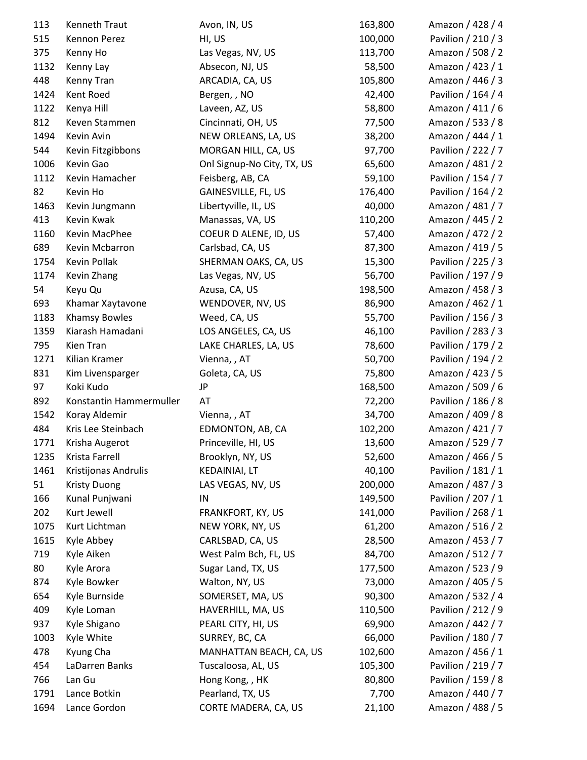| | | | | |
|---|---|---|---|---|
| 113 | Kenneth Traut | Avon, IN, US | 163,800 | Amazon / 428 / 4 |
| 515 | Kennon Perez | HI, US | 100,000 | Pavilion / 210 / 3 |
| 375 | Kenny Ho | Las Vegas, NV, US | 113,700 | Amazon / 508 / 2 |
| 1132 | Kenny Lay | Absecon, NJ, US | 58,500 | Amazon / 423 / 1 |
| 448 | Kenny Tran | ARCADIA, CA, US | 105,800 | Amazon / 446 / 3 |
| 1424 | Kent Roed | Bergen, , NO | 42,400 | Pavilion / 164 / 4 |
| 1122 | Kenya Hill | Laveen, AZ, US | 58,800 | Amazon / 411 / 6 |
| 812 | Keven Stammen | Cincinnati, OH, US | 77,500 | Amazon / 533 / 8 |
| 1494 | Kevin Avin | NEW ORLEANS, LA, US | 38,200 | Amazon / 444 / 1 |
| 544 | Kevin Fitzgibbons | MORGAN HILL, CA, US | 97,700 | Pavilion / 222 / 7 |
| 1006 | Kevin Gao | Onl Signup-No City, TX, US | 65,600 | Amazon / 481 / 2 |
| 1112 | Kevin Hamacher | Feisberg, AB, CA | 59,100 | Pavilion / 154 / 7 |
| 82 | Kevin Ho | GAINESVILLE, FL, US | 176,400 | Pavilion / 164 / 2 |
| 1463 | Kevin Jungmann | Libertyville, IL, US | 40,000 | Amazon / 481 / 7 |
| 413 | Kevin Kwak | Manassas, VA, US | 110,200 | Amazon / 445 / 2 |
| 1160 | Kevin MacPhee | COEUR D ALENE, ID, US | 57,400 | Amazon / 472 / 2 |
| 689 | Kevin Mcbarron | Carlsbad, CA, US | 87,300 | Amazon / 419 / 5 |
| 1754 | Kevin Pollak | SHERMAN OAKS, CA, US | 15,300 | Pavilion / 225 / 3 |
| 1174 | Kevin Zhang | Las Vegas, NV, US | 56,700 | Pavilion / 197 / 9 |
| 54 | Keyu Qu | Azusa, CA, US | 198,500 | Amazon / 458 / 3 |
| 693 | Khamar Xaytavone | WENDOVER, NV, US | 86,900 | Amazon / 462 / 1 |
| 1183 | Khamsy Bowles | Weed, CA, US | 55,700 | Pavilion / 156 / 3 |
| 1359 | Kiarash Hamadani | LOS ANGELES, CA, US | 46,100 | Pavilion / 283 / 3 |
| 795 | Kien Tran | LAKE CHARLES, LA, US | 78,600 | Pavilion / 179 / 2 |
| 1271 | Kilian Kramer | Vienna, , AT | 50,700 | Pavilion / 194 / 2 |
| 831 | Kim Livensparger | Goleta, CA, US | 75,800 | Amazon / 423 / 5 |
| 97 | Koki Kudo | JP | 168,500 | Amazon / 509 / 6 |
| 892 | Konstantin Hammermuller | AT | 72,200 | Pavilion / 186 / 8 |
| 1542 | Koray Aldemir | Vienna, , AT | 34,700 | Amazon / 409 / 8 |
| 484 | Kris Lee Steinbach | EDMONTON, AB, CA | 102,200 | Amazon / 421 / 7 |
| 1771 | Krisha Augerot | Princeville, HI, US | 13,600 | Amazon / 529 / 7 |
| 1235 | Krista Farrell | Brooklyn, NY, US | 52,600 | Amazon / 466 / 5 |
| 1461 | Kristijonas Andrulis | KEDAINIAI, LT | 40,100 | Pavilion / 181 / 1 |
| 51 | Kristy Duong | LAS VEGAS, NV, US | 200,000 | Amazon / 487 / 3 |
| 166 | Kunal Punjwani | IN | 149,500 | Pavilion / 207 / 1 |
| 202 | Kurt Jewell | FRANKFORT, KY, US | 141,000 | Pavilion / 268 / 1 |
| 1075 | Kurt Lichtman | NEW YORK, NY, US | 61,200 | Amazon / 516 / 2 |
| 1615 | Kyle Abbey | CARLSBAD, CA, US | 28,500 | Amazon / 453 / 7 |
| 719 | Kyle Aiken | West Palm Bch, FL, US | 84,700 | Amazon / 512 / 7 |
| 80 | Kyle Arora | Sugar Land, TX, US | 177,500 | Amazon / 523 / 9 |
| 874 | Kyle Bowker | Walton, NY, US | 73,000 | Amazon / 405 / 5 |
| 654 | Kyle Burnside | SOMERSET, MA, US | 90,300 | Amazon / 532 / 4 |
| 409 | Kyle Loman | HAVERHILL, MA, US | 110,500 | Pavilion / 212 / 9 |
| 937 | Kyle Shigano | PEARL CITY, HI, US | 69,900 | Amazon / 442 / 7 |
| 1003 | Kyle White | SURREY, BC, CA | 66,000 | Pavilion / 180 / 7 |
| 478 | Kyung Cha | MANHATTAN BEACH, CA, US | 102,600 | Amazon / 456 / 1 |
| 454 | LaDarren Banks | Tuscaloosa, AL, US | 105,300 | Pavilion / 219 / 7 |
| 766 | Lan Gu | Hong Kong, , HK | 80,800 | Pavilion / 159 / 8 |
| 1791 | Lance Botkin | Pearland, TX, US | 7,700 | Amazon / 440 / 7 |
| 1694 | Lance Gordon | CORTE MADERA, CA, US | 21,100 | Amazon / 488 / 5 |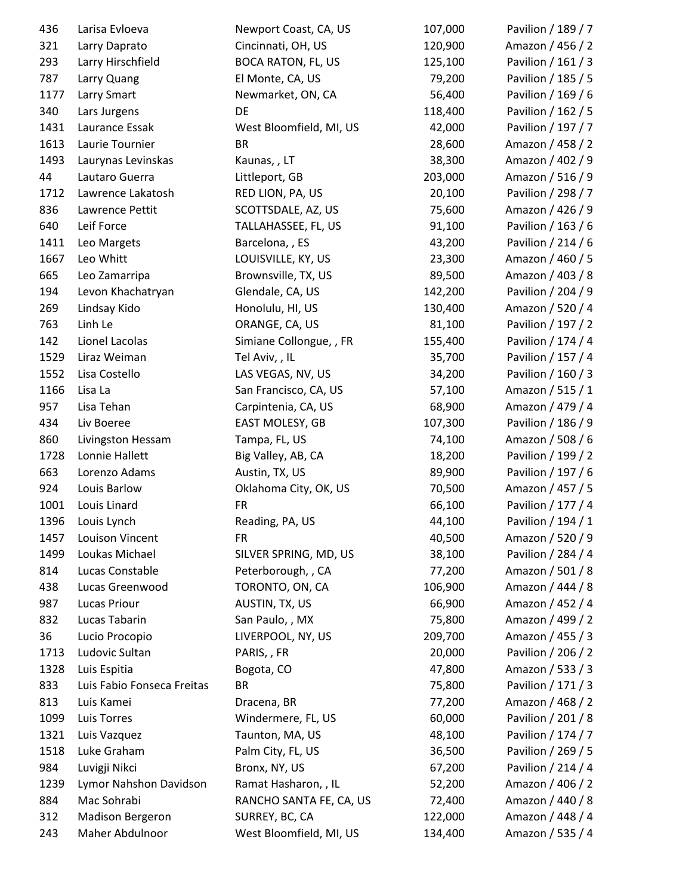| | | | | |
|---|---|---|---|---|
| 436 | Larisa Evloeva | Newport Coast, CA, US | 107,000 | Pavilion / 189 / 7 |
| 321 | Larry Daprato | Cincinnati, OH, US | 120,900 | Amazon / 456 / 2 |
| 293 | Larry Hirschfield | BOCA RATON, FL, US | 125,100 | Pavilion / 161 / 3 |
| 787 | Larry Quang | El Monte, CA, US | 79,200 | Pavilion / 185 / 5 |
| 1177 | Larry Smart | Newmarket, ON, CA | 56,400 | Pavilion / 169 / 6 |
| 340 | Lars Jurgens | DE | 118,400 | Pavilion / 162 / 5 |
| 1431 | Laurance Essak | West Bloomfield, MI, US | 42,000 | Pavilion / 197 / 7 |
| 1613 | Laurie Tournier | BR | 28,600 | Amazon / 458 / 2 |
| 1493 | Laurynas Levinskas | Kaunas, , LT | 38,300 | Amazon / 402 / 9 |
| 44 | Lautaro Guerra | Littleport, GB | 203,000 | Amazon / 516 / 9 |
| 1712 | Lawrence Lakatosh | RED LION, PA, US | 20,100 | Pavilion / 298 / 7 |
| 836 | Lawrence Pettit | SCOTTSDALE, AZ, US | 75,600 | Amazon / 426 / 9 |
| 640 | Leif Force | TALLAHASSEE, FL, US | 91,100 | Pavilion / 163 / 6 |
| 1411 | Leo Margets | Barcelona, , ES | 43,200 | Pavilion / 214 / 6 |
| 1667 | Leo Whitt | LOUISVILLE, KY, US | 23,300 | Amazon / 460 / 5 |
| 665 | Leo Zamarripa | Brownsville, TX, US | 89,500 | Amazon / 403 / 8 |
| 194 | Levon Khachatryan | Glendale, CA, US | 142,200 | Pavilion / 204 / 9 |
| 269 | Lindsay Kido | Honolulu, HI, US | 130,400 | Amazon / 520 / 4 |
| 763 | Linh Le | ORANGE, CA, US | 81,100 | Pavilion / 197 / 2 |
| 142 | Lionel Lacolas | Simiane Collongue, , FR | 155,400 | Pavilion / 174 / 4 |
| 1529 | Liraz Weiman | Tel Aviv, , IL | 35,700 | Pavilion / 157 / 4 |
| 1552 | Lisa Costello | LAS VEGAS, NV, US | 34,200 | Pavilion / 160 / 3 |
| 1166 | Lisa La | San Francisco, CA, US | 57,100 | Amazon / 515 / 1 |
| 957 | Lisa Tehan | Carpintenia, CA, US | 68,900 | Amazon / 479 / 4 |
| 434 | Liv Boeree | EAST MOLESY, GB | 107,300 | Pavilion / 186 / 9 |
| 860 | Livingston Hessam | Tampa, FL, US | 74,100 | Amazon / 508 / 6 |
| 1728 | Lonnie Hallett | Big Valley, AB, CA | 18,200 | Pavilion / 199 / 2 |
| 663 | Lorenzo Adams | Austin, TX, US | 89,900 | Pavilion / 197 / 6 |
| 924 | Louis Barlow | Oklahoma City, OK, US | 70,500 | Amazon / 457 / 5 |
| 1001 | Louis Linard | FR | 66,100 | Pavilion / 177 / 4 |
| 1396 | Louis Lynch | Reading, PA, US | 44,100 | Pavilion / 194 / 1 |
| 1457 | Louison Vincent | FR | 40,500 | Amazon / 520 / 9 |
| 1499 | Loukas Michael | SILVER SPRING, MD, US | 38,100 | Pavilion / 284 / 4 |
| 814 | Lucas Constable | Peterborough, , CA | 77,200 | Amazon / 501 / 8 |
| 438 | Lucas Greenwood | TORONTO, ON, CA | 106,900 | Amazon / 444 / 8 |
| 987 | Lucas Priour | AUSTIN, TX, US | 66,900 | Amazon / 452 / 4 |
| 832 | Lucas Tabarin | San Paulo, , MX | 75,800 | Amazon / 499 / 2 |
| 36 | Lucio Procopio | LIVERPOOL, NY, US | 209,700 | Amazon / 455 / 3 |
| 1713 | Ludovic Sultan | PARIS, , FR | 20,000 | Pavilion / 206 / 2 |
| 1328 | Luis Espitia | Bogota, CO | 47,800 | Amazon / 533 / 3 |
| 833 | Luis Fabio Fonseca Freitas | BR | 75,800 | Pavilion / 171 / 3 |
| 813 | Luis Kamei | Dracena, BR | 77,200 | Amazon / 468 / 2 |
| 1099 | Luis Torres | Windermere, FL, US | 60,000 | Pavilion / 201 / 8 |
| 1321 | Luis Vazquez | Taunton, MA, US | 48,100 | Pavilion / 174 / 7 |
| 1518 | Luke Graham | Palm City, FL, US | 36,500 | Pavilion / 269 / 5 |
| 984 | Luvigji Nikci | Bronx, NY, US | 67,200 | Pavilion / 214 / 4 |
| 1239 | Lymor Nahshon Davidson | Ramat Hasharon, , IL | 52,200 | Amazon / 406 / 2 |
| 884 | Mac Sohrabi | RANCHO SANTA FE, CA, US | 72,400 | Amazon / 440 / 8 |
| 312 | Madison Bergeron | SURREY, BC, CA | 122,000 | Amazon / 448 / 4 |
| 243 | Maher Abdulnoor | West Bloomfield, MI, US | 134,400 | Amazon / 535 / 4 |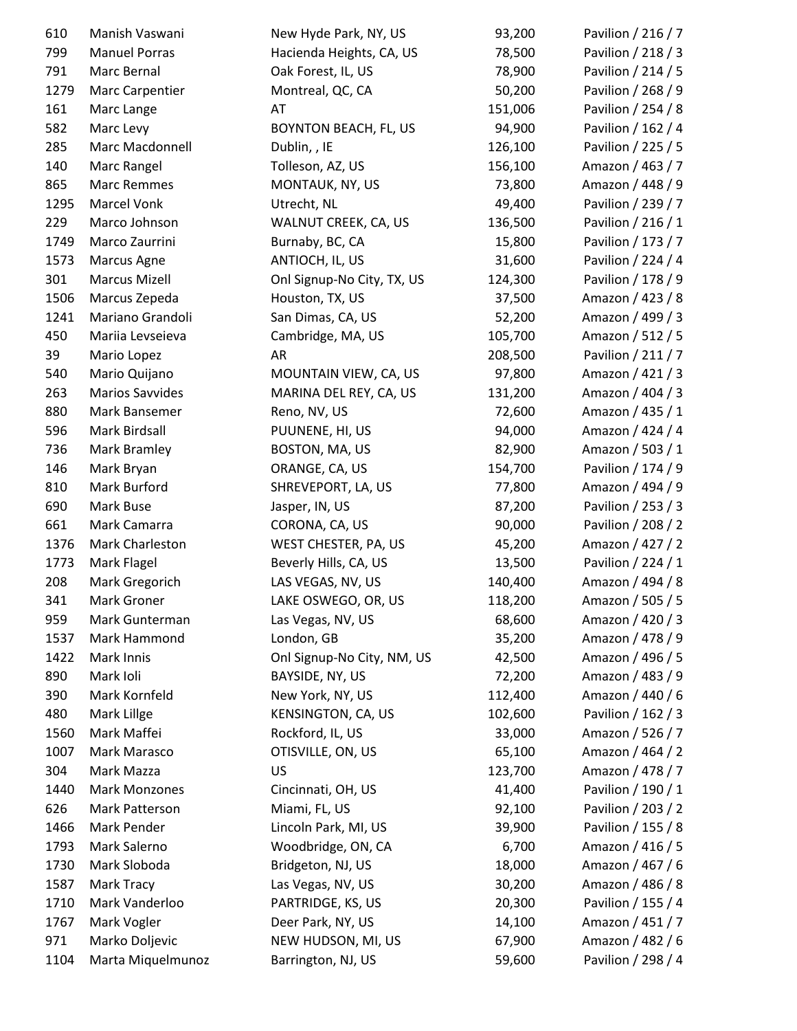| | | | | |
|---|---|---|---|---|
| 610 | Manish Vaswani | New Hyde Park, NY, US | 93,200 | Pavilion / 216 / 7 |
| 799 | Manuel Porras | Hacienda Heights, CA, US | 78,500 | Pavilion / 218 / 3 |
| 791 | Marc Bernal | Oak Forest, IL, US | 78,900 | Pavilion / 214 / 5 |
| 1279 | Marc Carpentier | Montreal, QC, CA | 50,200 | Pavilion / 268 / 9 |
| 161 | Marc Lange | AT | 151,006 | Pavilion / 254 / 8 |
| 582 | Marc Levy | BOYNTON BEACH, FL, US | 94,900 | Pavilion / 162 / 4 |
| 285 | Marc Macdonnell | Dublin, , IE | 126,100 | Pavilion / 225 / 5 |
| 140 | Marc Rangel | Tolleson, AZ, US | 156,100 | Amazon / 463 / 7 |
| 865 | Marc Remmes | MONTAUK, NY, US | 73,800 | Amazon / 448 / 9 |
| 1295 | Marcel Vonk | Utrecht, NL | 49,400 | Pavilion / 239 / 7 |
| 229 | Marco Johnson | WALNUT CREEK, CA, US | 136,500 | Pavilion / 216 / 1 |
| 1749 | Marco Zaurrini | Burnaby, BC, CA | 15,800 | Pavilion / 173 / 7 |
| 1573 | Marcus Agne | ANTIOCH, IL, US | 31,600 | Pavilion / 224 / 4 |
| 301 | Marcus Mizell | Onl Signup-No City, TX, US | 124,300 | Pavilion / 178 / 9 |
| 1506 | Marcus Zepeda | Houston, TX, US | 37,500 | Amazon / 423 / 8 |
| 1241 | Mariano Grandoli | San Dimas, CA, US | 52,200 | Amazon / 499 / 3 |
| 450 | Mariia Levseieva | Cambridge, MA, US | 105,700 | Amazon / 512 / 5 |
| 39 | Mario Lopez | AR | 208,500 | Pavilion / 211 / 7 |
| 540 | Mario Quijano | MOUNTAIN VIEW, CA, US | 97,800 | Amazon / 421 / 3 |
| 263 | Marios Savvides | MARINA DEL REY, CA, US | 131,200 | Amazon / 404 / 3 |
| 880 | Mark Bansemer | Reno, NV, US | 72,600 | Amazon / 435 / 1 |
| 596 | Mark Birdsall | PUUNENE, HI, US | 94,000 | Amazon / 424 / 4 |
| 736 | Mark Bramley | BOSTON, MA, US | 82,900 | Amazon / 503 / 1 |
| 146 | Mark Bryan | ORANGE, CA, US | 154,700 | Pavilion / 174 / 9 |
| 810 | Mark Burford | SHREVEPORT, LA, US | 77,800 | Amazon / 494 / 9 |
| 690 | Mark Buse | Jasper, IN, US | 87,200 | Pavilion / 253 / 3 |
| 661 | Mark Camarra | CORONA, CA, US | 90,000 | Pavilion / 208 / 2 |
| 1376 | Mark Charleston | WEST CHESTER, PA, US | 45,200 | Amazon / 427 / 2 |
| 1773 | Mark Flagel | Beverly Hills, CA, US | 13,500 | Pavilion / 224 / 1 |
| 208 | Mark Gregorich | LAS VEGAS, NV, US | 140,400 | Amazon / 494 / 8 |
| 341 | Mark Groner | LAKE OSWEGO, OR, US | 118,200 | Amazon / 505 / 5 |
| 959 | Mark Gunterman | Las Vegas, NV, US | 68,600 | Amazon / 420 / 3 |
| 1537 | Mark Hammond | London, GB | 35,200 | Amazon / 478 / 9 |
| 1422 | Mark Innis | Onl Signup-No City, NM, US | 42,500 | Amazon / 496 / 5 |
| 890 | Mark Ioli | BAYSIDE, NY, US | 72,200 | Amazon / 483 / 9 |
| 390 | Mark Kornfeld | New York, NY, US | 112,400 | Amazon / 440 / 6 |
| 480 | Mark Lillge | KENSINGTON, CA, US | 102,600 | Pavilion / 162 / 3 |
| 1560 | Mark Maffei | Rockford, IL, US | 33,000 | Amazon / 526 / 7 |
| 1007 | Mark Marasco | OTISVILLE, ON, US | 65,100 | Amazon / 464 / 2 |
| 304 | Mark Mazza | US | 123,700 | Amazon / 478 / 7 |
| 1440 | Mark Monzones | Cincinnati, OH, US | 41,400 | Pavilion / 190 / 1 |
| 626 | Mark Patterson | Miami, FL, US | 92,100 | Pavilion / 203 / 2 |
| 1466 | Mark Pender | Lincoln Park, MI, US | 39,900 | Pavilion / 155 / 8 |
| 1793 | Mark Salerno | Woodbridge, ON, CA | 6,700 | Amazon / 416 / 5 |
| 1730 | Mark Sloboda | Bridgeton, NJ, US | 18,000 | Amazon / 467 / 6 |
| 1587 | Mark Tracy | Las Vegas, NV, US | 30,200 | Amazon / 486 / 8 |
| 1710 | Mark Vanderloo | PARTRIDGE, KS, US | 20,300 | Pavilion / 155 / 4 |
| 1767 | Mark Vogler | Deer Park, NY, US | 14,100 | Amazon / 451 / 7 |
| 971 | Marko Doljevic | NEW HUDSON, MI, US | 67,900 | Amazon / 482 / 6 |
| 1104 | Marta Miquelmunoz | Barrington, NJ, US | 59,600 | Pavilion / 298 / 4 |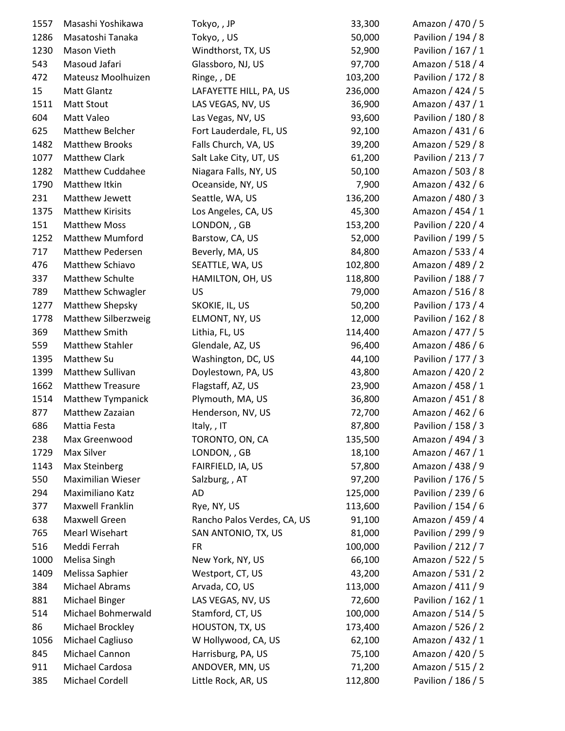| | | | | |
|---|---|---|---|---|
| 1557 | Masashi Yoshikawa | Tokyo, , JP | 33,300 | Amazon / 470 / 5 |
| 1286 | Masatoshi Tanaka | Tokyo, , US | 50,000 | Pavilion / 194 / 8 |
| 1230 | Mason Vieth | Windthorst, TX, US | 52,900 | Pavilion / 167 / 1 |
| 543 | Masoud Jafari | Glassboro, NJ, US | 97,700 | Amazon / 518 / 4 |
| 472 | Mateusz Moolhuizen | Ringe, , DE | 103,200 | Pavilion / 172 / 8 |
| 15 | Matt Glantz | LAFAYETTE HILL, PA, US | 236,000 | Amazon / 424 / 5 |
| 1511 | Matt Stout | LAS VEGAS, NV, US | 36,900 | Amazon / 437 / 1 |
| 604 | Matt Valeo | Las Vegas, NV, US | 93,600 | Pavilion / 180 / 8 |
| 625 | Matthew Belcher | Fort Lauderdale, FL, US | 92,100 | Amazon / 431 / 6 |
| 1482 | Matthew Brooks | Falls Church, VA, US | 39,200 | Amazon / 529 / 8 |
| 1077 | Matthew Clark | Salt Lake City, UT, US | 61,200 | Pavilion / 213 / 7 |
| 1282 | Matthew Cuddahee | Niagara Falls, NY, US | 50,100 | Amazon / 503 / 8 |
| 1790 | Matthew Itkin | Oceanside, NY, US | 7,900 | Amazon / 432 / 6 |
| 231 | Matthew Jewett | Seattle, WA, US | 136,200 | Amazon / 480 / 3 |
| 1375 | Matthew Kirisits | Los Angeles, CA, US | 45,300 | Amazon / 454 / 1 |
| 151 | Matthew Moss | LONDON, , GB | 153,200 | Pavilion / 220 / 4 |
| 1252 | Matthew Mumford | Barstow, CA, US | 52,000 | Pavilion / 199 / 5 |
| 717 | Matthew Pedersen | Beverly, MA, US | 84,800 | Amazon / 533 / 4 |
| 476 | Matthew Schiavo | SEATTLE, WA, US | 102,800 | Amazon / 489 / 2 |
| 337 | Matthew Schulte | HAMILTON, OH, US | 118,800 | Pavilion / 188 / 7 |
| 789 | Matthew Schwagler | US | 79,000 | Amazon / 516 / 8 |
| 1277 | Matthew Shepsky | SKOKIE, IL, US | 50,200 | Pavilion / 173 / 4 |
| 1778 | Matthew Silberzweig | ELMONT, NY, US | 12,000 | Pavilion / 162 / 8 |
| 369 | Matthew Smith | Lithia, FL, US | 114,400 | Amazon / 477 / 5 |
| 559 | Matthew Stahler | Glendale, AZ, US | 96,400 | Amazon / 486 / 6 |
| 1395 | Matthew Su | Washington, DC, US | 44,100 | Pavilion / 177 / 3 |
| 1399 | Matthew Sullivan | Doylestown, PA, US | 43,800 | Amazon / 420 / 2 |
| 1662 | Matthew Treasure | Flagstaff, AZ, US | 23,900 | Amazon / 458 / 1 |
| 1514 | Matthew Tympanick | Plymouth, MA, US | 36,800 | Amazon / 451 / 8 |
| 877 | Matthew Zazaian | Henderson, NV, US | 72,700 | Amazon / 462 / 6 |
| 686 | Mattia Festa | Italy, , IT | 87,800 | Pavilion / 158 / 3 |
| 238 | Max Greenwood | TORONTO, ON, CA | 135,500 | Amazon / 494 / 3 |
| 1729 | Max Silver | LONDON, , GB | 18,100 | Amazon / 467 / 1 |
| 1143 | Max Steinberg | FAIRFIELD, IA, US | 57,800 | Amazon / 438 / 9 |
| 550 | Maximilian Wieser | Salzburg, , AT | 97,200 | Pavilion / 176 / 5 |
| 294 | Maximiliano Katz | AD | 125,000 | Pavilion / 239 / 6 |
| 377 | Maxwell Franklin | Rye, NY, US | 113,600 | Pavilion / 154 / 6 |
| 638 | Maxwell Green | Rancho Palos Verdes, CA, US | 91,100 | Amazon / 459 / 4 |
| 765 | Mearl Wisehart | SAN ANTONIO, TX, US | 81,000 | Pavilion / 299 / 9 |
| 516 | Meddi Ferrah | FR | 100,000 | Pavilion / 212 / 7 |
| 1000 | Melisa Singh | New York, NY, US | 66,100 | Amazon / 522 / 5 |
| 1409 | Melissa Saphier | Westport, CT, US | 43,200 | Amazon / 531 / 2 |
| 384 | Michael Abrams | Arvada, CO, US | 113,000 | Amazon / 411 / 9 |
| 881 | Michael Binger | LAS VEGAS, NV, US | 72,600 | Pavilion / 162 / 1 |
| 514 | Michael Bohmerwald | Stamford, CT, US | 100,000 | Amazon / 514 / 5 |
| 86 | Michael Brockley | HOUSTON, TX, US | 173,400 | Amazon / 526 / 2 |
| 1056 | Michael Cagliuso | W Hollywood, CA, US | 62,100 | Amazon / 432 / 1 |
| 845 | Michael Cannon | Harrisburg, PA, US | 75,100 | Amazon / 420 / 5 |
| 911 | Michael Cardosa | ANDOVER, MN, US | 71,200 | Amazon / 515 / 2 |
| 385 | Michael Cordell | Little Rock, AR, US | 112,800 | Pavilion / 186 / 5 |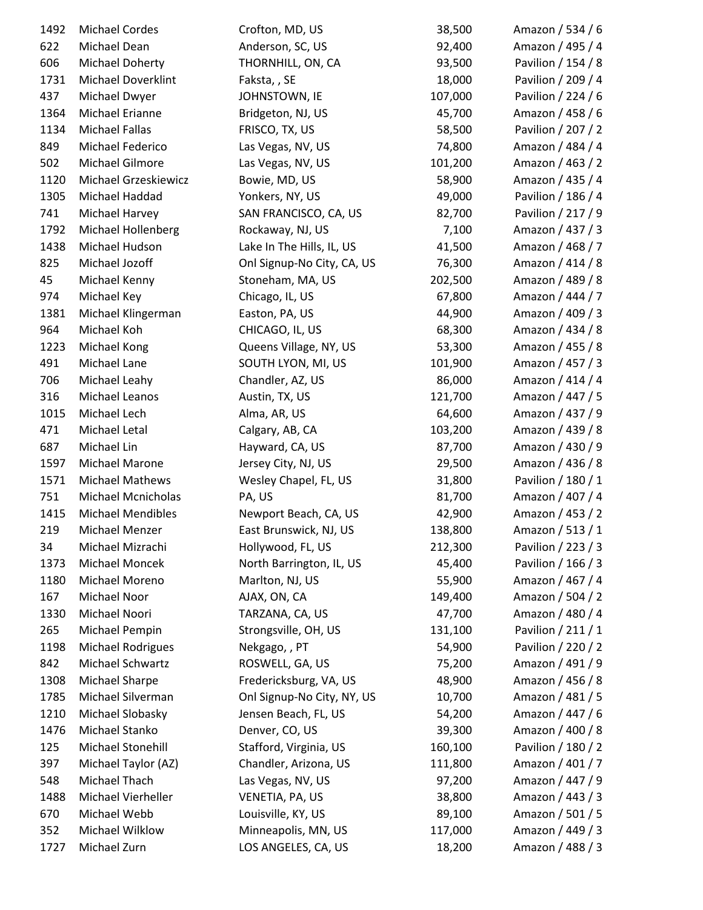| | | | | |
|---|---|---|---|---|
| 1492 | Michael Cordes | Crofton, MD, US | 38,500 | Amazon / 534 / 6 |
| 622 | Michael Dean | Anderson, SC, US | 92,400 | Amazon / 495 / 4 |
| 606 | Michael Doherty | THORNHILL, ON, CA | 93,500 | Pavilion / 154 / 8 |
| 1731 | Michael Doverklint | Faksta, , SE | 18,000 | Pavilion / 209 / 4 |
| 437 | Michael Dwyer | JOHNSTOWN, IE | 107,000 | Pavilion / 224 / 6 |
| 1364 | Michael Erianne | Bridgeton, NJ, US | 45,700 | Amazon / 458 / 6 |
| 1134 | Michael Fallas | FRISCO, TX, US | 58,500 | Pavilion / 207 / 2 |
| 849 | Michael Federico | Las Vegas, NV, US | 74,800 | Amazon / 484 / 4 |
| 502 | Michael Gilmore | Las Vegas, NV, US | 101,200 | Amazon / 463 / 2 |
| 1120 | Michael Grzeskiewicz | Bowie, MD, US | 58,900 | Amazon / 435 / 4 |
| 1305 | Michael Haddad | Yonkers, NY, US | 49,000 | Pavilion / 186 / 4 |
| 741 | Michael Harvey | SAN FRANCISCO, CA, US | 82,700 | Pavilion / 217 / 9 |
| 1792 | Michael Hollenberg | Rockaway, NJ, US | 7,100 | Amazon / 437 / 3 |
| 1438 | Michael Hudson | Lake In The Hills, IL, US | 41,500 | Amazon / 468 / 7 |
| 825 | Michael Jozoff | Onl Signup-No City, CA, US | 76,300 | Amazon / 414 / 8 |
| 45 | Michael Kenny | Stoneham, MA, US | 202,500 | Amazon / 489 / 8 |
| 974 | Michael Key | Chicago, IL, US | 67,800 | Amazon / 444 / 7 |
| 1381 | Michael Klingerman | Easton, PA, US | 44,900 | Amazon / 409 / 3 |
| 964 | Michael Koh | CHICAGO, IL, US | 68,300 | Amazon / 434 / 8 |
| 1223 | Michael Kong | Queens Village, NY, US | 53,300 | Amazon / 455 / 8 |
| 491 | Michael Lane | SOUTH LYON, MI, US | 101,900 | Amazon / 457 / 3 |
| 706 | Michael Leahy | Chandler, AZ, US | 86,000 | Amazon / 414 / 4 |
| 316 | Michael Leanos | Austin, TX, US | 121,700 | Amazon / 447 / 5 |
| 1015 | Michael Lech | Alma, AR, US | 64,600 | Amazon / 437 / 9 |
| 471 | Michael Letal | Calgary, AB, CA | 103,200 | Amazon / 439 / 8 |
| 687 | Michael Lin | Hayward, CA, US | 87,700 | Amazon / 430 / 9 |
| 1597 | Michael Marone | Jersey City, NJ, US | 29,500 | Amazon / 436 / 8 |
| 1571 | Michael Mathews | Wesley Chapel, FL, US | 31,800 | Pavilion / 180 / 1 |
| 751 | Michael Mcnicholas | PA, US | 81,700 | Amazon / 407 / 4 |
| 1415 | Michael Mendibles | Newport Beach, CA, US | 42,900 | Amazon / 453 / 2 |
| 219 | Michael Menzer | East Brunswick, NJ, US | 138,800 | Amazon / 513 / 1 |
| 34 | Michael Mizrachi | Hollywood, FL, US | 212,300 | Pavilion / 223 / 3 |
| 1373 | Michael Moncek | North Barrington, IL, US | 45,400 | Pavilion / 166 / 3 |
| 1180 | Michael Moreno | Marlton, NJ, US | 55,900 | Amazon / 467 / 4 |
| 167 | Michael Noor | AJAX, ON, CA | 149,400 | Amazon / 504 / 2 |
| 1330 | Michael Noori | TARZANA, CA, US | 47,700 | Amazon / 480 / 4 |
| 265 | Michael Pempin | Strongsville, OH, US | 131,100 | Pavilion / 211 / 1 |
| 1198 | Michael Rodrigues | Nekgago, , PT | 54,900 | Pavilion / 220 / 2 |
| 842 | Michael Schwartz | ROSWELL, GA, US | 75,200 | Amazon / 491 / 9 |
| 1308 | Michael Sharpe | Fredericksburg, VA, US | 48,900 | Amazon / 456 / 8 |
| 1785 | Michael Silverman | Onl Signup-No City, NY, US | 10,700 | Amazon / 481 / 5 |
| 1210 | Michael Slobasky | Jensen Beach, FL, US | 54,200 | Amazon / 447 / 6 |
| 1476 | Michael Stanko | Denver, CO, US | 39,300 | Amazon / 400 / 8 |
| 125 | Michael Stonehill | Stafford, Virginia, US | 160,100 | Pavilion / 180 / 2 |
| 397 | Michael Taylor (AZ) | Chandler, Arizona, US | 111,800 | Amazon / 401 / 7 |
| 548 | Michael Thach | Las Vegas, NV, US | 97,200 | Amazon / 447 / 9 |
| 1488 | Michael Vierheller | VENETIA, PA, US | 38,800 | Amazon / 443 / 3 |
| 670 | Michael Webb | Louisville, KY, US | 89,100 | Amazon / 501 / 5 |
| 352 | Michael Wilklow | Minneapolis, MN, US | 117,000 | Amazon / 449 / 3 |
| 1727 | Michael Zurn | LOS ANGELES, CA, US | 18,200 | Amazon / 488 / 3 |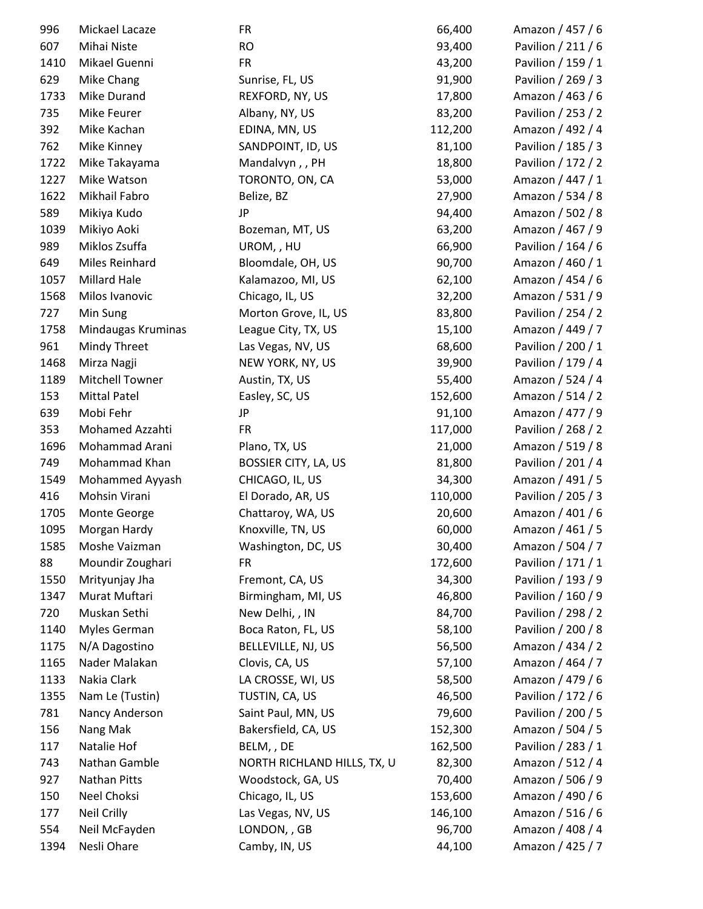| | | | | |
|---|---|---|---|---|
| 996 | Mickael Lacaze | FR | 66,400 | Amazon / 457 / 6 |
| 607 | Mihai Niste | RO | 93,400 | Pavilion / 211 / 6 |
| 1410 | Mikael Guenni | FR | 43,200 | Pavilion / 159 / 1 |
| 629 | Mike Chang | Sunrise, FL, US | 91,900 | Pavilion / 269 / 3 |
| 1733 | Mike Durand | REXFORD, NY, US | 17,800 | Amazon / 463 / 6 |
| 735 | Mike Feurer | Albany, NY, US | 83,200 | Pavilion / 253 / 2 |
| 392 | Mike Kachan | EDINA, MN, US | 112,200 | Amazon / 492 / 4 |
| 762 | Mike Kinney | SANDPOINT, ID, US | 81,100 | Pavilion / 185 / 3 |
| 1722 | Mike Takayama | Mandalvyn , , PH | 18,800 | Pavilion / 172 / 2 |
| 1227 | Mike Watson | TORONTO, ON, CA | 53,000 | Amazon / 447 / 1 |
| 1622 | Mikhail Fabro | Belize, BZ | 27,900 | Amazon / 534 / 8 |
| 589 | Mikiya Kudo | JP | 94,400 | Amazon / 502 / 8 |
| 1039 | Mikiyo Aoki | Bozeman, MT, US | 63,200 | Amazon / 467 / 9 |
| 989 | Miklos Zsuffa | UROM, , HU | 66,900 | Pavilion / 164 / 6 |
| 649 | Miles Reinhard | Bloomdale, OH, US | 90,700 | Amazon / 460 / 1 |
| 1057 | Millard Hale | Kalamazoo, MI, US | 62,100 | Amazon / 454 / 6 |
| 1568 | Milos Ivanovic | Chicago, IL, US | 32,200 | Amazon / 531 / 9 |
| 727 | Min Sung | Morton Grove, IL, US | 83,800 | Pavilion / 254 / 2 |
| 1758 | Mindaugas Kruminas | League City, TX, US | 15,100 | Amazon / 449 / 7 |
| 961 | Mindy Threet | Las Vegas, NV, US | 68,600 | Pavilion / 200 / 1 |
| 1468 | Mirza Nagji | NEW YORK, NY, US | 39,900 | Pavilion / 179 / 4 |
| 1189 | Mitchell Towner | Austin, TX, US | 55,400 | Amazon / 524 / 4 |
| 153 | Mittal Patel | Easley, SC, US | 152,600 | Amazon / 514 / 2 |
| 639 | Mobi Fehr | JP | 91,100 | Amazon / 477 / 9 |
| 353 | Mohamed Azzahti | FR | 117,000 | Pavilion / 268 / 2 |
| 1696 | Mohammad Arani | Plano, TX, US | 21,000 | Amazon / 519 / 8 |
| 749 | Mohammad Khan | BOSSIER CITY, LA, US | 81,800 | Pavilion / 201 / 4 |
| 1549 | Mohammed Ayyash | CHICAGO, IL, US | 34,300 | Amazon / 491 / 5 |
| 416 | Mohsin Virani | El Dorado, AR, US | 110,000 | Pavilion / 205 / 3 |
| 1705 | Monte George | Chattaroy, WA, US | 20,600 | Amazon / 401 / 6 |
| 1095 | Morgan Hardy | Knoxville, TN, US | 60,000 | Amazon / 461 / 5 |
| 1585 | Moshe Vaizman | Washington, DC, US | 30,400 | Amazon / 504 / 7 |
| 88 | Moundir Zoughari | FR | 172,600 | Pavilion / 171 / 1 |
| 1550 | Mrityunjay Jha | Fremont, CA, US | 34,300 | Pavilion / 193 / 9 |
| 1347 | Murat Muftari | Birmingham, MI, US | 46,800 | Pavilion / 160 / 9 |
| 720 | Muskan Sethi | New Delhi, , IN | 84,700 | Pavilion / 298 / 2 |
| 1140 | Myles German | Boca Raton, FL, US | 58,100 | Pavilion / 200 / 8 |
| 1175 | N/A Dagostino | BELLEVILLE, NJ, US | 56,500 | Amazon / 434 / 2 |
| 1165 | Nader Malakan | Clovis, CA, US | 57,100 | Amazon / 464 / 7 |
| 1133 | Nakia Clark | LA CROSSE, WI, US | 58,500 | Amazon / 479 / 6 |
| 1355 | Nam Le (Tustin) | TUSTIN, CA, US | 46,500 | Pavilion / 172 / 6 |
| 781 | Nancy Anderson | Saint Paul, MN, US | 79,600 | Pavilion / 200 / 5 |
| 156 | Nang Mak | Bakersfield, CA, US | 152,300 | Amazon / 504 / 5 |
| 117 | Natalie Hof | BELM, , DE | 162,500 | Pavilion / 283 / 1 |
| 743 | Nathan Gamble | NORTH RICHLAND HILLS, TX, U | 82,300 | Amazon / 512 / 4 |
| 927 | Nathan Pitts | Woodstock, GA, US | 70,400 | Amazon / 506 / 9 |
| 150 | Neel Choksi | Chicago, IL, US | 153,600 | Amazon / 490 / 6 |
| 177 | Neil Crilly | Las Vegas, NV, US | 146,100 | Amazon / 516 / 6 |
| 554 | Neil McFayden | LONDON, , GB | 96,700 | Amazon / 408 / 4 |
| 1394 | Nesli Ohare | Camby, IN, US | 44,100 | Amazon / 425 / 7 |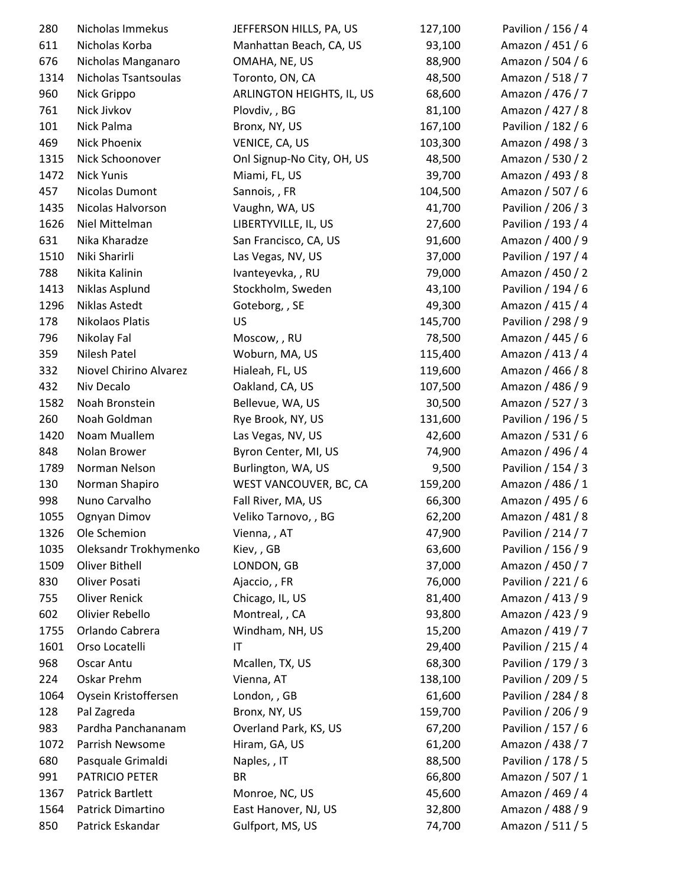| | | | | |
|---|---|---|---|---|
| 280 | Nicholas Immekus | JEFFERSON HILLS, PA, US | 127,100 | Pavilion / 156 / 4 |
| 611 | Nicholas Korba | Manhattan Beach, CA, US | 93,100 | Amazon / 451 / 6 |
| 676 | Nicholas Manganaro | OMAHA, NE, US | 88,900 | Amazon / 504 / 6 |
| 1314 | Nicholas Tsantsoulas | Toronto, ON, CA | 48,500 | Amazon / 518 / 7 |
| 960 | Nick Grippo | ARLINGTON HEIGHTS, IL, US | 68,600 | Amazon / 476 / 7 |
| 761 | Nick Jivkov | Plovdiv, , BG | 81,100 | Amazon / 427 / 8 |
| 101 | Nick Palma | Bronx, NY, US | 167,100 | Pavilion / 182 / 6 |
| 469 | Nick Phoenix | VENICE, CA, US | 103,300 | Amazon / 498 / 3 |
| 1315 | Nick Schoonover | Onl Signup-No City, OH, US | 48,500 | Amazon / 530 / 2 |
| 1472 | Nick Yunis | Miami, FL, US | 39,700 | Amazon / 493 / 8 |
| 457 | Nicolas Dumont | Sannois, , FR | 104,500 | Amazon / 507 / 6 |
| 1435 | Nicolas Halvorson | Vaughn, WA, US | 41,700 | Pavilion / 206 / 3 |
| 1626 | Niel Mittelman | LIBERTYVILLE, IL, US | 27,600 | Pavilion / 193 / 4 |
| 631 | Nika Kharadze | San Francisco, CA, US | 91,600 | Amazon / 400 / 9 |
| 1510 | Niki Sharirli | Las Vegas, NV, US | 37,000 | Pavilion / 197 / 4 |
| 788 | Nikita Kalinin | Ivanteyevka, , RU | 79,000 | Amazon / 450 / 2 |
| 1413 | Niklas Asplund | Stockholm, Sweden | 43,100 | Pavilion / 194 / 6 |
| 1296 | Niklas Astedt | Goteborg, , SE | 49,300 | Amazon / 415 / 4 |
| 178 | Nikolaos Platis | US | 145,700 | Pavilion / 298 / 9 |
| 796 | Nikolay Fal | Moscow, , RU | 78,500 | Amazon / 445 / 6 |
| 359 | Nilesh Patel | Woburn, MA, US | 115,400 | Amazon / 413 / 4 |
| 332 | Niovel Chirino Alvarez | Hialeah, FL, US | 119,600 | Amazon / 466 / 8 |
| 432 | Niv Decalo | Oakland, CA, US | 107,500 | Amazon / 486 / 9 |
| 1582 | Noah Bronstein | Bellevue, WA, US | 30,500 | Amazon / 527 / 3 |
| 260 | Noah Goldman | Rye Brook, NY, US | 131,600 | Pavilion / 196 / 5 |
| 1420 | Noam Muallem | Las Vegas, NV, US | 42,600 | Amazon / 531 / 6 |
| 848 | Nolan Brower | Byron Center, MI, US | 74,900 | Amazon / 496 / 4 |
| 1789 | Norman Nelson | Burlington, WA, US | 9,500 | Pavilion / 154 / 3 |
| 130 | Norman Shapiro | WEST VANCOUVER, BC, CA | 159,200 | Amazon / 486 / 1 |
| 998 | Nuno Carvalho | Fall River, MA, US | 66,300 | Amazon / 495 / 6 |
| 1055 | Ognyan Dimov | Veliko Tarnovo, , BG | 62,200 | Amazon / 481 / 8 |
| 1326 | Ole Schemion | Vienna, , AT | 47,900 | Pavilion / 214 / 7 |
| 1035 | Oleksandr Trokhymenko | Kiev, , GB | 63,600 | Pavilion / 156 / 9 |
| 1509 | Oliver Bithell | LONDON, GB | 37,000 | Amazon / 450 / 7 |
| 830 | Oliver Posati | Ajaccio, , FR | 76,000 | Pavilion / 221 / 6 |
| 755 | Oliver Renick | Chicago, IL, US | 81,400 | Amazon / 413 / 9 |
| 602 | Olivier Rebello | Montreal, , CA | 93,800 | Amazon / 423 / 9 |
| 1755 | Orlando Cabrera | Windham, NH, US | 15,200 | Amazon / 419 / 7 |
| 1601 | Orso Locatelli | IT | 29,400 | Pavilion / 215 / 4 |
| 968 | Oscar Antu | Mcallen, TX, US | 68,300 | Pavilion / 179 / 3 |
| 224 | Oskar Prehm | Vienna, AT | 138,100 | Pavilion / 209 / 5 |
| 1064 | Oysein Kristoffersen | London, , GB | 61,600 | Pavilion / 284 / 8 |
| 128 | Pal Zagreda | Bronx, NY, US | 159,700 | Pavilion / 206 / 9 |
| 983 | Pardha Panchananam | Overland Park, KS, US | 67,200 | Pavilion / 157 / 6 |
| 1072 | Parrish Newsome | Hiram, GA, US | 61,200 | Amazon / 438 / 7 |
| 680 | Pasquale Grimaldi | Naples, , IT | 88,500 | Pavilion / 178 / 5 |
| 991 | PATRICIO PETER | BR | 66,800 | Amazon / 507 / 1 |
| 1367 | Patrick Bartlett | Monroe, NC, US | 45,600 | Amazon / 469 / 4 |
| 1564 | Patrick Dimartino | East Hanover, NJ, US | 32,800 | Amazon / 488 / 9 |
| 850 | Patrick Eskandar | Gulfport, MS, US | 74,700 | Amazon / 511 / 5 |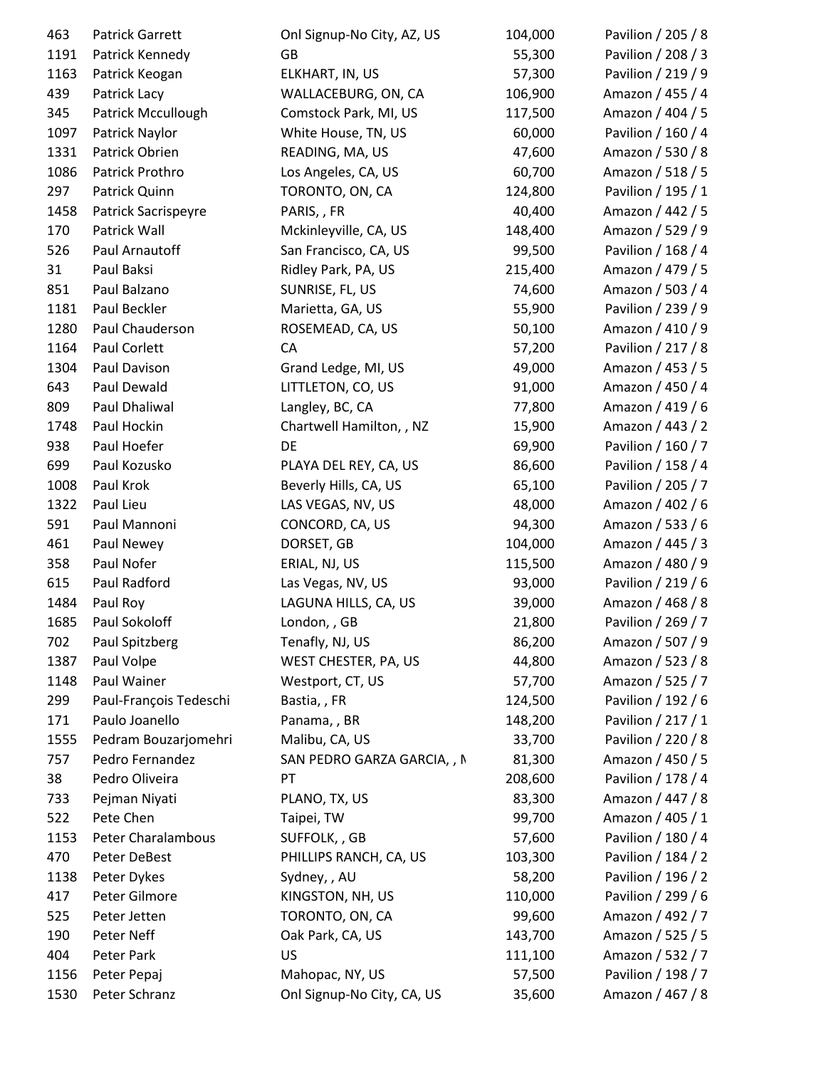| | | | | |
|---|---|---|---|---|
| 463 | Patrick Garrett | Onl Signup-No City, AZ, US | 104,000 | Pavilion / 205 / 8 |
| 1191 | Patrick Kennedy | GB | 55,300 | Pavilion / 208 / 3 |
| 1163 | Patrick Keogan | ELKHART, IN, US | 57,300 | Pavilion / 219 / 9 |
| 439 | Patrick Lacy | WALLACEBURG, ON, CA | 106,900 | Amazon / 455 / 4 |
| 345 | Patrick Mccullough | Comstock Park, MI, US | 117,500 | Amazon / 404 / 5 |
| 1097 | Patrick Naylor | White House, TN, US | 60,000 | Pavilion / 160 / 4 |
| 1331 | Patrick Obrien | READING, MA, US | 47,600 | Amazon / 530 / 8 |
| 1086 | Patrick Prothro | Los Angeles, CA, US | 60,700 | Amazon / 518 / 5 |
| 297 | Patrick Quinn | TORONTO, ON, CA | 124,800 | Pavilion / 195 / 1 |
| 1458 | Patrick Sacrispeyre | PARIS, , FR | 40,400 | Amazon / 442 / 5 |
| 170 | Patrick Wall | Mckinleyville, CA, US | 148,400 | Amazon / 529 / 9 |
| 526 | Paul Arnautoff | San Francisco, CA, US | 99,500 | Pavilion / 168 / 4 |
| 31 | Paul Baksi | Ridley Park, PA, US | 215,400 | Amazon / 479 / 5 |
| 851 | Paul Balzano | SUNRISE, FL, US | 74,600 | Amazon / 503 / 4 |
| 1181 | Paul Beckler | Marietta, GA, US | 55,900 | Pavilion / 239 / 9 |
| 1280 | Paul Chauderson | ROSEMEAD, CA, US | 50,100 | Amazon / 410 / 9 |
| 1164 | Paul Corlett | CA | 57,200 | Pavilion / 217 / 8 |
| 1304 | Paul Davison | Grand Ledge, MI, US | 49,000 | Amazon / 453 / 5 |
| 643 | Paul Dewald | LITTLETON, CO, US | 91,000 | Amazon / 450 / 4 |
| 809 | Paul Dhaliwal | Langley, BC, CA | 77,800 | Amazon / 419 / 6 |
| 1748 | Paul Hockin | Chartwell Hamilton, , NZ | 15,900 | Amazon / 443 / 2 |
| 938 | Paul Hoefer | DE | 69,900 | Pavilion / 160 / 7 |
| 699 | Paul Kozusko | PLAYA DEL REY, CA, US | 86,600 | Pavilion / 158 / 4 |
| 1008 | Paul Krok | Beverly Hills, CA, US | 65,100 | Pavilion / 205 / 7 |
| 1322 | Paul Lieu | LAS VEGAS, NV, US | 48,000 | Amazon / 402 / 6 |
| 591 | Paul Mannoni | CONCORD, CA, US | 94,300 | Amazon / 533 / 6 |
| 461 | Paul Newey | DORSET, GB | 104,000 | Amazon / 445 / 3 |
| 358 | Paul Nofer | ERIAL, NJ, US | 115,500 | Amazon / 480 / 9 |
| 615 | Paul Radford | Las Vegas, NV, US | 93,000 | Pavilion / 219 / 6 |
| 1484 | Paul Roy | LAGUNA HILLS, CA, US | 39,000 | Amazon / 468 / 8 |
| 1685 | Paul Sokoloff | London, , GB | 21,800 | Pavilion / 269 / 7 |
| 702 | Paul Spitzberg | Tenafly, NJ, US | 86,200 | Amazon / 507 / 9 |
| 1387 | Paul Volpe | WEST CHESTER, PA, US | 44,800 | Amazon / 523 / 8 |
| 1148 | Paul Wainer | Westport, CT, US | 57,700 | Amazon / 525 / 7 |
| 299 | Paul-François Tedeschi | Bastia, , FR | 124,500 | Pavilion / 192 / 6 |
| 171 | Paulo Joanello | Panama, , BR | 148,200 | Pavilion / 217 / 1 |
| 1555 | Pedram Bouzarjomehri | Malibu, CA, US | 33,700 | Pavilion / 220 / 8 |
| 757 | Pedro Fernandez | SAN PEDRO GARZA GARCIA, , M | 81,300 | Amazon / 450 / 5 |
| 38 | Pedro Oliveira | PT | 208,600 | Pavilion / 178 / 4 |
| 733 | Pejman Niyati | PLANO, TX, US | 83,300 | Amazon / 447 / 8 |
| 522 | Pete Chen | Taipei, TW | 99,700 | Amazon / 405 / 1 |
| 1153 | Peter Charalambous | SUFFOLK, , GB | 57,600 | Pavilion / 180 / 4 |
| 470 | Peter DeBest | PHILLIPS RANCH, CA, US | 103,300 | Pavilion / 184 / 2 |
| 1138 | Peter Dykes | Sydney, , AU | 58,200 | Pavilion / 196 / 2 |
| 417 | Peter Gilmore | KINGSTON, NH, US | 110,000 | Pavilion / 299 / 6 |
| 525 | Peter Jetten | TORONTO, ON, CA | 99,600 | Amazon / 492 / 7 |
| 190 | Peter Neff | Oak Park, CA, US | 143,700 | Amazon / 525 / 5 |
| 404 | Peter Park | US | 111,100 | Amazon / 532 / 7 |
| 1156 | Peter Pepaj | Mahopac, NY, US | 57,500 | Pavilion / 198 / 7 |
| 1530 | Peter Schranz | Onl Signup-No City, CA, US | 35,600 | Amazon / 467 / 8 |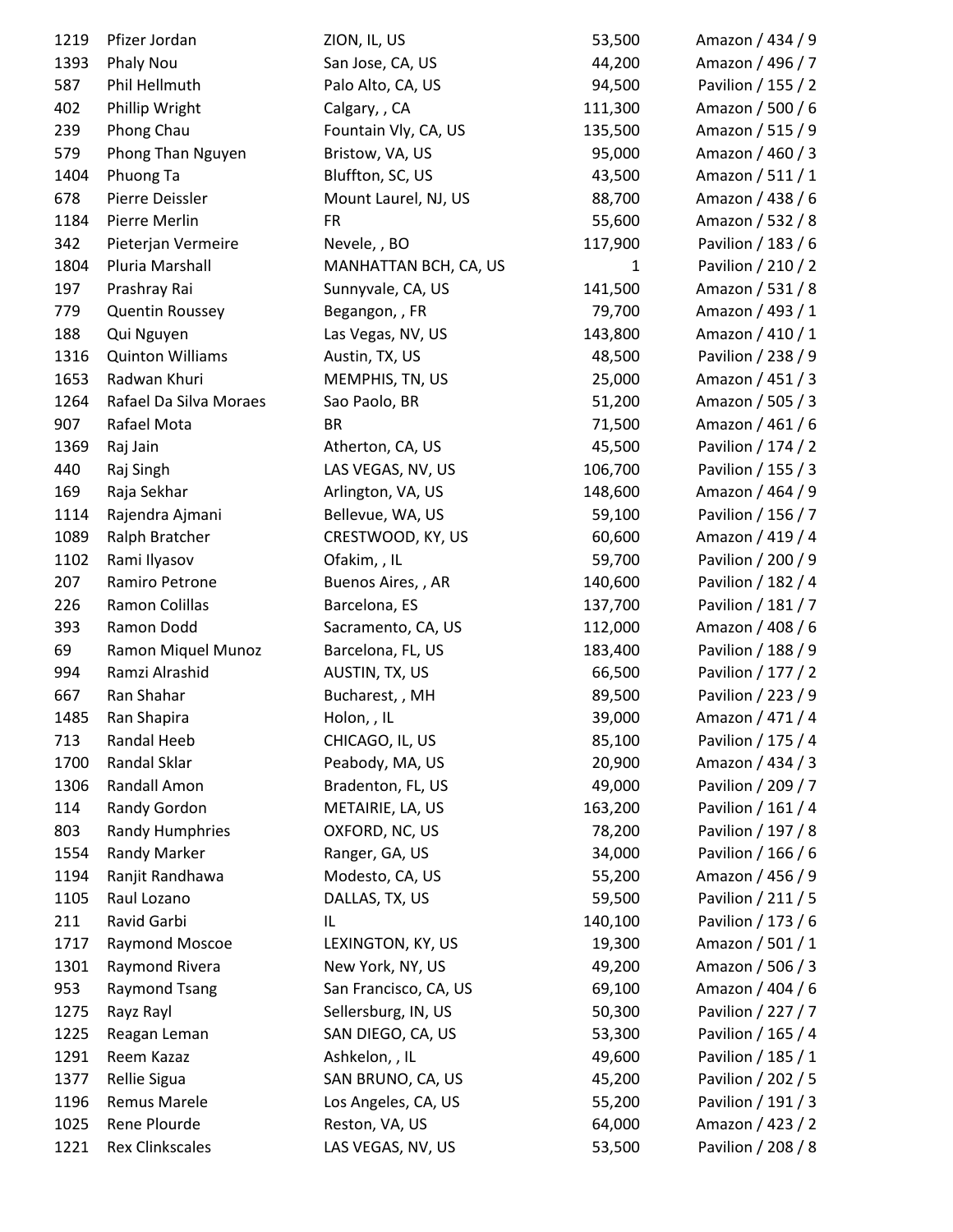| | | | | |
|---|---|---|---|---|
| 1219 | Pfizer Jordan | ZION, IL, US | 53,500 | Amazon / 434 / 9 |
| 1393 | Phaly Nou | San Jose, CA, US | 44,200 | Amazon / 496 / 7 |
| 587 | Phil Hellmuth | Palo Alto, CA, US | 94,500 | Pavilion / 155 / 2 |
| 402 | Phillip Wright | Calgary, , CA | 111,300 | Amazon / 500 / 6 |
| 239 | Phong Chau | Fountain Vly, CA, US | 135,500 | Amazon / 515 / 9 |
| 579 | Phong Than Nguyen | Bristow, VA, US | 95,000 | Amazon / 460 / 3 |
| 1404 | Phuong Ta | Bluffton, SC, US | 43,500 | Amazon / 511 / 1 |
| 678 | Pierre Deissler | Mount Laurel, NJ, US | 88,700 | Amazon / 438 / 6 |
| 1184 | Pierre Merlin | FR | 55,600 | Amazon / 532 / 8 |
| 342 | Pieterjan Vermeire | Nevele, , BO | 117,900 | Pavilion / 183 / 6 |
| 1804 | Pluria Marshall | MANHATTAN BCH, CA, US | 1 | Pavilion / 210 / 2 |
| 197 | Prashray Rai | Sunnyvale, CA, US | 141,500 | Amazon / 531 / 8 |
| 779 | Quentin Roussey | Begangon, , FR | 79,700 | Amazon / 493 / 1 |
| 188 | Qui Nguyen | Las Vegas, NV, US | 143,800 | Amazon / 410 / 1 |
| 1316 | Quinton Williams | Austin, TX, US | 48,500 | Pavilion / 238 / 9 |
| 1653 | Radwan Khuri | MEMPHIS, TN, US | 25,000 | Amazon / 451 / 3 |
| 1264 | Rafael Da Silva Moraes | Sao Paolo, BR | 51,200 | Amazon / 505 / 3 |
| 907 | Rafael Mota | BR | 71,500 | Amazon / 461 / 6 |
| 1369 | Raj Jain | Atherton, CA, US | 45,500 | Pavilion / 174 / 2 |
| 440 | Raj Singh | LAS VEGAS, NV, US | 106,700 | Pavilion / 155 / 3 |
| 169 | Raja Sekhar | Arlington, VA, US | 148,600 | Amazon / 464 / 9 |
| 1114 | Rajendra Ajmani | Bellevue, WA, US | 59,100 | Pavilion / 156 / 7 |
| 1089 | Ralph Bratcher | CRESTWOOD, KY, US | 60,600 | Amazon / 419 / 4 |
| 1102 | Rami Ilyasov | Ofakim, , IL | 59,700 | Pavilion / 200 / 9 |
| 207 | Ramiro Petrone | Buenos Aires, , AR | 140,600 | Pavilion / 182 / 4 |
| 226 | Ramon Colillas | Barcelona, ES | 137,700 | Pavilion / 181 / 7 |
| 393 | Ramon Dodd | Sacramento, CA, US | 112,000 | Amazon / 408 / 6 |
| 69 | Ramon Miquel Munoz | Barcelona, FL, US | 183,400 | Pavilion / 188 / 9 |
| 994 | Ramzi Alrashid | AUSTIN, TX, US | 66,500 | Pavilion / 177 / 2 |
| 667 | Ran Shahar | Bucharest, , MH | 89,500 | Pavilion / 223 / 9 |
| 1485 | Ran Shapira | Holon, , IL | 39,000 | Amazon / 471 / 4 |
| 713 | Randal Heeb | CHICAGO, IL, US | 85,100 | Pavilion / 175 / 4 |
| 1700 | Randal Sklar | Peabody, MA, US | 20,900 | Amazon / 434 / 3 |
| 1306 | Randall Amon | Bradenton, FL, US | 49,000 | Pavilion / 209 / 7 |
| 114 | Randy Gordon | METAIRIE, LA, US | 163,200 | Pavilion / 161 / 4 |
| 803 | Randy Humphries | OXFORD, NC, US | 78,200 | Pavilion / 197 / 8 |
| 1554 | Randy Marker | Ranger, GA, US | 34,000 | Pavilion / 166 / 6 |
| 1194 | Ranjit Randhawa | Modesto, CA, US | 55,200 | Amazon / 456 / 9 |
| 1105 | Raul Lozano | DALLAS, TX, US | 59,500 | Pavilion / 211 / 5 |
| 211 | Ravid Garbi | IL | 140,100 | Pavilion / 173 / 6 |
| 1717 | Raymond Moscoe | LEXINGTON, KY, US | 19,300 | Amazon / 501 / 1 |
| 1301 | Raymond Rivera | New York, NY, US | 49,200 | Amazon / 506 / 3 |
| 953 | Raymond Tsang | San Francisco, CA, US | 69,100 | Amazon / 404 / 6 |
| 1275 | Rayz Rayl | Sellersburg, IN, US | 50,300 | Pavilion / 227 / 7 |
| 1225 | Reagan Leman | SAN DIEGO, CA, US | 53,300 | Pavilion / 165 / 4 |
| 1291 | Reem Kazaz | Ashkelon, , IL | 49,600 | Pavilion / 185 / 1 |
| 1377 | Rellie Sigua | SAN BRUNO, CA, US | 45,200 | Pavilion / 202 / 5 |
| 1196 | Remus Marele | Los Angeles, CA, US | 55,200 | Pavilion / 191 / 3 |
| 1025 | Rene Plourde | Reston, VA, US | 64,000 | Amazon / 423 / 2 |
| 1221 | Rex Clinkscales | LAS VEGAS, NV, US | 53,500 | Pavilion / 208 / 8 |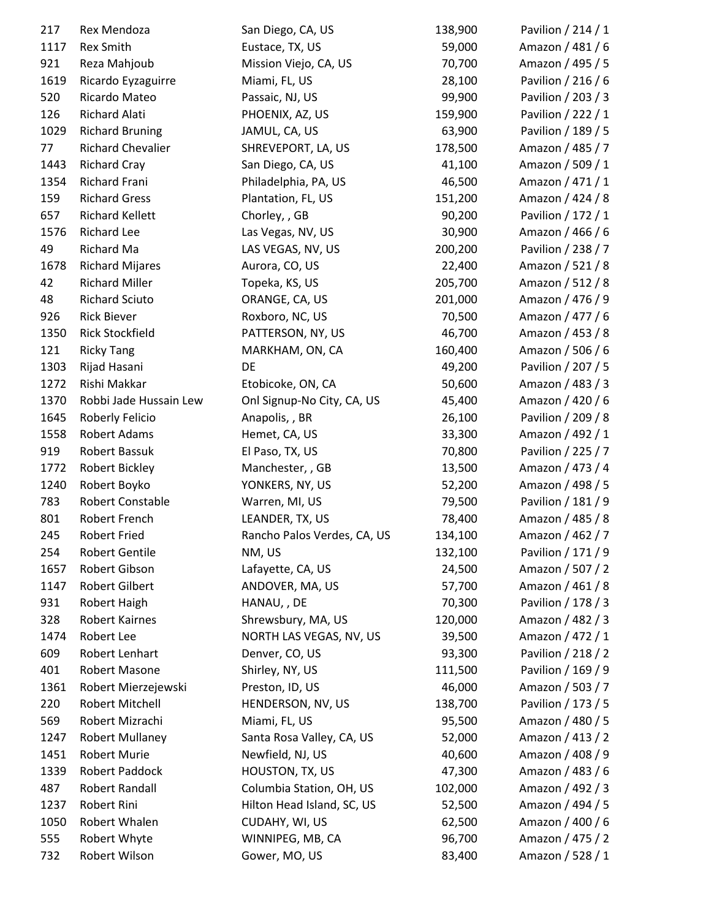| | | | | |
|---|---|---|---|---|
| 217 | Rex Mendoza | San Diego, CA, US | 138,900 | Pavilion / 214 / 1 |
| 1117 | Rex Smith | Eustace, TX, US | 59,000 | Amazon / 481 / 6 |
| 921 | Reza Mahjoub | Mission Viejo, CA, US | 70,700 | Amazon / 495 / 5 |
| 1619 | Ricardo Eyzaguirre | Miami, FL, US | 28,100 | Pavilion / 216 / 6 |
| 520 | Ricardo Mateo | Passaic, NJ, US | 99,900 | Pavilion / 203 / 3 |
| 126 | Richard Alati | PHOENIX, AZ, US | 159,900 | Pavilion / 222 / 1 |
| 1029 | Richard Bruning | JAMUL, CA, US | 63,900 | Pavilion / 189 / 5 |
| 77 | Richard Chevalier | SHREVEPORT, LA, US | 178,500 | Amazon / 485 / 7 |
| 1443 | Richard Cray | San Diego, CA, US | 41,100 | Amazon / 509 / 1 |
| 1354 | Richard Frani | Philadelphia, PA, US | 46,500 | Amazon / 471 / 1 |
| 159 | Richard Gress | Plantation, FL, US | 151,200 | Amazon / 424 / 8 |
| 657 | Richard Kellett | Chorley, , GB | 90,200 | Pavilion / 172 / 1 |
| 1576 | Richard Lee | Las Vegas, NV, US | 30,900 | Amazon / 466 / 6 |
| 49 | Richard Ma | LAS VEGAS, NV, US | 200,200 | Pavilion / 238 / 7 |
| 1678 | Richard Mijares | Aurora, CO, US | 22,400 | Amazon / 521 / 8 |
| 42 | Richard Miller | Topeka, KS, US | 205,700 | Amazon / 512 / 8 |
| 48 | Richard Sciuto | ORANGE, CA, US | 201,000 | Amazon / 476 / 9 |
| 926 | Rick Biever | Roxboro, NC, US | 70,500 | Amazon / 477 / 6 |
| 1350 | Rick Stockfield | PATTERSON, NY, US | 46,700 | Amazon / 453 / 8 |
| 121 | Ricky Tang | MARKHAM, ON, CA | 160,400 | Amazon / 506 / 6 |
| 1303 | Rijad Hasani | DE | 49,200 | Pavilion / 207 / 5 |
| 1272 | Rishi Makkar | Etobicoke, ON, CA | 50,600 | Amazon / 483 / 3 |
| 1370 | Robbi Jade Hussain Lew | Onl Signup-No City, CA, US | 45,400 | Amazon / 420 / 6 |
| 1645 | Roberly Felicio | Anapolis, , BR | 26,100 | Pavilion / 209 / 8 |
| 1558 | Robert Adams | Hemet, CA, US | 33,300 | Amazon / 492 / 1 |
| 919 | Robert Bassuk | El Paso, TX, US | 70,800 | Pavilion / 225 / 7 |
| 1772 | Robert Bickley | Manchester, , GB | 13,500 | Amazon / 473 / 4 |
| 1240 | Robert Boyko | YONKERS, NY, US | 52,200 | Amazon / 498 / 5 |
| 783 | Robert Constable | Warren, MI, US | 79,500 | Pavilion / 181 / 9 |
| 801 | Robert French | LEANDER, TX, US | 78,400 | Amazon / 485 / 8 |
| 245 | Robert Fried | Rancho Palos Verdes, CA, US | 134,100 | Amazon / 462 / 7 |
| 254 | Robert Gentile | NM, US | 132,100 | Pavilion / 171 / 9 |
| 1657 | Robert Gibson | Lafayette, CA, US | 24,500 | Amazon / 507 / 2 |
| 1147 | Robert Gilbert | ANDOVER, MA, US | 57,700 | Amazon / 461 / 8 |
| 931 | Robert Haigh | HANAU, , DE | 70,300 | Pavilion / 178 / 3 |
| 328 | Robert Kairnes | Shrewsbury, MA, US | 120,000 | Amazon / 482 / 3 |
| 1474 | Robert Lee | NORTH LAS VEGAS, NV, US | 39,500 | Amazon / 472 / 1 |
| 609 | Robert Lenhart | Denver, CO, US | 93,300 | Pavilion / 218 / 2 |
| 401 | Robert Masone | Shirley, NY, US | 111,500 | Pavilion / 169 / 9 |
| 1361 | Robert Mierzejewski | Preston, ID, US | 46,000 | Amazon / 503 / 7 |
| 220 | Robert Mitchell | HENDERSON, NV, US | 138,700 | Pavilion / 173 / 5 |
| 569 | Robert Mizrachi | Miami, FL, US | 95,500 | Amazon / 480 / 5 |
| 1247 | Robert Mullaney | Santa Rosa Valley, CA, US | 52,000 | Amazon / 413 / 2 |
| 1451 | Robert Murie | Newfield, NJ, US | 40,600 | Amazon / 408 / 9 |
| 1339 | Robert Paddock | HOUSTON, TX, US | 47,300 | Amazon / 483 / 6 |
| 487 | Robert Randall | Columbia Station, OH, US | 102,000 | Amazon / 492 / 3 |
| 1237 | Robert Rini | Hilton Head Island, SC, US | 52,500 | Amazon / 494 / 5 |
| 1050 | Robert Whalen | CUDAHY, WI, US | 62,500 | Amazon / 400 / 6 |
| 555 | Robert Whyte | WINNIPEG, MB, CA | 96,700 | Amazon / 475 / 2 |
| 732 | Robert Wilson | Gower, MO, US | 83,400 | Amazon / 528 / 1 |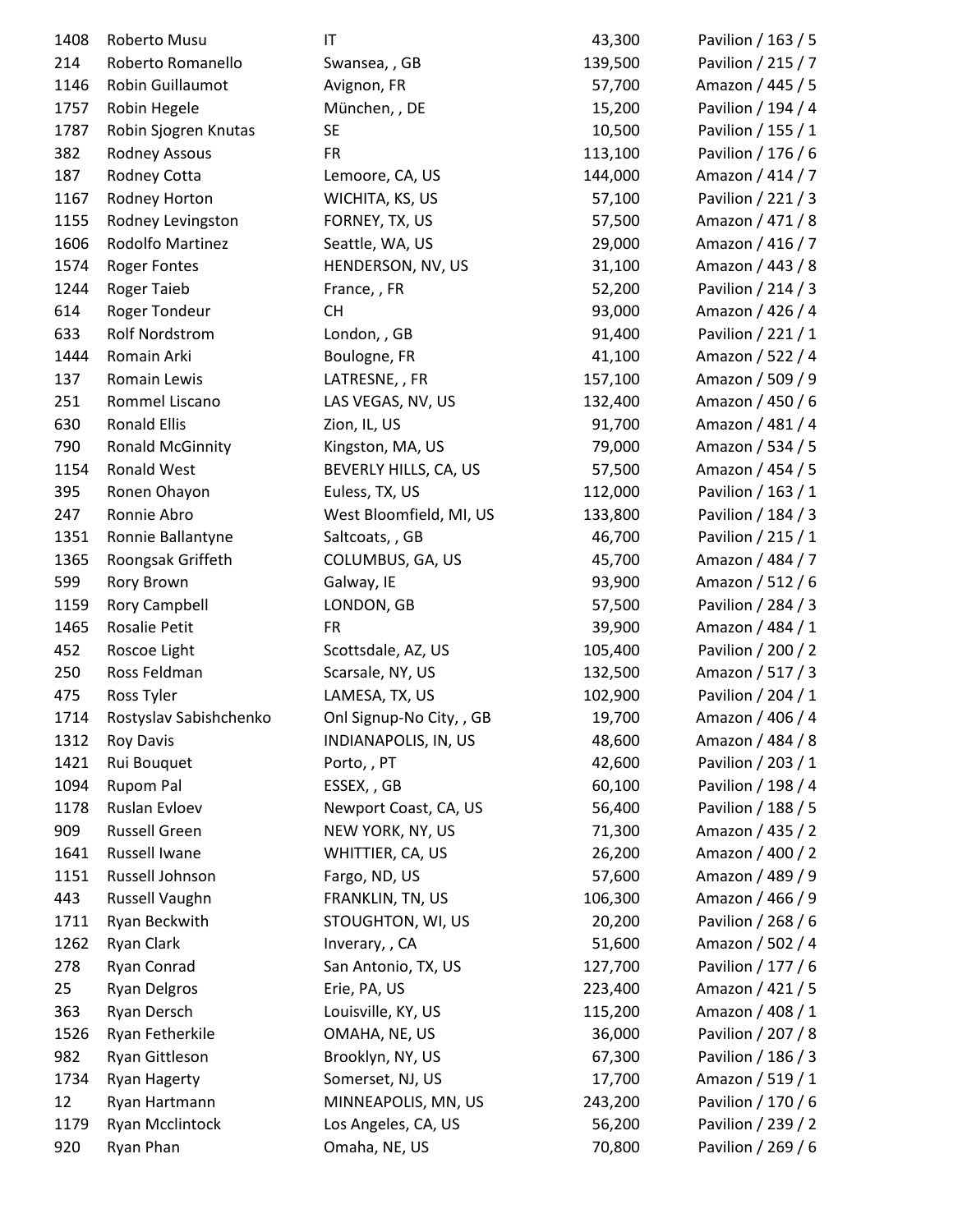| | | | | |
|---|---|---|---|---|
| 1408 | Roberto Musu | IT | 43,300 | Pavilion / 163 / 5 |
| 214 | Roberto Romanello | Swansea, , GB | 139,500 | Pavilion / 215 / 7 |
| 1146 | Robin Guillaumot | Avignon, FR | 57,700 | Amazon / 445 / 5 |
| 1757 | Robin Hegele | München, , DE | 15,200 | Pavilion / 194 / 4 |
| 1787 | Robin Sjogren Knutas | SE | 10,500 | Pavilion / 155 / 1 |
| 382 | Rodney Assous | FR | 113,100 | Pavilion / 176 / 6 |
| 187 | Rodney Cotta | Lemoore, CA, US | 144,000 | Amazon / 414 / 7 |
| 1167 | Rodney Horton | WICHITA, KS, US | 57,100 | Pavilion / 221 / 3 |
| 1155 | Rodney Levingston | FORNEY, TX, US | 57,500 | Amazon / 471 / 8 |
| 1606 | Rodolfo Martinez | Seattle, WA, US | 29,000 | Amazon / 416 / 7 |
| 1574 | Roger Fontes | HENDERSON, NV, US | 31,100 | Amazon / 443 / 8 |
| 1244 | Roger Taieb | France, , FR | 52,200 | Pavilion / 214 / 3 |
| 614 | Roger Tondeur | CH | 93,000 | Amazon / 426 / 4 |
| 633 | Rolf Nordstrom | London, , GB | 91,400 | Pavilion / 221 / 1 |
| 1444 | Romain Arki | Boulogne, FR | 41,100 | Amazon / 522 / 4 |
| 137 | Romain Lewis | LATRESNE, , FR | 157,100 | Amazon / 509 / 9 |
| 251 | Rommel Liscano | LAS VEGAS, NV, US | 132,400 | Amazon / 450 / 6 |
| 630 | Ronald Ellis | Zion, IL, US | 91,700 | Amazon / 481 / 4 |
| 790 | Ronald McGinnity | Kingston, MA, US | 79,000 | Amazon / 534 / 5 |
| 1154 | Ronald West | BEVERLY HILLS, CA, US | 57,500 | Amazon / 454 / 5 |
| 395 | Ronen Ohayon | Euless, TX, US | 112,000 | Pavilion / 163 / 1 |
| 247 | Ronnie Abro | West Bloomfield, MI, US | 133,800 | Pavilion / 184 / 3 |
| 1351 | Ronnie Ballantyne | Saltcoats, , GB | 46,700 | Pavilion / 215 / 1 |
| 1365 | Roongsak Griffeth | COLUMBUS, GA, US | 45,700 | Amazon / 484 / 7 |
| 599 | Rory Brown | Galway, IE | 93,900 | Amazon / 512 / 6 |
| 1159 | Rory Campbell | LONDON, GB | 57,500 | Pavilion / 284 / 3 |
| 1465 | Rosalie Petit | FR | 39,900 | Amazon / 484 / 1 |
| 452 | Roscoe Light | Scottsdale, AZ, US | 105,400 | Pavilion / 200 / 2 |
| 250 | Ross Feldman | Scarsale, NY, US | 132,500 | Amazon / 517 / 3 |
| 475 | Ross Tyler | LAMESA, TX, US | 102,900 | Pavilion / 204 / 1 |
| 1714 | Rostyslav Sabishchenko | Onl Signup-No City, , GB | 19,700 | Amazon / 406 / 4 |
| 1312 | Roy Davis | INDIANAPOLIS, IN, US | 48,600 | Amazon / 484 / 8 |
| 1421 | Rui Bouquet | Porto, , PT | 42,600 | Pavilion / 203 / 1 |
| 1094 | Rupom Pal | ESSEX, , GB | 60,100 | Pavilion / 198 / 4 |
| 1178 | Ruslan Evloev | Newport Coast, CA, US | 56,400 | Pavilion / 188 / 5 |
| 909 | Russell Green | NEW YORK, NY, US | 71,300 | Amazon / 435 / 2 |
| 1641 | Russell Iwane | WHITTIER, CA, US | 26,200 | Amazon / 400 / 2 |
| 1151 | Russell Johnson | Fargo, ND, US | 57,600 | Amazon / 489 / 9 |
| 443 | Russell Vaughn | FRANKLIN, TN, US | 106,300 | Amazon / 466 / 9 |
| 1711 | Ryan Beckwith | STOUGHTON, WI, US | 20,200 | Pavilion / 268 / 6 |
| 1262 | Ryan Clark | Inverary, , CA | 51,600 | Amazon / 502 / 4 |
| 278 | Ryan Conrad | San Antonio, TX, US | 127,700 | Pavilion / 177 / 6 |
| 25 | Ryan Delgros | Erie, PA, US | 223,400 | Amazon / 421 / 5 |
| 363 | Ryan Dersch | Louisville, KY, US | 115,200 | Amazon / 408 / 1 |
| 1526 | Ryan Fetherkile | OMAHA, NE, US | 36,000 | Pavilion / 207 / 8 |
| 982 | Ryan Gittleson | Brooklyn, NY, US | 67,300 | Pavilion / 186 / 3 |
| 1734 | Ryan Hagerty | Somerset, NJ, US | 17,700 | Amazon / 519 / 1 |
| 12 | Ryan Hartmann | MINNEAPOLIS, MN, US | 243,200 | Pavilion / 170 / 6 |
| 1179 | Ryan Mcclintock | Los Angeles, CA, US | 56,200 | Pavilion / 239 / 2 |
| 920 | Ryan Phan | Omaha, NE, US | 70,800 | Pavilion / 269 / 6 |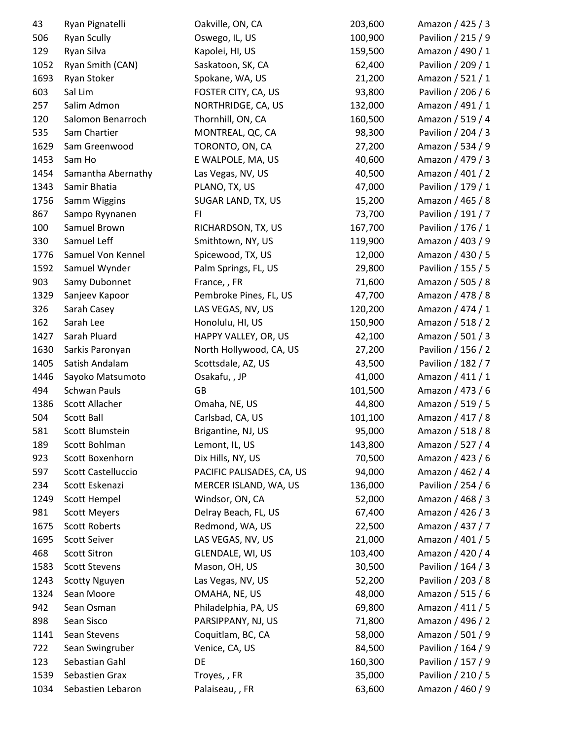| | | | | |
|---|---|---|---|---|
| 43 | Ryan Pignatelli | Oakville, ON, CA | 203,600 | Amazon / 425 / 3 |
| 506 | Ryan Scully | Oswego, IL, US | 100,900 | Pavilion / 215 / 9 |
| 129 | Ryan Silva | Kapolei, HI, US | 159,500 | Amazon / 490 / 1 |
| 1052 | Ryan Smith (CAN) | Saskatoon, SK, CA | 62,400 | Pavilion / 209 / 1 |
| 1693 | Ryan Stoker | Spokane, WA, US | 21,200 | Amazon / 521 / 1 |
| 603 | Sal Lim | FOSTER CITY, CA, US | 93,800 | Pavilion / 206 / 6 |
| 257 | Salim Admon | NORTHRIDGE, CA, US | 132,000 | Amazon / 491 / 1 |
| 120 | Salomon Benarroch | Thornhill, ON, CA | 160,500 | Amazon / 519 / 4 |
| 535 | Sam Chartier | MONTREAL, QC, CA | 98,300 | Pavilion / 204 / 3 |
| 1629 | Sam Greenwood | TORONTO, ON, CA | 27,200 | Amazon / 534 / 9 |
| 1453 | Sam Ho | E WALPOLE, MA, US | 40,600 | Amazon / 479 / 3 |
| 1454 | Samantha Abernathy | Las Vegas, NV, US | 40,500 | Amazon / 401 / 2 |
| 1343 | Samir Bhatia | PLANO, TX, US | 47,000 | Pavilion / 179 / 1 |
| 1756 | Samm Wiggins | SUGAR LAND, TX, US | 15,200 | Amazon / 465 / 8 |
| 867 | Sampo Ryynanen | FI | 73,700 | Pavilion / 191 / 7 |
| 100 | Samuel Brown | RICHARDSON, TX, US | 167,700 | Pavilion / 176 / 1 |
| 330 | Samuel Leff | Smithtown, NY, US | 119,900 | Amazon / 403 / 9 |
| 1776 | Samuel Von Kennel | Spicewood, TX, US | 12,000 | Amazon / 430 / 5 |
| 1592 | Samuel Wynder | Palm Springs, FL, US | 29,800 | Pavilion / 155 / 5 |
| 903 | Samy Dubonnet | France, , FR | 71,600 | Amazon / 505 / 8 |
| 1329 | Sanjeev Kapoor | Pembroke Pines, FL, US | 47,700 | Amazon / 478 / 8 |
| 326 | Sarah Casey | LAS VEGAS, NV, US | 120,200 | Amazon / 474 / 1 |
| 162 | Sarah Lee | Honolulu, HI, US | 150,900 | Amazon / 518 / 2 |
| 1427 | Sarah Pluard | HAPPY VALLEY, OR, US | 42,100 | Amazon / 501 / 3 |
| 1630 | Sarkis Paronyan | North Hollywood, CA, US | 27,200 | Pavilion / 156 / 2 |
| 1405 | Satish Andalam | Scottsdale, AZ, US | 43,500 | Pavilion / 182 / 7 |
| 1446 | Sayoko Matsumoto | Osakafu, , JP | 41,000 | Amazon / 411 / 1 |
| 494 | Schwan Pauls | GB | 101,500 | Amazon / 473 / 6 |
| 1386 | Scott Allacher | Omaha, NE, US | 44,800 | Amazon / 519 / 5 |
| 504 | Scott Ball | Carlsbad, CA, US | 101,100 | Amazon / 417 / 8 |
| 581 | Scott Blumstein | Brigantine, NJ, US | 95,000 | Amazon / 518 / 8 |
| 189 | Scott Bohlman | Lemont, IL, US | 143,800 | Amazon / 527 / 4 |
| 923 | Scott Boxenhorn | Dix Hills, NY, US | 70,500 | Amazon / 423 / 6 |
| 597 | Scott Castelluccio | PACIFIC PALISADES, CA, US | 94,000 | Amazon / 462 / 4 |
| 234 | Scott Eskenazi | MERCER ISLAND, WA, US | 136,000 | Pavilion / 254 / 6 |
| 1249 | Scott Hempel | Windsor, ON, CA | 52,000 | Amazon / 468 / 3 |
| 981 | Scott Meyers | Delray Beach, FL, US | 67,400 | Amazon / 426 / 3 |
| 1675 | Scott Roberts | Redmond, WA, US | 22,500 | Amazon / 437 / 7 |
| 1695 | Scott Seiver | LAS VEGAS, NV, US | 21,000 | Amazon / 401 / 5 |
| 468 | Scott Sitron | GLENDALE, WI, US | 103,400 | Amazon / 420 / 4 |
| 1583 | Scott Stevens | Mason, OH, US | 30,500 | Pavilion / 164 / 3 |
| 1243 | Scotty Nguyen | Las Vegas, NV, US | 52,200 | Pavilion / 203 / 8 |
| 1324 | Sean Moore | OMAHA, NE, US | 48,000 | Amazon / 515 / 6 |
| 942 | Sean Osman | Philadelphia, PA, US | 69,800 | Amazon / 411 / 5 |
| 898 | Sean Sisco | PARSIPPANY, NJ, US | 71,800 | Amazon / 496 / 2 |
| 1141 | Sean Stevens | Coquitlam, BC, CA | 58,000 | Amazon / 501 / 9 |
| 722 | Sean Swingruber | Venice, CA, US | 84,500 | Pavilion / 164 / 9 |
| 123 | Sebastian Gahl | DE | 160,300 | Pavilion / 157 / 9 |
| 1539 | Sebastien Grax | Troyes, , FR | 35,000 | Pavilion / 210 / 5 |
| 1034 | Sebastien Lebaron | Palaiseau, , FR | 63,600 | Amazon / 460 / 9 |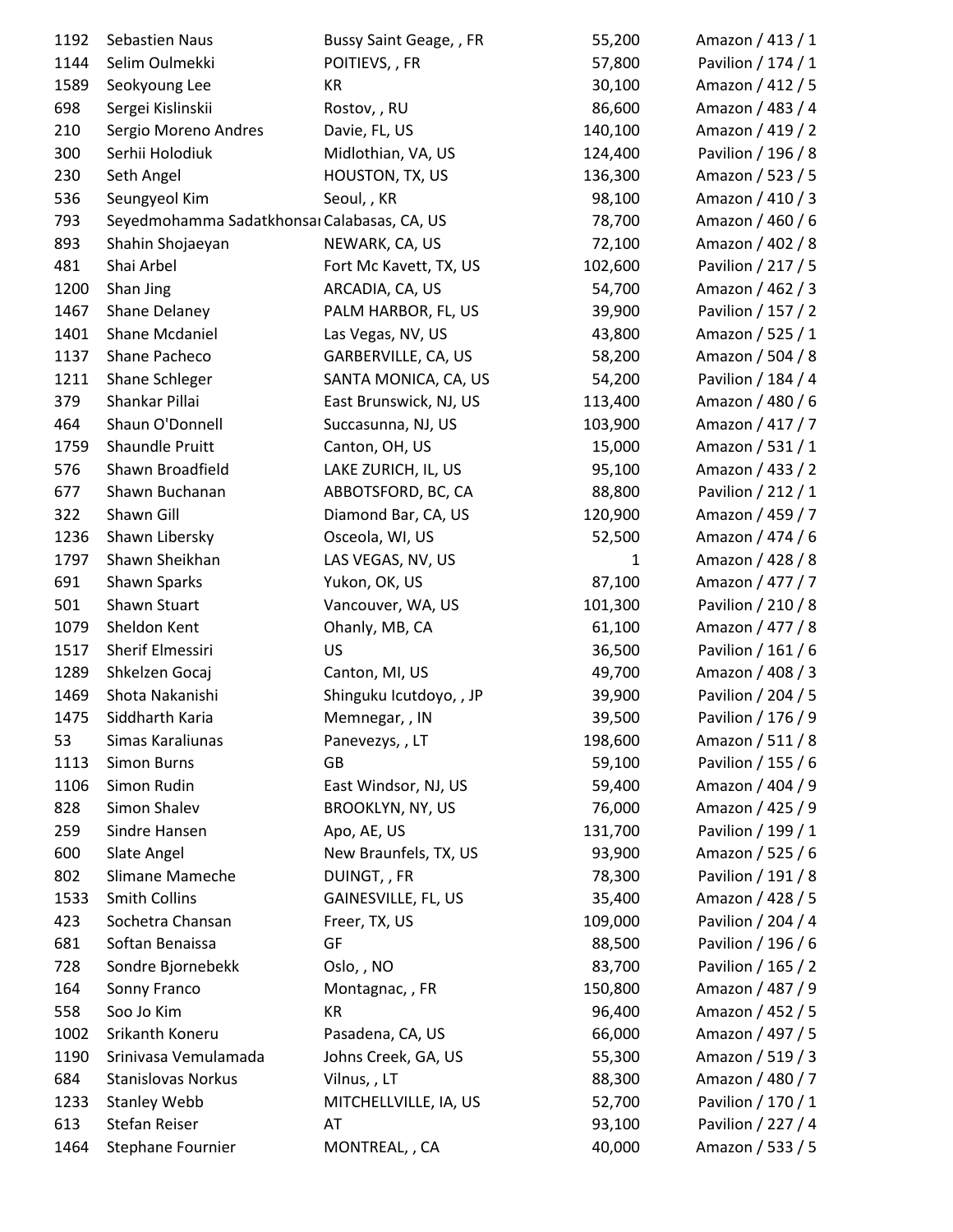| | | | | |
|---|---|---|---|---|
| 1192 | Sebastien Naus | Bussy Saint Geage, , FR | 55,200 | Amazon / 413 / 1 |
| 1144 | Selim Oulmekki | POITIEVS, , FR | 57,800 | Pavilion / 174 / 1 |
| 1589 | Seokyoung Lee | KR | 30,100 | Amazon / 412 / 5 |
| 698 | Sergei Kislinskii | Rostov, , RU | 86,600 | Amazon / 483 / 4 |
| 210 | Sergio Moreno Andres | Davie, FL, US | 140,100 | Amazon / 419 / 2 |
| 300 | Serhii Holodiuk | Midlothian, VA, US | 124,400 | Pavilion / 196 / 8 |
| 230 | Seth Angel | HOUSTON, TX, US | 136,300 | Amazon / 523 / 5 |
| 536 | Seungyeol Kim | Seoul, , KR | 98,100 | Amazon / 410 / 3 |
| 793 | Seyedmohamma Sadatkhonsai | Calabasas, CA, US | 78,700 | Amazon / 460 / 6 |
| 893 | Shahin Shojaeyan | NEWARK, CA, US | 72,100 | Amazon / 402 / 8 |
| 481 | Shai Arbel | Fort Mc Kavett, TX, US | 102,600 | Pavilion / 217 / 5 |
| 1200 | Shan Jing | ARCADIA, CA, US | 54,700 | Amazon / 462 / 3 |
| 1467 | Shane Delaney | PALM HARBOR, FL, US | 39,900 | Pavilion / 157 / 2 |
| 1401 | Shane Mcdaniel | Las Vegas, NV, US | 43,800 | Amazon / 525 / 1 |
| 1137 | Shane Pacheco | GARBERVILLE, CA, US | 58,200 | Amazon / 504 / 8 |
| 1211 | Shane Schleger | SANTA MONICA, CA, US | 54,200 | Pavilion / 184 / 4 |
| 379 | Shankar Pillai | East Brunswick, NJ, US | 113,400 | Amazon / 480 / 6 |
| 464 | Shaun O'Donnell | Succasunna, NJ, US | 103,900 | Amazon / 417 / 7 |
| 1759 | Shaundle Pruitt | Canton, OH, US | 15,000 | Amazon / 531 / 1 |
| 576 | Shawn Broadfield | LAKE ZURICH, IL, US | 95,100 | Amazon / 433 / 2 |
| 677 | Shawn Buchanan | ABBOTSFORD, BC, CA | 88,800 | Pavilion / 212 / 1 |
| 322 | Shawn Gill | Diamond Bar, CA, US | 120,900 | Amazon / 459 / 7 |
| 1236 | Shawn Libersky | Osceola, WI, US | 52,500 | Amazon / 474 / 6 |
| 1797 | Shawn Sheikhan | LAS VEGAS, NV, US | 1 | Amazon / 428 / 8 |
| 691 | Shawn Sparks | Yukon, OK, US | 87,100 | Amazon / 477 / 7 |
| 501 | Shawn Stuart | Vancouver, WA, US | 101,300 | Pavilion / 210 / 8 |
| 1079 | Sheldon Kent | Ohanly, MB, CA | 61,100 | Amazon / 477 / 8 |
| 1517 | Sherif Elmessiri | US | 36,500 | Pavilion / 161 / 6 |
| 1289 | Shkelzen Gocaj | Canton, MI, US | 49,700 | Amazon / 408 / 3 |
| 1469 | Shota Nakanishi | Shinguku Icutdoyo, , JP | 39,900 | Pavilion / 204 / 5 |
| 1475 | Siddharth Karia | Memnegar, , IN | 39,500 | Pavilion / 176 / 9 |
| 53 | Simas Karaliunas | Panevezys, , LT | 198,600 | Amazon / 511 / 8 |
| 1113 | Simon Burns | GB | 59,100 | Pavilion / 155 / 6 |
| 1106 | Simon Rudin | East Windsor, NJ, US | 59,400 | Amazon / 404 / 9 |
| 828 | Simon Shalev | BROOKLYN, NY, US | 76,000 | Amazon / 425 / 9 |
| 259 | Sindre Hansen | Apo, AE, US | 131,700 | Pavilion / 199 / 1 |
| 600 | Slate Angel | New Braunfels, TX, US | 93,900 | Amazon / 525 / 6 |
| 802 | Slimane Mameche | DUINGT, , FR | 78,300 | Pavilion / 191 / 8 |
| 1533 | Smith Collins | GAINESVILLE, FL, US | 35,400 | Amazon / 428 / 5 |
| 423 | Sochetra Chansan | Freer, TX, US | 109,000 | Pavilion / 204 / 4 |
| 681 | Softan Benaissa | GF | 88,500 | Pavilion / 196 / 6 |
| 728 | Sondre Bjornebekk | Oslo, , NO | 83,700 | Pavilion / 165 / 2 |
| 164 | Sonny Franco | Montagnac, , FR | 150,800 | Amazon / 487 / 9 |
| 558 | Soo Jo Kim | KR | 96,400 | Amazon / 452 / 5 |
| 1002 | Srikanth Koneru | Pasadena, CA, US | 66,000 | Amazon / 497 / 5 |
| 1190 | Srinivasa Vemulamada | Johns Creek, GA, US | 55,300 | Amazon / 519 / 3 |
| 684 | Stanislovas Norkus | Vilnus, , LT | 88,300 | Amazon / 480 / 7 |
| 1233 | Stanley Webb | MITCHELLVILLE, IA, US | 52,700 | Pavilion / 170 / 1 |
| 613 | Stefan Reiser | AT | 93,100 | Pavilion / 227 / 4 |
| 1464 | Stephane Fournier | MONTREAL, , CA | 40,000 | Amazon / 533 / 5 |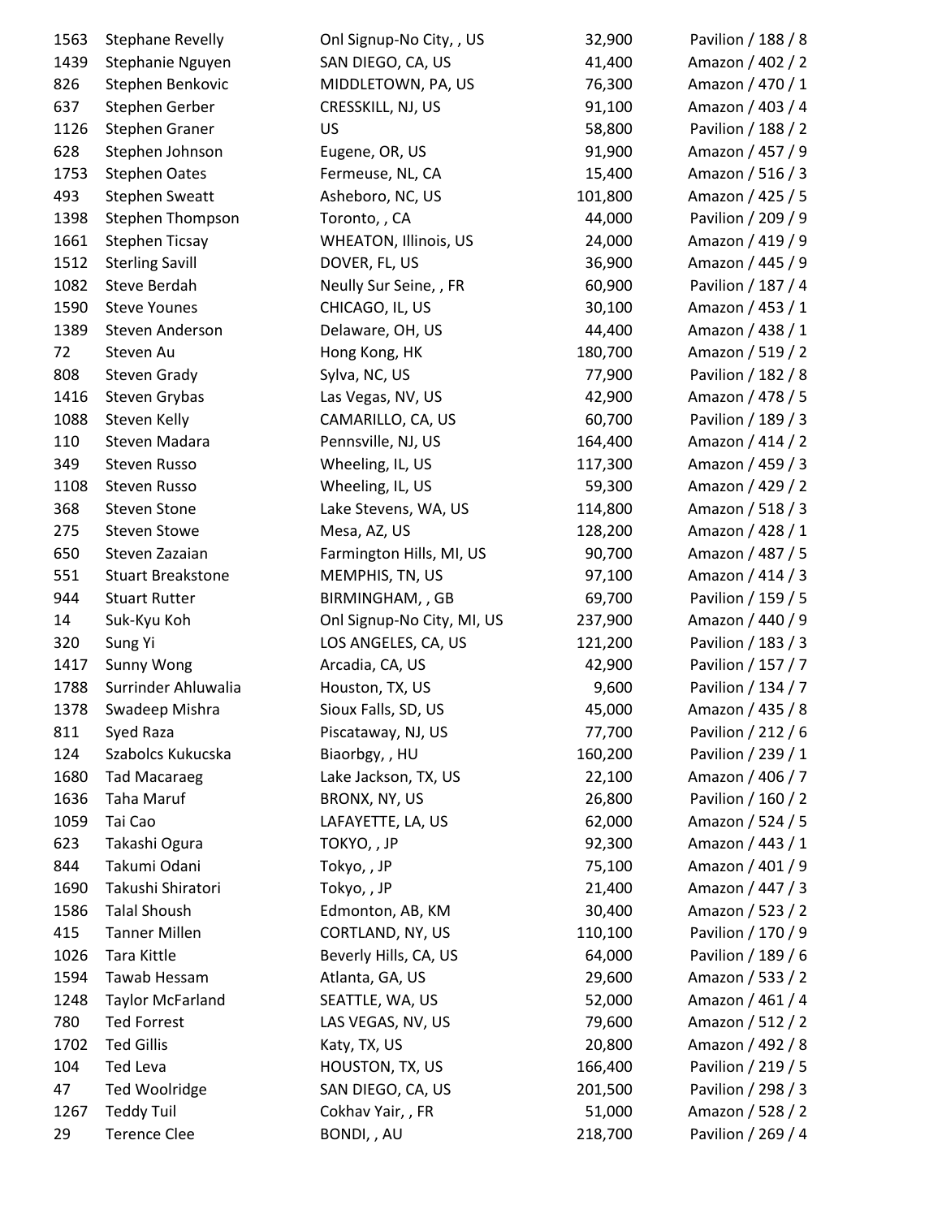| | | | | |
|---|---|---|---|---|
| 1563 | Stephane Revelly | Onl Signup-No City, , US | 32,900 | Pavilion / 188 / 8 |
| 1439 | Stephanie Nguyen | SAN DIEGO, CA, US | 41,400 | Amazon / 402 / 2 |
| 826 | Stephen Benkovic | MIDDLETOWN, PA, US | 76,300 | Amazon / 470 / 1 |
| 637 | Stephen Gerber | CRESSKILL, NJ, US | 91,100 | Amazon / 403 / 4 |
| 1126 | Stephen Graner | US | 58,800 | Pavilion / 188 / 2 |
| 628 | Stephen Johnson | Eugene, OR, US | 91,900 | Amazon / 457 / 9 |
| 1753 | Stephen Oates | Fermeuse, NL, CA | 15,400 | Amazon / 516 / 3 |
| 493 | Stephen Sweatt | Asheboro, NC, US | 101,800 | Amazon / 425 / 5 |
| 1398 | Stephen Thompson | Toronto, , CA | 44,000 | Pavilion / 209 / 9 |
| 1661 | Stephen Ticsay | WHEATON, Illinois, US | 24,000 | Amazon / 419 / 9 |
| 1512 | Sterling Savill | DOVER, FL, US | 36,900 | Amazon / 445 / 9 |
| 1082 | Steve Berdah | Neully Sur Seine, , FR | 60,900 | Pavilion / 187 / 4 |
| 1590 | Steve Younes | CHICAGO, IL, US | 30,100 | Amazon / 453 / 1 |
| 1389 | Steven Anderson | Delaware, OH, US | 44,400 | Amazon / 438 / 1 |
| 72 | Steven Au | Hong Kong, HK | 180,700 | Amazon / 519 / 2 |
| 808 | Steven Grady | Sylva, NC, US | 77,900 | Pavilion / 182 / 8 |
| 1416 | Steven Grybas | Las Vegas, NV, US | 42,900 | Amazon / 478 / 5 |
| 1088 | Steven Kelly | CAMARILLO, CA, US | 60,700 | Pavilion / 189 / 3 |
| 110 | Steven Madara | Pennsville, NJ, US | 164,400 | Amazon / 414 / 2 |
| 349 | Steven Russo | Wheeling, IL, US | 117,300 | Amazon / 459 / 3 |
| 1108 | Steven Russo | Wheeling, IL, US | 59,300 | Amazon / 429 / 2 |
| 368 | Steven Stone | Lake Stevens, WA, US | 114,800 | Amazon / 518 / 3 |
| 275 | Steven Stowe | Mesa, AZ, US | 128,200 | Amazon / 428 / 1 |
| 650 | Steven Zazaian | Farmington Hills, MI, US | 90,700 | Amazon / 487 / 5 |
| 551 | Stuart Breakstone | MEMPHIS, TN, US | 97,100 | Amazon / 414 / 3 |
| 944 | Stuart Rutter | BIRMINGHAM, , GB | 69,700 | Pavilion / 159 / 5 |
| 14 | Suk-Kyu Koh | Onl Signup-No City, MI, US | 237,900 | Amazon / 440 / 9 |
| 320 | Sung Yi | LOS ANGELES, CA, US | 121,200 | Pavilion / 183 / 3 |
| 1417 | Sunny Wong | Arcadia, CA, US | 42,900 | Pavilion / 157 / 7 |
| 1788 | Surrinder Ahluwalia | Houston, TX, US | 9,600 | Pavilion / 134 / 7 |
| 1378 | Swadeep Mishra | Sioux Falls, SD, US | 45,000 | Amazon / 435 / 8 |
| 811 | Syed Raza | Piscataway, NJ, US | 77,700 | Pavilion / 212 / 6 |
| 124 | Szabolcs Kukucska | Biaorbgy, , HU | 160,200 | Pavilion / 239 / 1 |
| 1680 | Tad Macaraeg | Lake Jackson, TX, US | 22,100 | Amazon / 406 / 7 |
| 1636 | Taha Maruf | BRONX, NY, US | 26,800 | Pavilion / 160 / 2 |
| 1059 | Tai Cao | LAFAYETTE, LA, US | 62,000 | Amazon / 524 / 5 |
| 623 | Takashi Ogura | TOKYO, , JP | 92,300 | Amazon / 443 / 1 |
| 844 | Takumi Odani | Tokyo, , JP | 75,100 | Amazon / 401 / 9 |
| 1690 | Takushi Shiratori | Tokyo, , JP | 21,400 | Amazon / 447 / 3 |
| 1586 | Talal Shoush | Edmonton, AB, KM | 30,400 | Amazon / 523 / 2 |
| 415 | Tanner Millen | CORTLAND, NY, US | 110,100 | Pavilion / 170 / 9 |
| 1026 | Tara Kittle | Beverly Hills, CA, US | 64,000 | Pavilion / 189 / 6 |
| 1594 | Tawab Hessam | Atlanta, GA, US | 29,600 | Amazon / 533 / 2 |
| 1248 | Taylor McFarland | SEATTLE, WA, US | 52,000 | Amazon / 461 / 4 |
| 780 | Ted Forrest | LAS VEGAS, NV, US | 79,600 | Amazon / 512 / 2 |
| 1702 | Ted Gillis | Katy, TX, US | 20,800 | Amazon / 492 / 8 |
| 104 | Ted Leva | HOUSTON, TX, US | 166,400 | Pavilion / 219 / 5 |
| 47 | Ted Woolridge | SAN DIEGO, CA, US | 201,500 | Pavilion / 298 / 3 |
| 1267 | Teddy Tuil | Cokhav Yair, , FR | 51,000 | Amazon / 528 / 2 |
| 29 | Terence Clee | BONDI, , AU | 218,700 | Pavilion / 269 / 4 |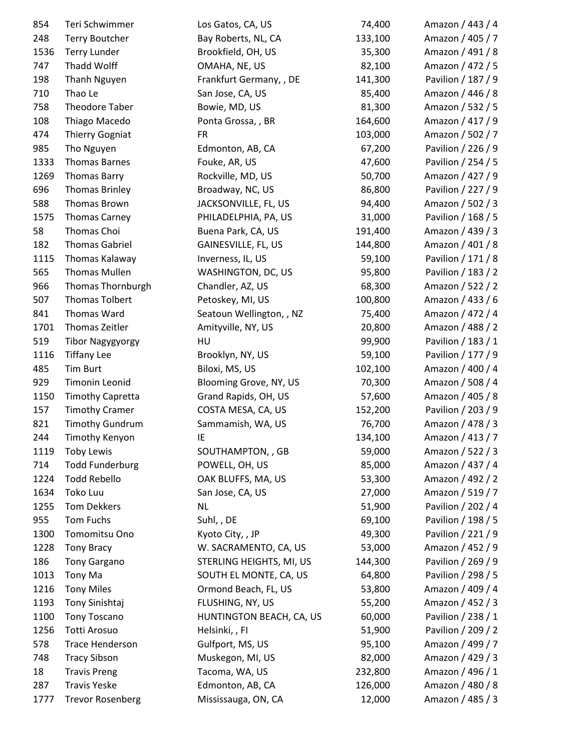| | | | | |
|---|---|---|---|---|
| 854 | Teri Schwimmer | Los Gatos, CA, US | 74,400 | Amazon / 443 / 4 |
| 248 | Terry Boutcher | Bay Roberts, NL, CA | 133,100 | Amazon / 405 / 7 |
| 1536 | Terry Lunder | Brookfield, OH, US | 35,300 | Amazon / 491 / 8 |
| 747 | Thadd Wolff | OMAHA, NE, US | 82,100 | Amazon / 472 / 5 |
| 198 | Thanh Nguyen | Frankfurt Germany, , DE | 141,300 | Pavilion / 187 / 9 |
| 710 | Thao Le | San Jose, CA, US | 85,400 | Amazon / 446 / 8 |
| 758 | Theodore Taber | Bowie, MD, US | 81,300 | Amazon / 532 / 5 |
| 108 | Thiago Macedo | Ponta Grossa, , BR | 164,600 | Amazon / 417 / 9 |
| 474 | Thierry Gogniat | FR | 103,000 | Amazon / 502 / 7 |
| 985 | Tho Nguyen | Edmonton, AB, CA | 67,200 | Pavilion / 226 / 9 |
| 1333 | Thomas Barnes | Fouke, AR, US | 47,600 | Pavilion / 254 / 5 |
| 1269 | Thomas Barry | Rockville, MD, US | 50,700 | Amazon / 427 / 9 |
| 696 | Thomas Brinley | Broadway, NC, US | 86,800 | Pavilion / 227 / 9 |
| 588 | Thomas Brown | JACKSONVILLE, FL, US | 94,400 | Amazon / 502 / 3 |
| 1575 | Thomas Carney | PHILADELPHIA, PA, US | 31,000 | Pavilion / 168 / 5 |
| 58 | Thomas Choi | Buena Park, CA, US | 191,400 | Amazon / 439 / 3 |
| 182 | Thomas Gabriel | GAINESVILLE, FL, US | 144,800 | Amazon / 401 / 8 |
| 1115 | Thomas Kalaway | Inverness, IL, US | 59,100 | Pavilion / 171 / 8 |
| 565 | Thomas Mullen | WASHINGTON, DC, US | 95,800 | Pavilion / 183 / 2 |
| 966 | Thomas Thornburgh | Chandler, AZ, US | 68,300 | Amazon / 522 / 2 |
| 507 | Thomas Tolbert | Petoskey, MI, US | 100,800 | Amazon / 433 / 6 |
| 841 | Thomas Ward | Seatoun Wellington, , NZ | 75,400 | Amazon / 472 / 4 |
| 1701 | Thomas Zeitler | Amityville, NY, US | 20,800 | Amazon / 488 / 2 |
| 519 | Tibor Nagygyorgy | HU | 99,900 | Pavilion / 183 / 1 |
| 1116 | Tiffany Lee | Brooklyn, NY, US | 59,100 | Pavilion / 177 / 9 |
| 485 | Tim Burt | Biloxi, MS, US | 102,100 | Amazon / 400 / 4 |
| 929 | Timonin Leonid | Blooming Grove, NY, US | 70,300 | Amazon / 508 / 4 |
| 1150 | Timothy Capretta | Grand Rapids, OH, US | 57,600 | Amazon / 405 / 8 |
| 157 | Timothy Cramer | COSTA MESA, CA, US | 152,200 | Pavilion / 203 / 9 |
| 821 | Timothy Gundrum | Sammamish, WA, US | 76,700 | Amazon / 478 / 3 |
| 244 | Timothy Kenyon | IE | 134,100 | Amazon / 413 / 7 |
| 1119 | Toby Lewis | SOUTHAMPTON, , GB | 59,000 | Amazon / 522 / 3 |
| 714 | Todd Funderburg | POWELL, OH, US | 85,000 | Amazon / 437 / 4 |
| 1224 | Todd Rebello | OAK BLUFFS, MA, US | 53,300 | Amazon / 492 / 2 |
| 1634 | Toko Luu | San Jose, CA, US | 27,000 | Amazon / 519 / 7 |
| 1255 | Tom Dekkers | NL | 51,900 | Pavilion / 202 / 4 |
| 955 | Tom Fuchs | Suhl, , DE | 69,100 | Pavilion / 198 / 5 |
| 1300 | Tomomitsu Ono | Kyoto City, , JP | 49,300 | Pavilion / 221 / 9 |
| 1228 | Tony Bracy | W. SACRAMENTO, CA, US | 53,000 | Amazon / 452 / 9 |
| 186 | Tony Gargano | STERLING HEIGHTS, MI, US | 144,300 | Pavilion / 269 / 9 |
| 1013 | Tony Ma | SOUTH EL MONTE, CA, US | 64,800 | Pavilion / 298 / 5 |
| 1216 | Tony Miles | Ormond Beach, FL, US | 53,800 | Amazon / 409 / 4 |
| 1193 | Tony Sinishtaj | FLUSHING, NY, US | 55,200 | Amazon / 452 / 3 |
| 1100 | Tony Toscano | HUNTINGTON BEACH, CA, US | 60,000 | Pavilion / 238 / 1 |
| 1256 | Totti Arosuo | Helsinki, , FI | 51,900 | Pavilion / 209 / 2 |
| 578 | Trace Henderson | Gulfport, MS, US | 95,100 | Amazon / 499 / 7 |
| 748 | Tracy Sibson | Muskegon, MI, US | 82,000 | Amazon / 429 / 3 |
| 18 | Travis Preng | Tacoma, WA, US | 232,800 | Amazon / 496 / 1 |
| 287 | Travis Yeske | Edmonton, AB, CA | 126,000 | Amazon / 480 / 8 |
| 1777 | Trevor Rosenberg | Mississauga, ON, CA | 12,000 | Amazon / 485 / 3 |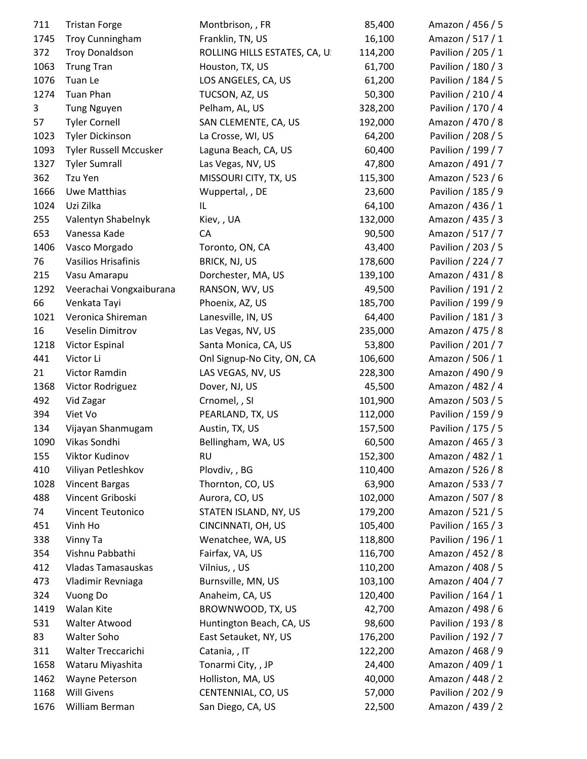| | | | | |
|---|---|---|---|---|
| 711 | Tristan Forge | Montbrison, , FR | 85,400 | Amazon / 456 / 5 |
| 1745 | Troy Cunningham | Franklin, TN, US | 16,100 | Amazon / 517 / 1 |
| 372 | Troy Donaldson | ROLLING HILLS ESTATES, CA, U | 114,200 | Pavilion / 205 / 1 |
| 1063 | Trung Tran | Houston, TX, US | 61,700 | Pavilion / 180 / 3 |
| 1076 | Tuan Le | LOS ANGELES, CA, US | 61,200 | Pavilion / 184 / 5 |
| 1274 | Tuan Phan | TUCSON, AZ, US | 50,300 | Pavilion / 210 / 4 |
| 3 | Tung Nguyen | Pelham, AL, US | 328,200 | Pavilion / 170 / 4 |
| 57 | Tyler Cornell | SAN CLEMENTE, CA, US | 192,000 | Amazon / 470 / 8 |
| 1023 | Tyler Dickinson | La Crosse, WI, US | 64,200 | Pavilion / 208 / 5 |
| 1093 | Tyler Russell Mccusker | Laguna Beach, CA, US | 60,400 | Pavilion / 199 / 7 |
| 1327 | Tyler Sumrall | Las Vegas, NV, US | 47,800 | Amazon / 491 / 7 |
| 362 | Tzu Yen | MISSOURI CITY, TX, US | 115,300 | Amazon / 523 / 6 |
| 1666 | Uwe Matthias | Wuppertal, , DE | 23,600 | Pavilion / 185 / 9 |
| 1024 | Uzi Zilka | IL | 64,100 | Amazon / 436 / 1 |
| 255 | Valentyn Shabelnyk | Kiev, , UA | 132,000 | Amazon / 435 / 3 |
| 653 | Vanessa Kade | CA | 90,500 | Amazon / 517 / 7 |
| 1406 | Vasco Morgado | Toronto, ON, CA | 43,400 | Pavilion / 203 / 5 |
| 76 | Vasilios Hrisafinis | BRICK, NJ, US | 178,600 | Pavilion / 224 / 7 |
| 215 | Vasu Amarapu | Dorchester, MA, US | 139,100 | Amazon / 431 / 8 |
| 1292 | Veerachai Vongxaiburana | RANSON, WV, US | 49,500 | Pavilion / 191 / 2 |
| 66 | Venkata Tayi | Phoenix, AZ, US | 185,700 | Pavilion / 199 / 9 |
| 1021 | Veronica Shireman | Lanesville, IN, US | 64,400 | Pavilion / 181 / 3 |
| 16 | Veselin Dimitrov | Las Vegas, NV, US | 235,000 | Amazon / 475 / 8 |
| 1218 | Victor Espinal | Santa Monica, CA, US | 53,800 | Pavilion / 201 / 7 |
| 441 | Victor Li | Onl Signup-No City, ON, CA | 106,600 | Amazon / 506 / 1 |
| 21 | Victor Ramdin | LAS VEGAS, NV, US | 228,300 | Amazon / 490 / 9 |
| 1368 | Victor Rodriguez | Dover, NJ, US | 45,500 | Amazon / 482 / 4 |
| 492 | Vid Zagar | Crnomel, , SI | 101,900 | Amazon / 503 / 5 |
| 394 | Viet Vo | PEARLAND, TX, US | 112,000 | Pavilion / 159 / 9 |
| 134 | Vijayan Shanmugam | Austin, TX, US | 157,500 | Pavilion / 175 / 5 |
| 1090 | Vikas Sondhi | Bellingham, WA, US | 60,500 | Amazon / 465 / 3 |
| 155 | Viktor Kudinov | RU | 152,300 | Amazon / 482 / 1 |
| 410 | Viliyan Petleshkov | Plovdiv, , BG | 110,400 | Amazon / 526 / 8 |
| 1028 | Vincent Bargas | Thornton, CO, US | 63,900 | Amazon / 533 / 7 |
| 488 | Vincent Griboski | Aurora, CO, US | 102,000 | Amazon / 507 / 8 |
| 74 | Vincent Teutonico | STATEN ISLAND, NY, US | 179,200 | Amazon / 521 / 5 |
| 451 | Vinh Ho | CINCINNATI, OH, US | 105,400 | Pavilion / 165 / 3 |
| 338 | Vinny Ta | Wenatchee, WA, US | 118,800 | Pavilion / 196 / 1 |
| 354 | Vishnu Pabbathi | Fairfax, VA, US | 116,700 | Amazon / 452 / 8 |
| 412 | Vladas Tamasauskas | Vilnius, , US | 110,200 | Amazon / 408 / 5 |
| 473 | Vladimir Revniaga | Burnsville, MN, US | 103,100 | Amazon / 404 / 7 |
| 324 | Vuong Do | Anaheim, CA, US | 120,400 | Pavilion / 164 / 1 |
| 1419 | Walan Kite | BROWNWOOD, TX, US | 42,700 | Amazon / 498 / 6 |
| 531 | Walter Atwood | Huntington Beach, CA, US | 98,600 | Pavilion / 193 / 8 |
| 83 | Walter Soho | East Setauket, NY, US | 176,200 | Pavilion / 192 / 7 |
| 311 | Walter Treccarichi | Catania, , IT | 122,200 | Amazon / 468 / 9 |
| 1658 | Wataru Miyashita | Tonarmi City, , JP | 24,400 | Amazon / 409 / 1 |
| 1462 | Wayne Peterson | Holliston, MA, US | 40,000 | Amazon / 448 / 2 |
| 1168 | Will Givens | CENTENNIAL, CO, US | 57,000 | Pavilion / 202 / 9 |
| 1676 | William Berman | San Diego, CA, US | 22,500 | Amazon / 439 / 2 |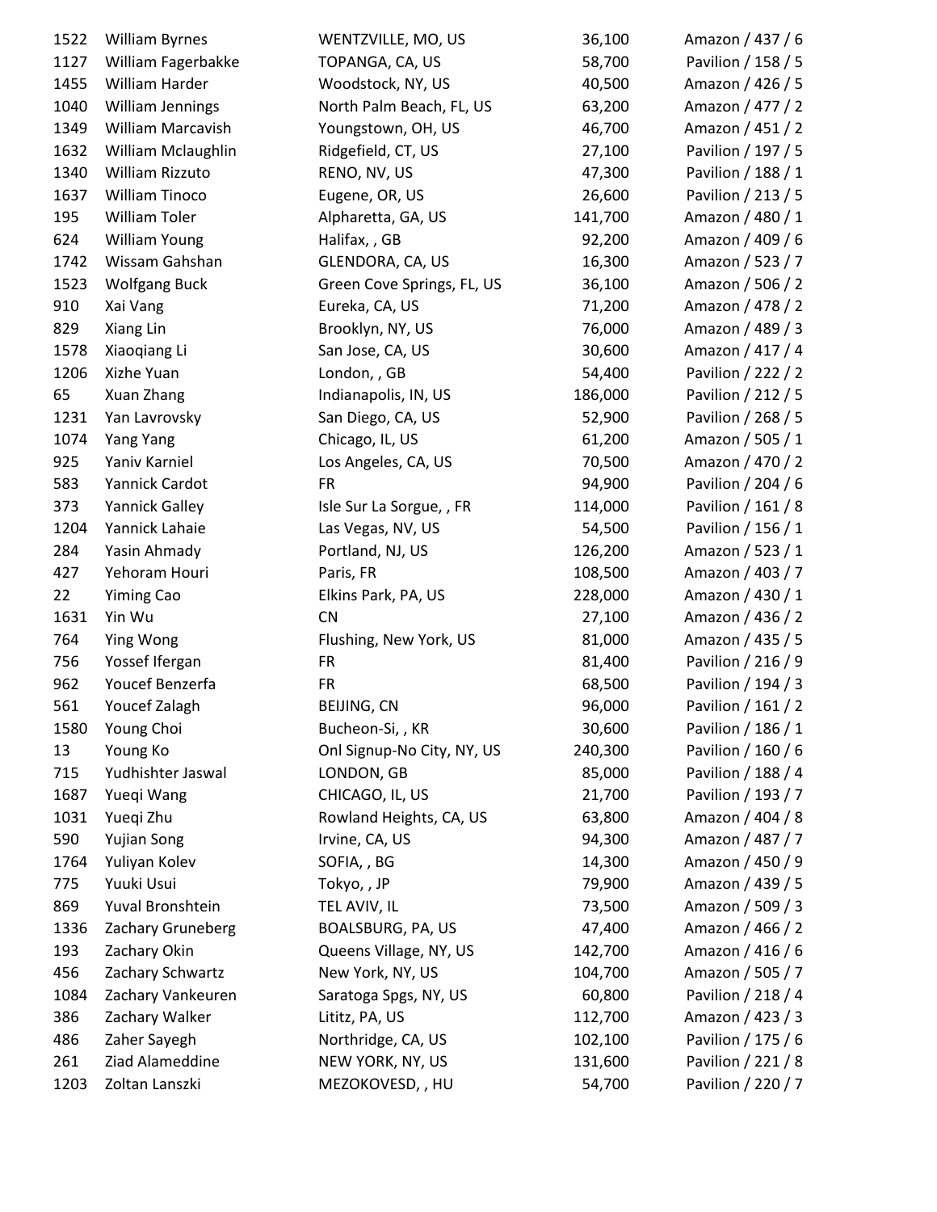| | | | | |
|---|---|---|---|---|
| 1522 | William Byrnes | WENTZVILLE, MO, US | 36,100 | Amazon / 437 / 6 |
| 1127 | William Fagerbakke | TOPANGA, CA, US | 58,700 | Pavilion / 158 / 5 |
| 1455 | William Harder | Woodstock, NY, US | 40,500 | Amazon / 426 / 5 |
| 1040 | William Jennings | North Palm Beach, FL, US | 63,200 | Amazon / 477 / 2 |
| 1349 | William Marcavish | Youngstown, OH, US | 46,700 | Amazon / 451 / 2 |
| 1632 | William Mclaughlin | Ridgefield, CT, US | 27,100 | Pavilion / 197 / 5 |
| 1340 | William Rizzuto | RENO, NV, US | 47,300 | Pavilion / 188 / 1 |
| 1637 | William Tinoco | Eugene, OR, US | 26,600 | Pavilion / 213 / 5 |
| 195 | William Toler | Alpharetta, GA, US | 141,700 | Amazon / 480 / 1 |
| 624 | William Young | Halifax, , GB | 92,200 | Amazon / 409 / 6 |
| 1742 | Wissam Gahshan | GLENDORA, CA, US | 16,300 | Amazon / 523 / 7 |
| 1523 | Wolfgang Buck | Green Cove Springs, FL, US | 36,100 | Amazon / 506 / 2 |
| 910 | Xai Vang | Eureka, CA, US | 71,200 | Amazon / 478 / 2 |
| 829 | Xiang Lin | Brooklyn, NY, US | 76,000 | Amazon / 489 / 3 |
| 1578 | Xiaoqiang Li | San Jose, CA, US | 30,600 | Amazon / 417 / 4 |
| 1206 | Xizhe Yuan | London, , GB | 54,400 | Pavilion / 222 / 2 |
| 65 | Xuan Zhang | Indianapolis, IN, US | 186,000 | Pavilion / 212 / 5 |
| 1231 | Yan Lavrovsky | San Diego, CA, US | 52,900 | Pavilion / 268 / 5 |
| 1074 | Yang Yang | Chicago, IL, US | 61,200 | Amazon / 505 / 1 |
| 925 | Yaniv Karniel | Los Angeles, CA, US | 70,500 | Amazon / 470 / 2 |
| 583 | Yannick Cardot | FR | 94,900 | Pavilion / 204 / 6 |
| 373 | Yannick Galley | Isle Sur La Sorgue, , FR | 114,000 | Pavilion / 161 / 8 |
| 1204 | Yannick Lahaie | Las Vegas, NV, US | 54,500 | Pavilion / 156 / 1 |
| 284 | Yasin Ahmady | Portland, NJ, US | 126,200 | Amazon / 523 / 1 |
| 427 | Yehoram Houri | Paris, FR | 108,500 | Amazon / 403 / 7 |
| 22 | Yiming Cao | Elkins Park, PA, US | 228,000 | Amazon / 430 / 1 |
| 1631 | Yin Wu | CN | 27,100 | Amazon / 436 / 2 |
| 764 | Ying Wong | Flushing, New York, US | 81,000 | Amazon / 435 / 5 |
| 756 | Yossef Ifergan | FR | 81,400 | Pavilion / 216 / 9 |
| 962 | Youcef Benzerfa | FR | 68,500 | Pavilion / 194 / 3 |
| 561 | Youcef Zalagh | BEIJING, CN | 96,000 | Pavilion / 161 / 2 |
| 1580 | Young Choi | Bucheon-Si, , KR | 30,600 | Pavilion / 186 / 1 |
| 13 | Young Ko | Onl Signup-No City, NY, US | 240,300 | Pavilion / 160 / 6 |
| 715 | Yudhishter Jaswal | LONDON, GB | 85,000 | Pavilion / 188 / 4 |
| 1687 | Yueqi Wang | CHICAGO, IL, US | 21,700 | Pavilion / 193 / 7 |
| 1031 | Yueqi Zhu | Rowland Heights, CA, US | 63,800 | Amazon / 404 / 8 |
| 590 | Yujian Song | Irvine, CA, US | 94,300 | Amazon / 487 / 7 |
| 1764 | Yuliyan Kolev | SOFIA, , BG | 14,300 | Amazon / 450 / 9 |
| 775 | Yuuki Usui | Tokyo, , JP | 79,900 | Amazon / 439 / 5 |
| 869 | Yuval Bronshtein | TEL AVIV, IL | 73,500 | Amazon / 509 / 3 |
| 1336 | Zachary Gruneberg | BOALSBURG, PA, US | 47,400 | Amazon / 466 / 2 |
| 193 | Zachary Okin | Queens Village, NY, US | 142,700 | Amazon / 416 / 6 |
| 456 | Zachary Schwartz | New York, NY, US | 104,700 | Amazon / 505 / 7 |
| 1084 | Zachary Vankeuren | Saratoga Spgs, NY, US | 60,800 | Pavilion / 218 / 4 |
| 386 | Zachary Walker | Lititz, PA, US | 112,700 | Amazon / 423 / 3 |
| 486 | Zaher Sayegh | Northridge, CA, US | 102,100 | Pavilion / 175 / 6 |
| 261 | Ziad Alameddine | NEW YORK, NY, US | 131,600 | Pavilion / 221 / 8 |
| 1203 | Zoltan Lanszki | MEZOKOVESD, , HU | 54,700 | Pavilion / 220 / 7 |